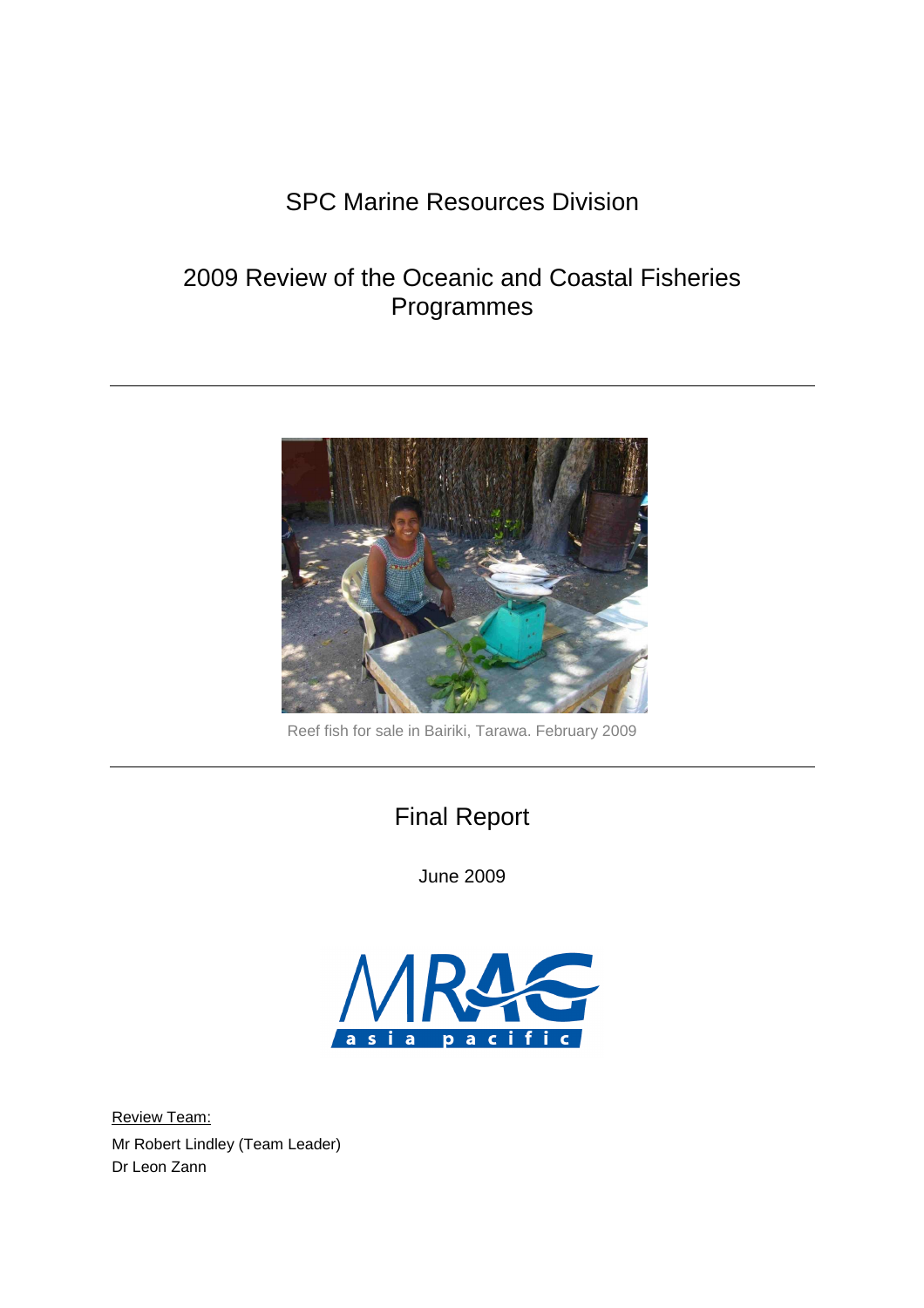# SPC Marine Resources Division

## 2009 Review of the Oceanic and Coastal Fisheries Programmes

Reef fish for sale in Bairiki, Tarawa. February 2009

## Final Report

June 2009

MRAG asia pacific

Review Team:

Mr Robert Lindley (Team Leader)
Dr Leon Zann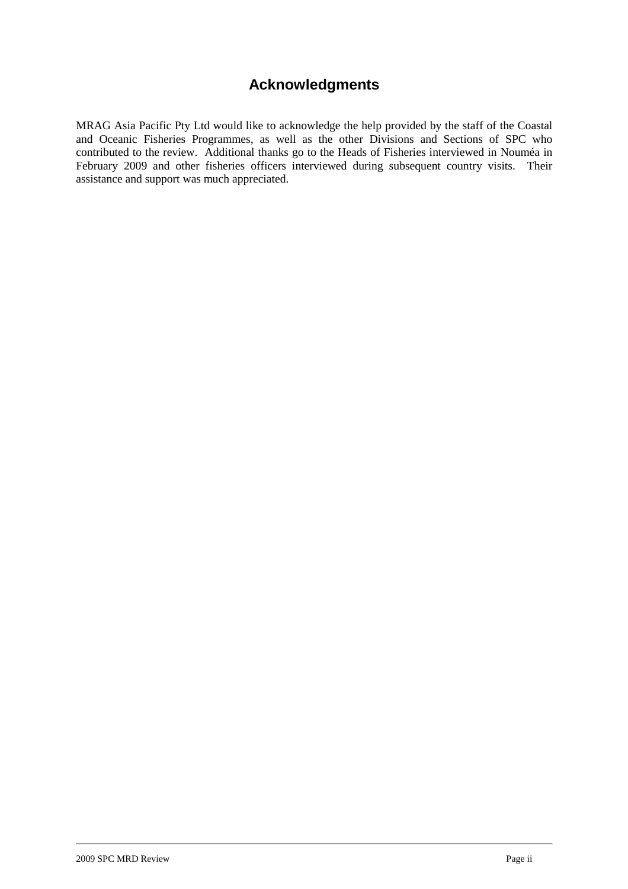# Acknowledgments

MRAG Asia Pacific Pty Ltd would like to acknowledge the help provided by the staff of the Coastal and Oceanic Fisheries Programmes, as well as the other Divisions and Sections of SPC who contributed to the review. Additional thanks go to the Heads of Fisheries interviewed in Nouméa in February 2009 and other fisheries officers interviewed during subsequent country visits. Their assistance and support was much appreciated.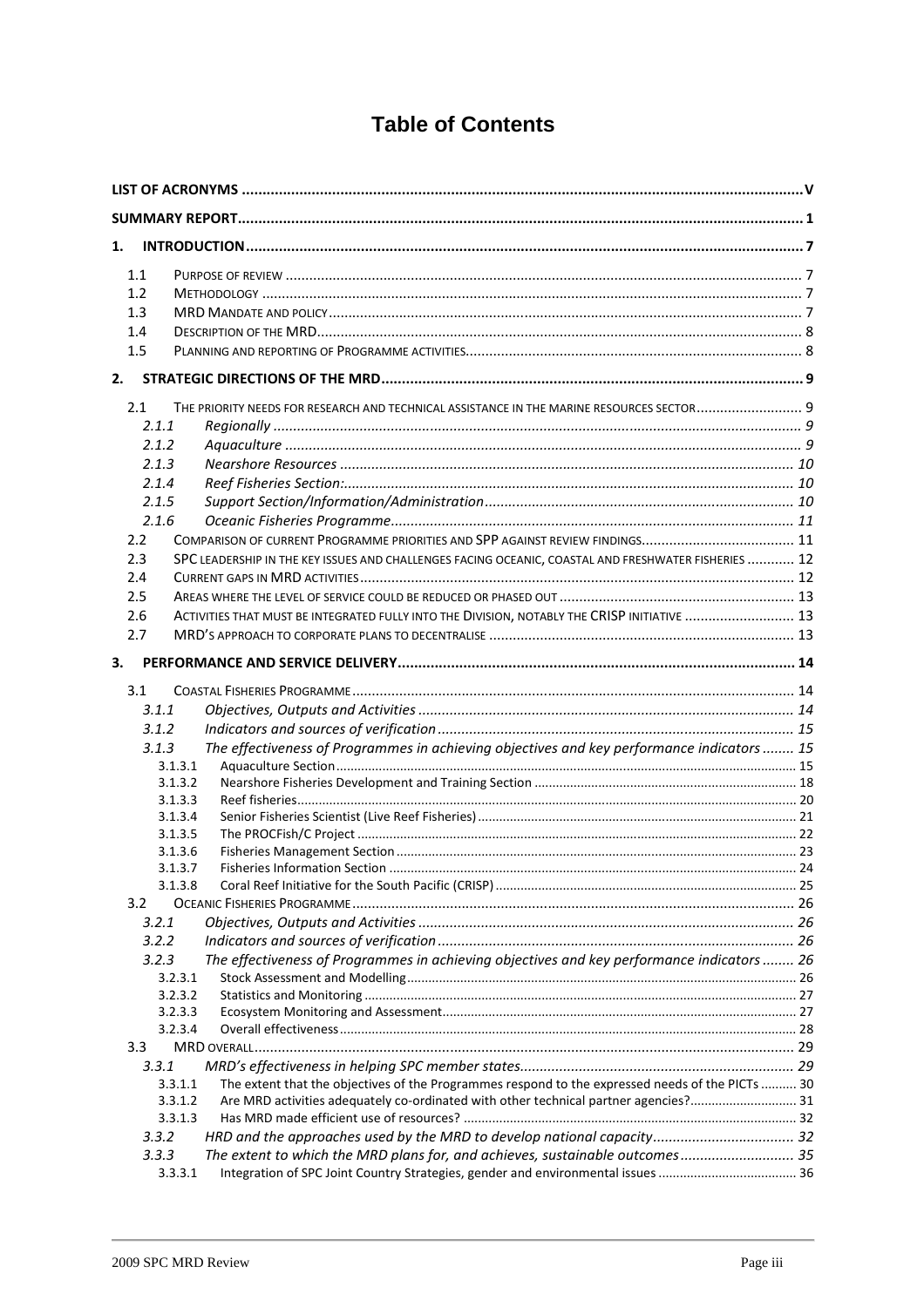# Table of Contents

- LIST OF ACRONYMS ..... V
- SUMMARY REPORT ..... 1
- 1. INTRODUCTION ..... 7
  - 1.1 PURPOSE OF REVIEW ..... 7
  - 1.2 METHODOLOGY ..... 7
  - 1.3 MRD MANDATE AND POLICY ..... 7
  - 1.4 DESCRIPTION OF THE MRD ..... 8
  - 1.5 PLANNING AND REPORTING OF PROGRAMME ACTIVITIES ..... 8
- 2. STRATEGIC DIRECTIONS OF THE MRD ..... 9
  - 2.1 THE PRIORITY NEEDS FOR RESEARCH AND TECHNICAL ASSISTANCE IN THE MARINE RESOURCES SECTOR ..... 9
    - *2.1.1 Regionally* ..... 9
    - *2.1.2 Aquaculture* ..... 9
    - *2.1.3 Nearshore Resources* ..... 10
    - *2.1.4 Reef Fisheries Section:* ..... 10
    - *2.1.5 Support Section/Information/Administration* ..... 10
    - *2.1.6 Oceanic Fisheries Programme* ..... 11
  - 2.2 COMPARISON OF CURRENT PROGRAMME PRIORITIES AND SPP AGAINST REVIEW FINDINGS ..... 11
  - 2.3 SPC LEADERSHIP IN THE KEY ISSUES AND CHALLENGES FACING OCEANIC, COASTAL AND FRESHWATER FISHERIES ..... 12
  - 2.4 CURRENT GAPS IN MRD ACTIVITIES ..... 12
  - 2.5 AREAS WHERE THE LEVEL OF SERVICE COULD BE REDUCED OR PHASED OUT ..... 13
  - 2.6 ACTIVITIES THAT MUST BE INTEGRATED FULLY INTO THE DIVISION, NOTABLY THE CRISP INITIATIVE ..... 13
  - 2.7 MRD'S APPROACH TO CORPORATE PLANS TO DECENTRALISE ..... 13
- 3. PERFORMANCE AND SERVICE DELIVERY ..... 14
  - 3.1 COASTAL FISHERIES PROGRAMME ..... 14
    - *3.1.1 Objectives, Outputs and Activities* ..... 14
    - *3.1.2 Indicators and sources of verification* ..... 15
    - *3.1.3 The effectiveness of Programmes in achieving objectives and key performance indicators* ..... 15
      - 3.1.3.1 Aquaculture Section ..... 15
      - 3.1.3.2 Nearshore Fisheries Development and Training Section ..... 18
      - 3.1.3.3 Reef fisheries ..... 20
      - 3.1.3.4 Senior Fisheries Scientist (Live Reef Fisheries) ..... 21
      - 3.1.3.5 The PROCFish/C Project ..... 22
      - 3.1.3.6 Fisheries Management Section ..... 23
      - 3.1.3.7 Fisheries Information Section ..... 24
      - 3.1.3.8 Coral Reef Initiative for the South Pacific (CRISP) ..... 25
  - 3.2 OCEANIC FISHERIES PROGRAMME ..... 26
    - *3.2.1 Objectives, Outputs and Activities* ..... 26
    - *3.2.2 Indicators and sources of verification* ..... 26
    - *3.2.3 The effectiveness of Programmes in achieving objectives and key performance indicators* ..... 26
      - 3.2.3.1 Stock Assessment and Modelling ..... 26
      - 3.2.3.2 Statistics and Monitoring ..... 27
      - 3.2.3.3 Ecosystem Monitoring and Assessment ..... 27
      - 3.2.3.4 Overall effectiveness ..... 28
  - 3.3 MRD OVERALL ..... 29
    - *3.3.1 MRD's effectiveness in helping SPC member states* ..... 29
      - 3.3.1.1 The extent that the objectives of the Programmes respond to the expressed needs of the PICTs ..... 30
      - 3.3.1.2 Are MRD activities adequately co-ordinated with other technical partner agencies? ..... 31
      - 3.3.1.3 Has MRD made efficient use of resources? ..... 32
    - *3.3.2 HRD and the approaches used by the MRD to develop national capacity* ..... 32
    - *3.3.3 The extent to which the MRD plans for, and achieves, sustainable outcomes* ..... 35
      - 3.3.3.1 Integration of SPC Joint Country Strategies, gender and environmental issues ..... 36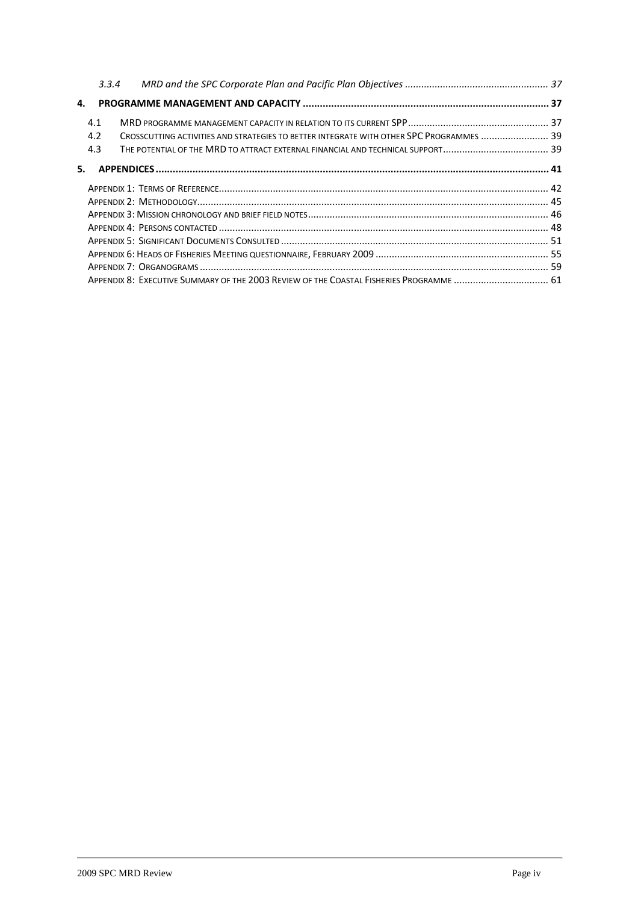*3.3.4 MRD and the SPC Corporate Plan and Pacific Plan Objectives ..................................................... 37*

**4. PROGRAMME MANAGEMENT AND CAPACITY ....................................................................................... 37**

4.1 MRD PROGRAMME MANAGEMENT CAPACITY IN RELATION TO ITS CURRENT SPP ................................................... 37

4.2 CROSSCUTTING ACTIVITIES AND STRATEGIES TO BETTER INTEGRATE WITH OTHER SPC PROGRAMMES ......................... 39

4.3 THE POTENTIAL OF THE MRD TO ATTRACT EXTERNAL FINANCIAL AND TECHNICAL SUPPORT ....................................... 39

**5. APPENDICES ........................................................................................................................................... 41**

APPENDIX 1: TERMS OF REFERENCE .......................................................................................................................... 42

APPENDIX 2: METHODOLOGY ..................................................................................................................................... 45

APPENDIX 3: MISSION CHRONOLOGY AND BRIEF FIELD NOTES ........................................................................................ 46

APPENDIX 4: PERSONS CONTACTED ............................................................................................................................ 48

APPENDIX 5: SIGNIFICANT DOCUMENTS CONSULTED ..................................................................................................... 51

APPENDIX 6: HEADS OF FISHERIES MEETING QUESTIONNAIRE, FEBRUARY 2009 ................................................................. 55

APPENDIX 7: ORGANOGRAMS .................................................................................................................................... 59

APPENDIX 8: EXECUTIVE SUMMARY OF THE 2003 REVIEW OF THE COASTAL FISHERIES PROGRAMME .................................... 61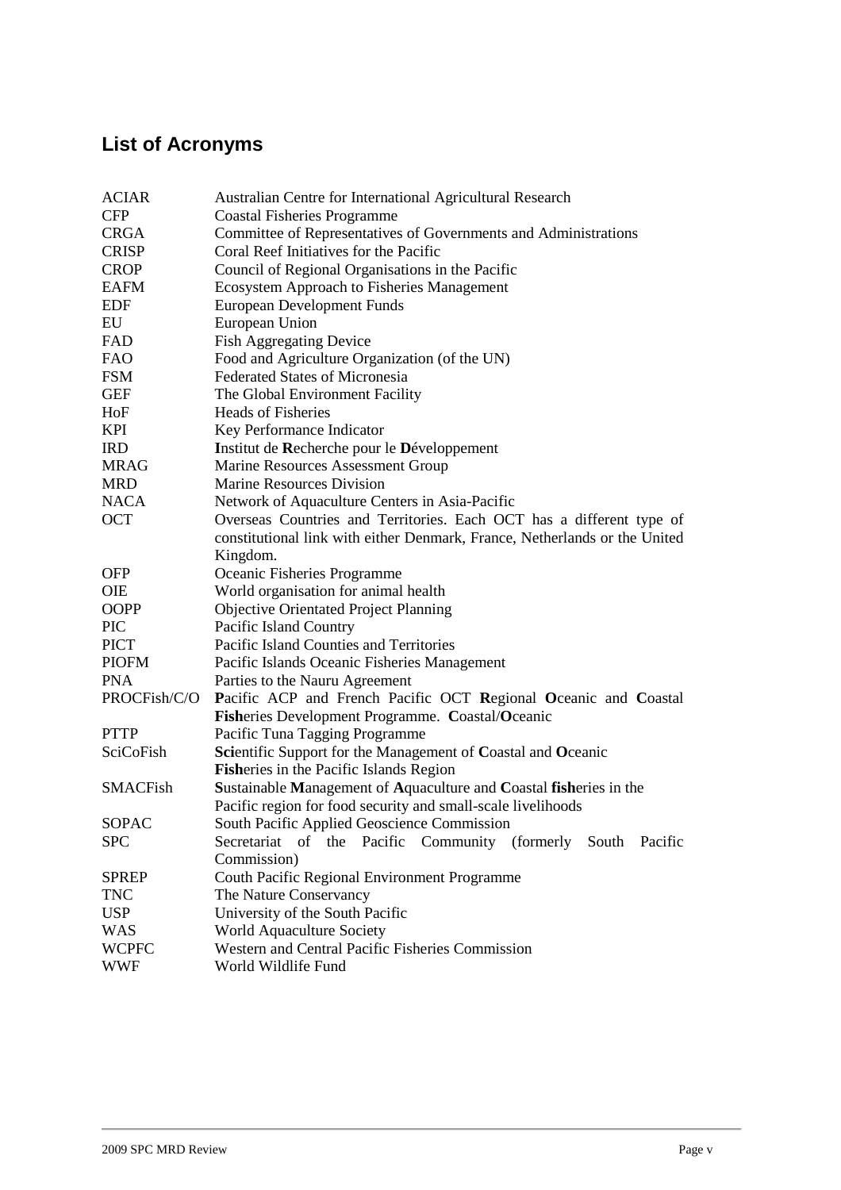## List of Acronyms

| | |
|---|---|
| ACIAR | Australian Centre for International Agricultural Research |
| CFP | Coastal Fisheries Programme |
| CRGA | Committee of Representatives of Governments and Administrations |
| CRISP | Coral Reef Initiatives for the Pacific |
| CROP | Council of Regional Organisations in the Pacific |
| EAFM | Ecosystem Approach to Fisheries Management |
| EDF | European Development Funds |
| EU | European Union |
| FAD | Fish Aggregating Device |
| FAO | Food and Agriculture Organization (of the UN) |
| FSM | Federated States of Micronesia |
| GEF | The Global Environment Facility |
| HoF | Heads of Fisheries |
| KPI | Key Performance Indicator |
| IRD | **I**nstitut de **R**echerche pour le **D**éveloppement |
| MRAG | Marine Resources Assessment Group |
| MRD | Marine Resources Division |
| NACA | Network of Aquaculture Centers in Asia-Pacific |
| OCT | Overseas Countries and Territories. Each OCT has a different type of constitutional link with either Denmark, France, Netherlands or the United Kingdom. |
| OFP | Oceanic Fisheries Programme |
| OIE | World organisation for animal health |
| OOPP | Objective Orientated Project Planning |
| PIC | Pacific Island Country |
| PICT | Pacific Island Counties and Territories |
| PIOFM | Pacific Islands Oceanic Fisheries Management |
| PNA | Parties to the Nauru Agreement |
| PROCFish/C/O | **P**acific ACP and French Pacific OCT **R**egional **O**ceanic and **C**oastal **Fish**eries Development Programme. **C**oastal/**O**ceanic |
| PTTP | Pacific Tuna Tagging Programme |
| SciCoFish | **Sci**entific Support for the Management of **C**oastal and **O**ceanic **Fish**eries in the Pacific Islands Region |
| SMACFish | **S**ustainable **M**anagement of **A**quaculture and **C**oastal **fish**eries in the Pacific region for food security and small-scale livelihoods |
| SOPAC | South Pacific Applied Geoscience Commission |
| SPC | Secretariat of the Pacific Community (formerly South Pacific Commission) |
| SPREP | Couth Pacific Regional Environment Programme |
| TNC | The Nature Conservancy |
| USP | University of the South Pacific |
| WAS | World Aquaculture Society |
| WCPFC | Western and Central Pacific Fisheries Commission |
| WWF | World Wildlife Fund |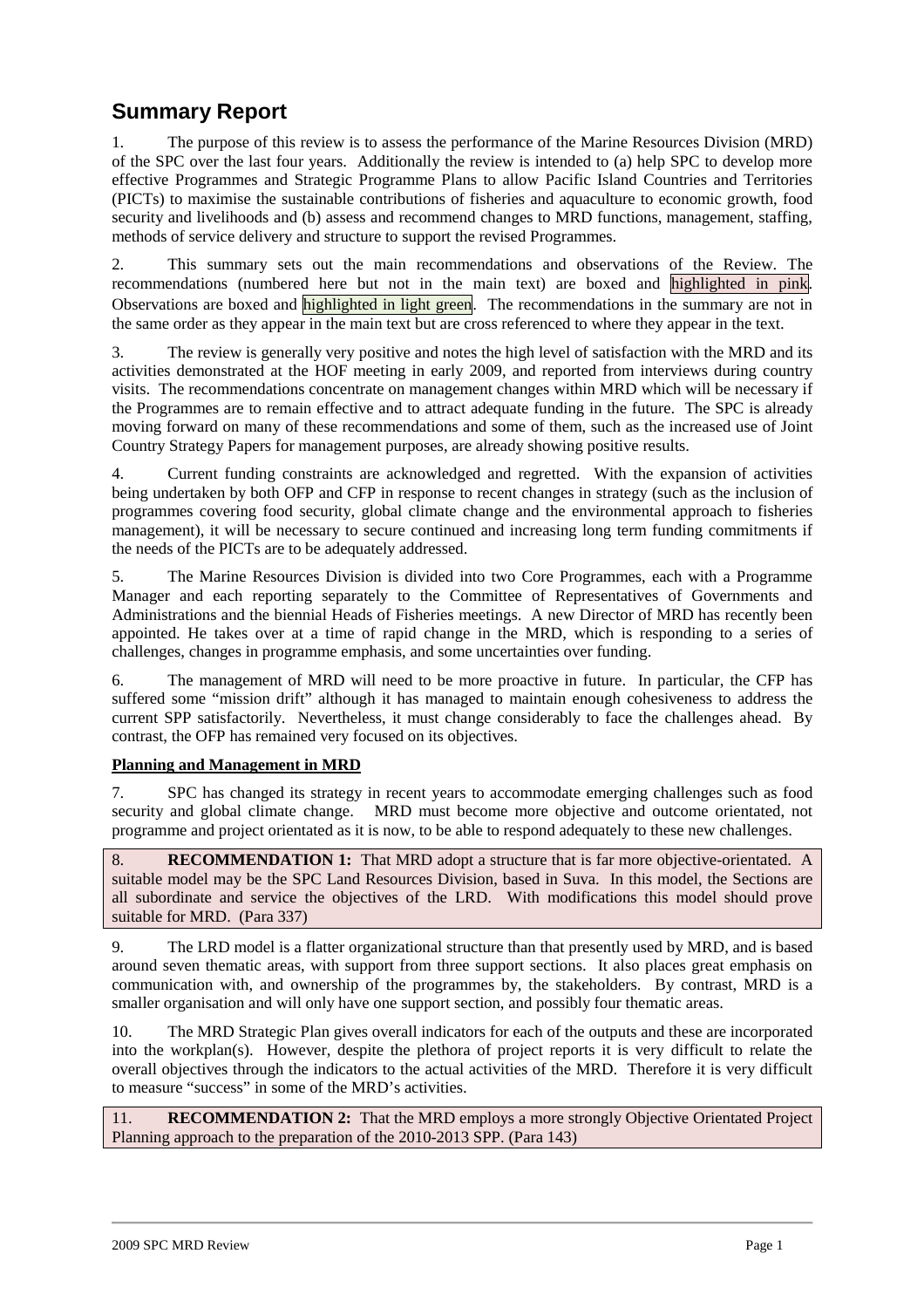# Summary Report

1. The purpose of this review is to assess the performance of the Marine Resources Division (MRD) of the SPC over the last four years. Additionally the review is intended to (a) help SPC to develop more effective Programmes and Strategic Programme Plans to allow Pacific Island Countries and Territories (PICTs) to maximise the sustainable contributions of fisheries and aquaculture to economic growth, food security and livelihoods and (b) assess and recommend changes to MRD functions, management, staffing, methods of service delivery and structure to support the revised Programmes.

2. This summary sets out the main recommendations and observations of the Review. The recommendations (numbered here but not in the main text) are boxed and highlighted in pink. Observations are boxed and highlighted in light green. The recommendations in the summary are not in the same order as they appear in the main text but are cross referenced to where they appear in the text.

3. The review is generally very positive and notes the high level of satisfaction with the MRD and its activities demonstrated at the HOF meeting in early 2009, and reported from interviews during country visits. The recommendations concentrate on management changes within MRD which will be necessary if the Programmes are to remain effective and to attract adequate funding in the future. The SPC is already moving forward on many of these recommendations and some of them, such as the increased use of Joint Country Strategy Papers for management purposes, are already showing positive results.

4. Current funding constraints are acknowledged and regretted. With the expansion of activities being undertaken by both OFP and CFP in response to recent changes in strategy (such as the inclusion of programmes covering food security, global climate change and the environmental approach to fisheries management), it will be necessary to secure continued and increasing long term funding commitments if the needs of the PICTs are to be adequately addressed.

5. The Marine Resources Division is divided into two Core Programmes, each with a Programme Manager and each reporting separately to the Committee of Representatives of Governments and Administrations and the biennial Heads of Fisheries meetings. A new Director of MRD has recently been appointed. He takes over at a time of rapid change in the MRD, which is responding to a series of challenges, changes in programme emphasis, and some uncertainties over funding.

6. The management of MRD will need to be more proactive in future. In particular, the CFP has suffered some "mission drift" although it has managed to maintain enough cohesiveness to address the current SPP satisfactorily. Nevertheless, it must change considerably to face the challenges ahead. By contrast, the OFP has remained very focused on its objectives.

**Planning and Management in MRD**

7. SPC has changed its strategy in recent years to accommodate emerging challenges such as food security and global climate change. MRD must become more objective and outcome orientated, not programme and project orientated as it is now, to be able to respond adequately to these new challenges.

8. **RECOMMENDATION 1:** That MRD adopt a structure that is far more objective-orientated. A suitable model may be the SPC Land Resources Division, based in Suva. In this model, the Sections are all subordinate and service the objectives of the LRD. With modifications this model should prove suitable for MRD. (Para 337)

9. The LRD model is a flatter organizational structure than that presently used by MRD, and is based around seven thematic areas, with support from three support sections. It also places great emphasis on communication with, and ownership of the programmes by, the stakeholders. By contrast, MRD is a smaller organisation and will only have one support section, and possibly four thematic areas.

10. The MRD Strategic Plan gives overall indicators for each of the outputs and these are incorporated into the workplan(s). However, despite the plethora of project reports it is very difficult to relate the overall objectives through the indicators to the actual activities of the MRD. Therefore it is very difficult to measure "success" in some of the MRD's activities.

11. **RECOMMENDATION 2:** That the MRD employs a more strongly Objective Orientated Project Planning approach to the preparation of the 2010-2013 SPP. (Para 143)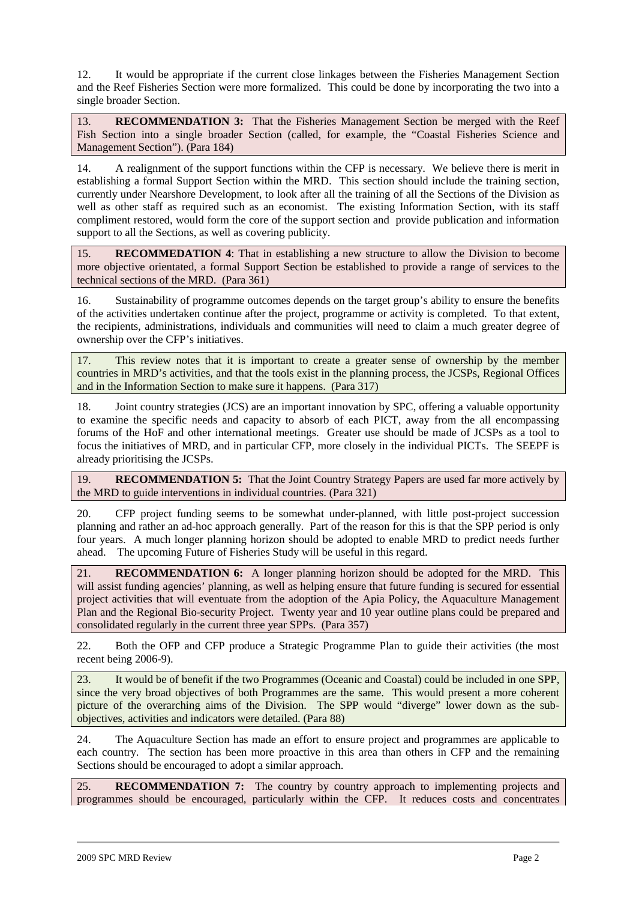12. It would be appropriate if the current close linkages between the Fisheries Management Section and the Reef Fisheries Section were more formalized. This could be done by incorporating the two into a single broader Section.

13. **RECOMMENDATION 3:** That the Fisheries Management Section be merged with the Reef Fish Section into a single broader Section (called, for example, the "Coastal Fisheries Science and Management Section"). (Para 184)

14. A realignment of the support functions within the CFP is necessary. We believe there is merit in establishing a formal Support Section within the MRD. This section should include the training section, currently under Nearshore Development, to look after all the training of all the Sections of the Division as well as other staff as required such as an economist. The existing Information Section, with its staff compliment restored, would form the core of the support section and provide publication and information support to all the Sections, as well as covering publicity.

15. **RECOMMEDATION 4**: That in establishing a new structure to allow the Division to become more objective orientated, a formal Support Section be established to provide a range of services to the technical sections of the MRD. (Para 361)

16. Sustainability of programme outcomes depends on the target group's ability to ensure the benefits of the activities undertaken continue after the project, programme or activity is completed. To that extent, the recipients, administrations, individuals and communities will need to claim a much greater degree of ownership over the CFP's initiatives.

17. This review notes that it is important to create a greater sense of ownership by the member countries in MRD's activities, and that the tools exist in the planning process, the JCSPs, Regional Offices and in the Information Section to make sure it happens. (Para 317)

18. Joint country strategies (JCS) are an important innovation by SPC, offering a valuable opportunity to examine the specific needs and capacity to absorb of each PICT, away from the all encompassing forums of the HoF and other international meetings. Greater use should be made of JCSPs as a tool to focus the initiatives of MRD, and in particular CFP, more closely in the individual PICTs. The SEEPF is already prioritising the JCSPs.

19. **RECOMMENDATION 5:** That the Joint Country Strategy Papers are used far more actively by the MRD to guide interventions in individual countries. (Para 321)

20. CFP project funding seems to be somewhat under-planned, with little post-project succession planning and rather an ad-hoc approach generally. Part of the reason for this is that the SPP period is only four years. A much longer planning horizon should be adopted to enable MRD to predict needs further ahead. The upcoming Future of Fisheries Study will be useful in this regard.

21. **RECOMMENDATION 6:** A longer planning horizon should be adopted for the MRD. This will assist funding agencies' planning, as well as helping ensure that future funding is secured for essential project activities that will eventuate from the adoption of the Apia Policy, the Aquaculture Management Plan and the Regional Bio-security Project. Twenty year and 10 year outline plans could be prepared and consolidated regularly in the current three year SPPs. (Para 357)

22. Both the OFP and CFP produce a Strategic Programme Plan to guide their activities (the most recent being 2006-9).

23. It would be of benefit if the two Programmes (Oceanic and Coastal) could be included in one SPP, since the very broad objectives of both Programmes are the same. This would present a more coherent picture of the overarching aims of the Division. The SPP would "diverge" lower down as the sub-objectives, activities and indicators were detailed. (Para 88)

24. The Aquaculture Section has made an effort to ensure project and programmes are applicable to each country. The section has been more proactive in this area than others in CFP and the remaining Sections should be encouraged to adopt a similar approach.

25. **RECOMMENDATION 7:** The country by country approach to implementing projects and programmes should be encouraged, particularly within the CFP. It reduces costs and concentrates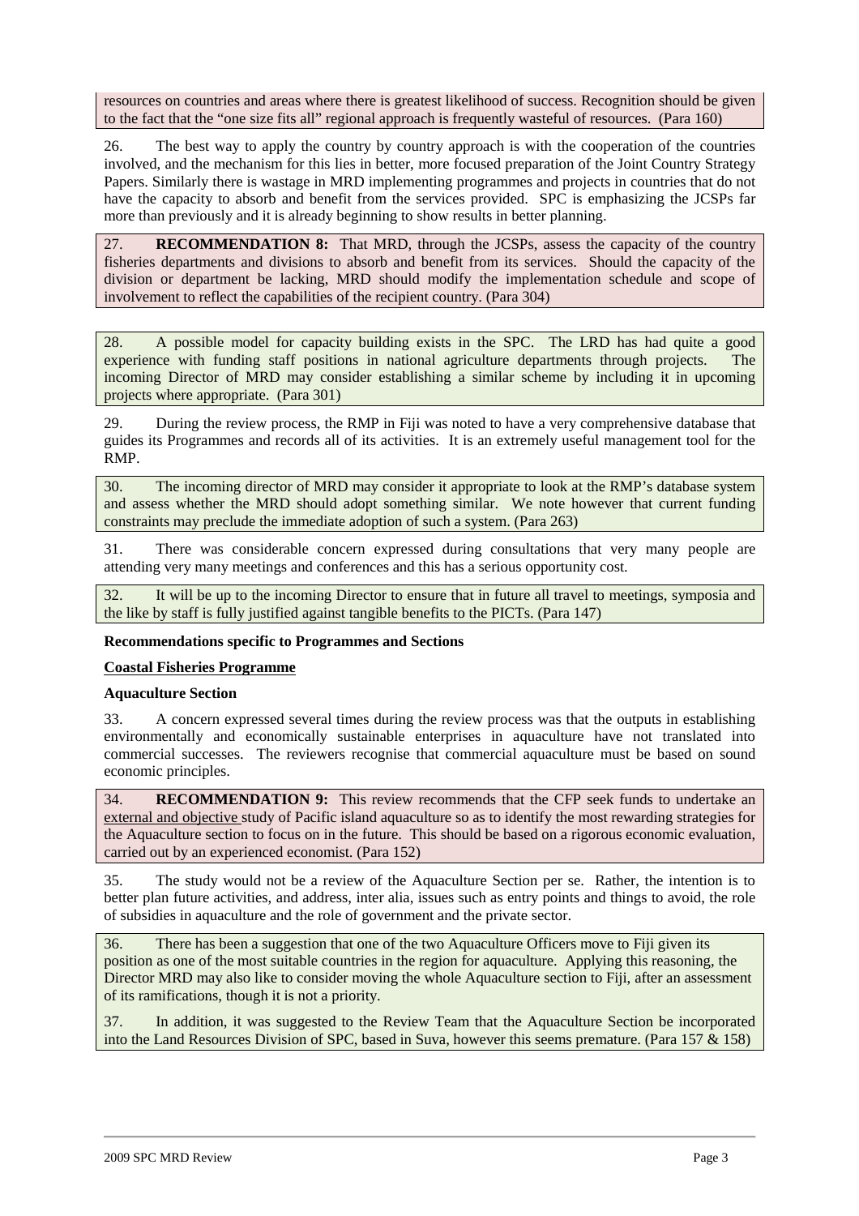resources on countries and areas where there is greatest likelihood of success. Recognition should be given to the fact that the "one size fits all" regional approach is frequently wasteful of resources. (Para 160)

26. The best way to apply the country by country approach is with the cooperation of the countries involved, and the mechanism for this lies in better, more focused preparation of the Joint Country Strategy Papers. Similarly there is wastage in MRD implementing programmes and projects in countries that do not have the capacity to absorb and benefit from the services provided. SPC is emphasizing the JCSPs far more than previously and it is already beginning to show results in better planning.

27. **RECOMMENDATION 8:** That MRD, through the JCSPs, assess the capacity of the country fisheries departments and divisions to absorb and benefit from its services. Should the capacity of the division or department be lacking, MRD should modify the implementation schedule and scope of involvement to reflect the capabilities of the recipient country. (Para 304)

28. A possible model for capacity building exists in the SPC. The LRD has had quite a good experience with funding staff positions in national agriculture departments through projects. The incoming Director of MRD may consider establishing a similar scheme by including it in upcoming projects where appropriate. (Para 301)

29. During the review process, the RMP in Fiji was noted to have a very comprehensive database that guides its Programmes and records all of its activities. It is an extremely useful management tool for the RMP.

30. The incoming director of MRD may consider it appropriate to look at the RMP's database system and assess whether the MRD should adopt something similar. We note however that current funding constraints may preclude the immediate adoption of such a system. (Para 263)

31. There was considerable concern expressed during consultations that very many people are attending very many meetings and conferences and this has a serious opportunity cost.

32. It will be up to the incoming Director to ensure that in future all travel to meetings, symposia and the like by staff is fully justified against tangible benefits to the PICTs. (Para 147)

**Recommendations specific to Programmes and Sections**

**Coastal Fisheries Programme**

**Aquaculture Section**

33. A concern expressed several times during the review process was that the outputs in establishing environmentally and economically sustainable enterprises in aquaculture have not translated into commercial successes. The reviewers recognise that commercial aquaculture must be based on sound economic principles.

34. **RECOMMENDATION 9:** This review recommends that the CFP seek funds to undertake an external and objective study of Pacific island aquaculture so as to identify the most rewarding strategies for the Aquaculture section to focus on in the future. This should be based on a rigorous economic evaluation, carried out by an experienced economist. (Para 152)

35. The study would not be a review of the Aquaculture Section per se. Rather, the intention is to better plan future activities, and address, inter alia, issues such as entry points and things to avoid, the role of subsidies in aquaculture and the role of government and the private sector.

36. There has been a suggestion that one of the two Aquaculture Officers move to Fiji given its position as one of the most suitable countries in the region for aquaculture. Applying this reasoning, the Director MRD may also like to consider moving the whole Aquaculture section to Fiji, after an assessment of its ramifications, though it is not a priority.

37. In addition, it was suggested to the Review Team that the Aquaculture Section be incorporated into the Land Resources Division of SPC, based in Suva, however this seems premature. (Para 157 & 158)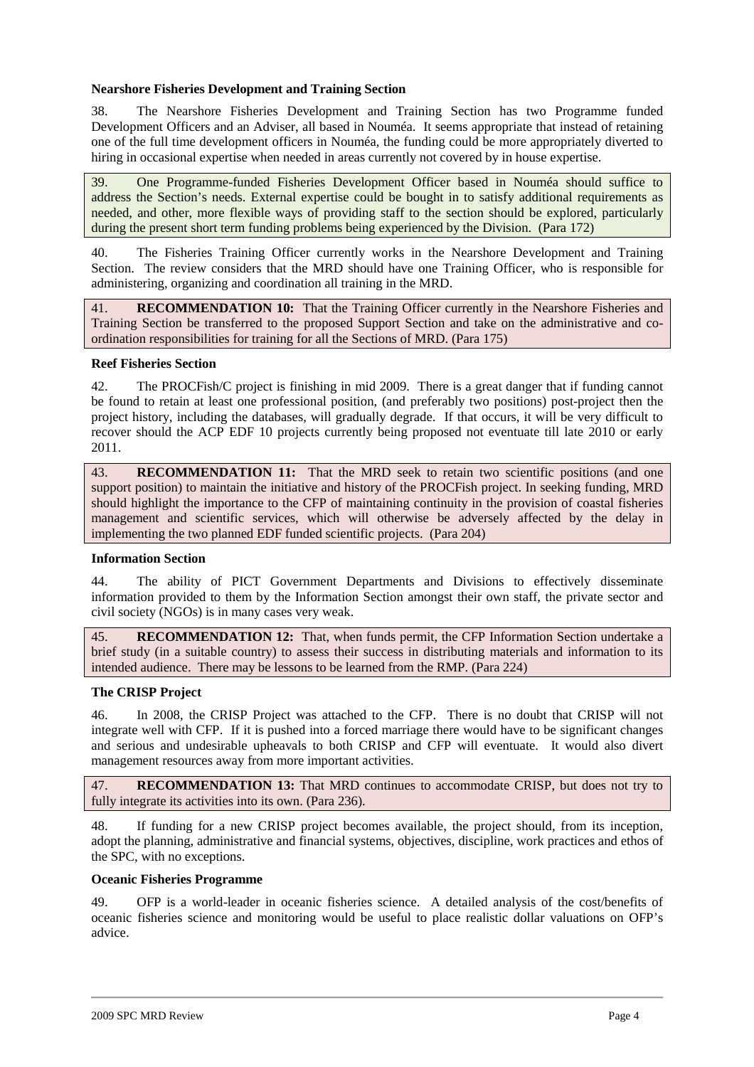**Nearshore Fisheries Development and Training Section**

38. The Nearshore Fisheries Development and Training Section has two Programme funded Development Officers and an Adviser, all based in Nouméa. It seems appropriate that instead of retaining one of the full time development officers in Nouméa, the funding could be more appropriately diverted to hiring in occasional expertise when needed in areas currently not covered by in house expertise.

39. One Programme-funded Fisheries Development Officer based in Nouméa should suffice to address the Section's needs. External expertise could be bought in to satisfy additional requirements as needed, and other, more flexible ways of providing staff to the section should be explored, particularly during the present short term funding problems being experienced by the Division. (Para 172)

40. The Fisheries Training Officer currently works in the Nearshore Development and Training Section. The review considers that the MRD should have one Training Officer, who is responsible for administering, organizing and coordination all training in the MRD.

41. **RECOMMENDATION 10:** That the Training Officer currently in the Nearshore Fisheries and Training Section be transferred to the proposed Support Section and take on the administrative and co-ordination responsibilities for training for all the Sections of MRD. (Para 175)

**Reef Fisheries Section**

42. The PROCFish/C project is finishing in mid 2009. There is a great danger that if funding cannot be found to retain at least one professional position, (and preferably two positions) post-project then the project history, including the databases, will gradually degrade. If that occurs, it will be very difficult to recover should the ACP EDF 10 projects currently being proposed not eventuate till late 2010 or early 2011.

43. **RECOMMENDATION 11:** That the MRD seek to retain two scientific positions (and one support position) to maintain the initiative and history of the PROCFish project. In seeking funding, MRD should highlight the importance to the CFP of maintaining continuity in the provision of coastal fisheries management and scientific services, which will otherwise be adversely affected by the delay in implementing the two planned EDF funded scientific projects. (Para 204)

**Information Section**

44. The ability of PICT Government Departments and Divisions to effectively disseminate information provided to them by the Information Section amongst their own staff, the private sector and civil society (NGOs) is in many cases very weak.

45. **RECOMMENDATION 12:** That, when funds permit, the CFP Information Section undertake a brief study (in a suitable country) to assess their success in distributing materials and information to its intended audience. There may be lessons to be learned from the RMP. (Para 224)

**The CRISP Project**

46. In 2008, the CRISP Project was attached to the CFP. There is no doubt that CRISP will not integrate well with CFP. If it is pushed into a forced marriage there would have to be significant changes and serious and undesirable upheavals to both CRISP and CFP will eventuate. It would also divert management resources away from more important activities.

47. **RECOMMENDATION 13:** That MRD continues to accommodate CRISP, but does not try to fully integrate its activities into its own. (Para 236).

48. If funding for a new CRISP project becomes available, the project should, from its inception, adopt the planning, administrative and financial systems, objectives, discipline, work practices and ethos of the SPC, with no exceptions.

**Oceanic Fisheries Programme**

49. OFP is a world-leader in oceanic fisheries science. A detailed analysis of the cost/benefits of oceanic fisheries science and monitoring would be useful to place realistic dollar valuations on OFP's advice.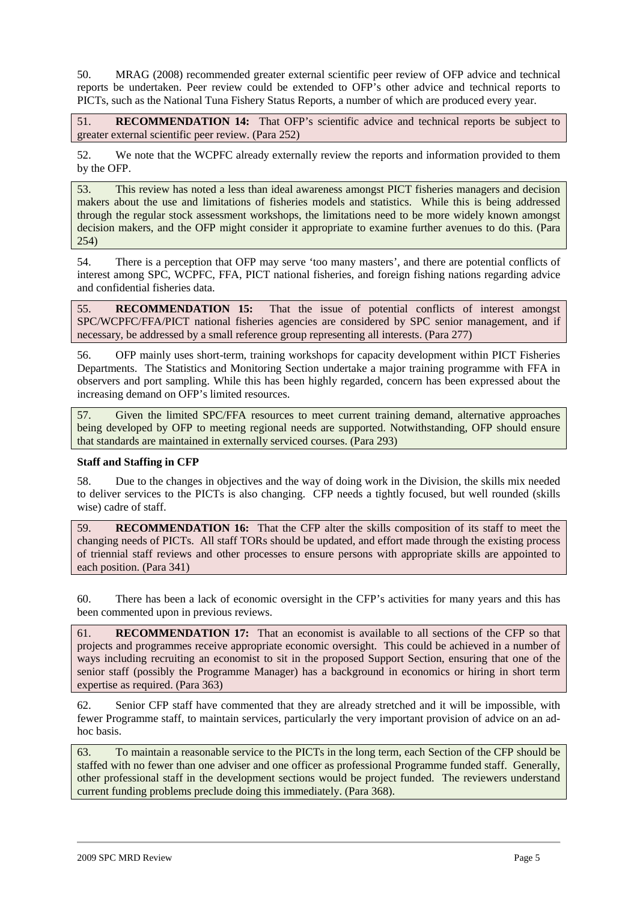50. MRAG (2008) recommended greater external scientific peer review of OFP advice and technical reports be undertaken. Peer review could be extended to OFP's other advice and technical reports to PICTs, such as the National Tuna Fishery Status Reports, a number of which are produced every year.

51. **RECOMMENDATION 14:** That OFP's scientific advice and technical reports be subject to greater external scientific peer review. (Para 252)

52. We note that the WCPFC already externally review the reports and information provided to them by the OFP.

53. This review has noted a less than ideal awareness amongst PICT fisheries managers and decision makers about the use and limitations of fisheries models and statistics. While this is being addressed through the regular stock assessment workshops, the limitations need to be more widely known amongst decision makers, and the OFP might consider it appropriate to examine further avenues to do this. (Para 254)

54. There is a perception that OFP may serve 'too many masters', and there are potential conflicts of interest among SPC, WCPFC, FFA, PICT national fisheries, and foreign fishing nations regarding advice and confidential fisheries data.

55. **RECOMMENDATION 15:** That the issue of potential conflicts of interest amongst SPC/WCPFC/FFA/PICT national fisheries agencies are considered by SPC senior management, and if necessary, be addressed by a small reference group representing all interests. (Para 277)

56. OFP mainly uses short-term, training workshops for capacity development within PICT Fisheries Departments. The Statistics and Monitoring Section undertake a major training programme with FFA in observers and port sampling. While this has been highly regarded, concern has been expressed about the increasing demand on OFP's limited resources.

57. Given the limited SPC/FFA resources to meet current training demand, alternative approaches being developed by OFP to meeting regional needs are supported. Notwithstanding, OFP should ensure that standards are maintained in externally serviced courses. (Para 293)

**Staff and Staffing in CFP**

58. Due to the changes in objectives and the way of doing work in the Division, the skills mix needed to deliver services to the PICTs is also changing. CFP needs a tightly focused, but well rounded (skills wise) cadre of staff.

59. **RECOMMENDATION 16:** That the CFP alter the skills composition of its staff to meet the changing needs of PICTs. All staff TORs should be updated, and effort made through the existing process of triennial staff reviews and other processes to ensure persons with appropriate skills are appointed to each position. (Para 341)

60. There has been a lack of economic oversight in the CFP's activities for many years and this has been commented upon in previous reviews.

61. **RECOMMENDATION 17:** That an economist is available to all sections of the CFP so that projects and programmes receive appropriate economic oversight. This could be achieved in a number of ways including recruiting an economist to sit in the proposed Support Section, ensuring that one of the senior staff (possibly the Programme Manager) has a background in economics or hiring in short term expertise as required. (Para 363)

62. Senior CFP staff have commented that they are already stretched and it will be impossible, with fewer Programme staff, to maintain services, particularly the very important provision of advice on an ad-hoc basis.

63. To maintain a reasonable service to the PICTs in the long term, each Section of the CFP should be staffed with no fewer than one adviser and one officer as professional Programme funded staff. Generally, other professional staff in the development sections would be project funded. The reviewers understand current funding problems preclude doing this immediately. (Para 368).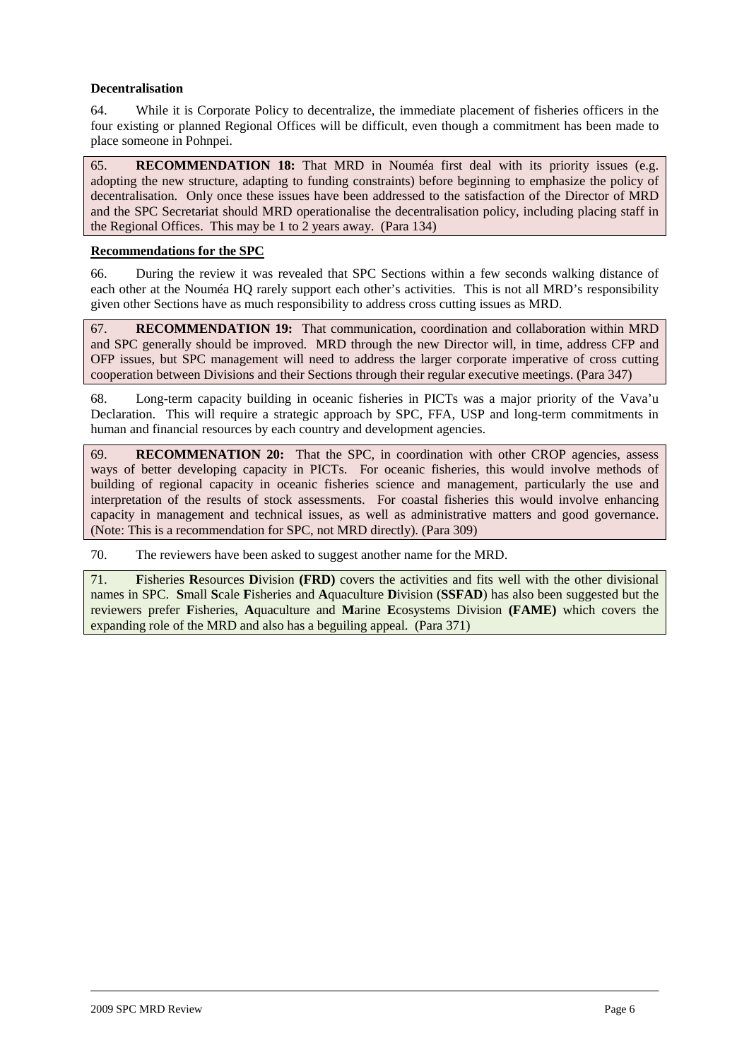**Decentralisation**

64. While it is Corporate Policy to decentralize, the immediate placement of fisheries officers in the four existing or planned Regional Offices will be difficult, even though a commitment has been made to place someone in Pohnpei.

65. **RECOMMENDATION 18:** That MRD in Nouméa first deal with its priority issues (e.g. adopting the new structure, adapting to funding constraints) before beginning to emphasize the policy of decentralisation. Only once these issues have been addressed to the satisfaction of the Director of MRD and the SPC Secretariat should MRD operationalise the decentralisation policy, including placing staff in the Regional Offices. This may be 1 to 2 years away. (Para 134)

**Recommendations for the SPC**

66. During the review it was revealed that SPC Sections within a few seconds walking distance of each other at the Nouméa HQ rarely support each other's activities. This is not all MRD's responsibility given other Sections have as much responsibility to address cross cutting issues as MRD.

67. **RECOMMENDATION 19:** That communication, coordination and collaboration within MRD and SPC generally should be improved. MRD through the new Director will, in time, address CFP and OFP issues, but SPC management will need to address the larger corporate imperative of cross cutting cooperation between Divisions and their Sections through their regular executive meetings. (Para 347)

68. Long-term capacity building in oceanic fisheries in PICTs was a major priority of the Vava'u Declaration. This will require a strategic approach by SPC, FFA, USP and long-term commitments in human and financial resources by each country and development agencies.

69. **RECOMMENATION 20:** That the SPC, in coordination with other CROP agencies, assess ways of better developing capacity in PICTs. For oceanic fisheries, this would involve methods of building of regional capacity in oceanic fisheries science and management, particularly the use and interpretation of the results of stock assessments. For coastal fisheries this would involve enhancing capacity in management and technical issues, as well as administrative matters and good governance. (Note: This is a recommendation for SPC, not MRD directly). (Para 309)

70. The reviewers have been asked to suggest another name for the MRD.

71. **F**isheries **R**esources **D**ivision **(FRD)** covers the activities and fits well with the other divisional names in SPC. **S**mall **S**cale **F**isheries and **A**quaculture **D**ivision (**SSFAD**) has also been suggested but the reviewers prefer **F**isheries, **A**quaculture and **M**arine **E**cosystems Division **(FAME)** which covers the expanding role of the MRD and also has a beguiling appeal. (Para 371)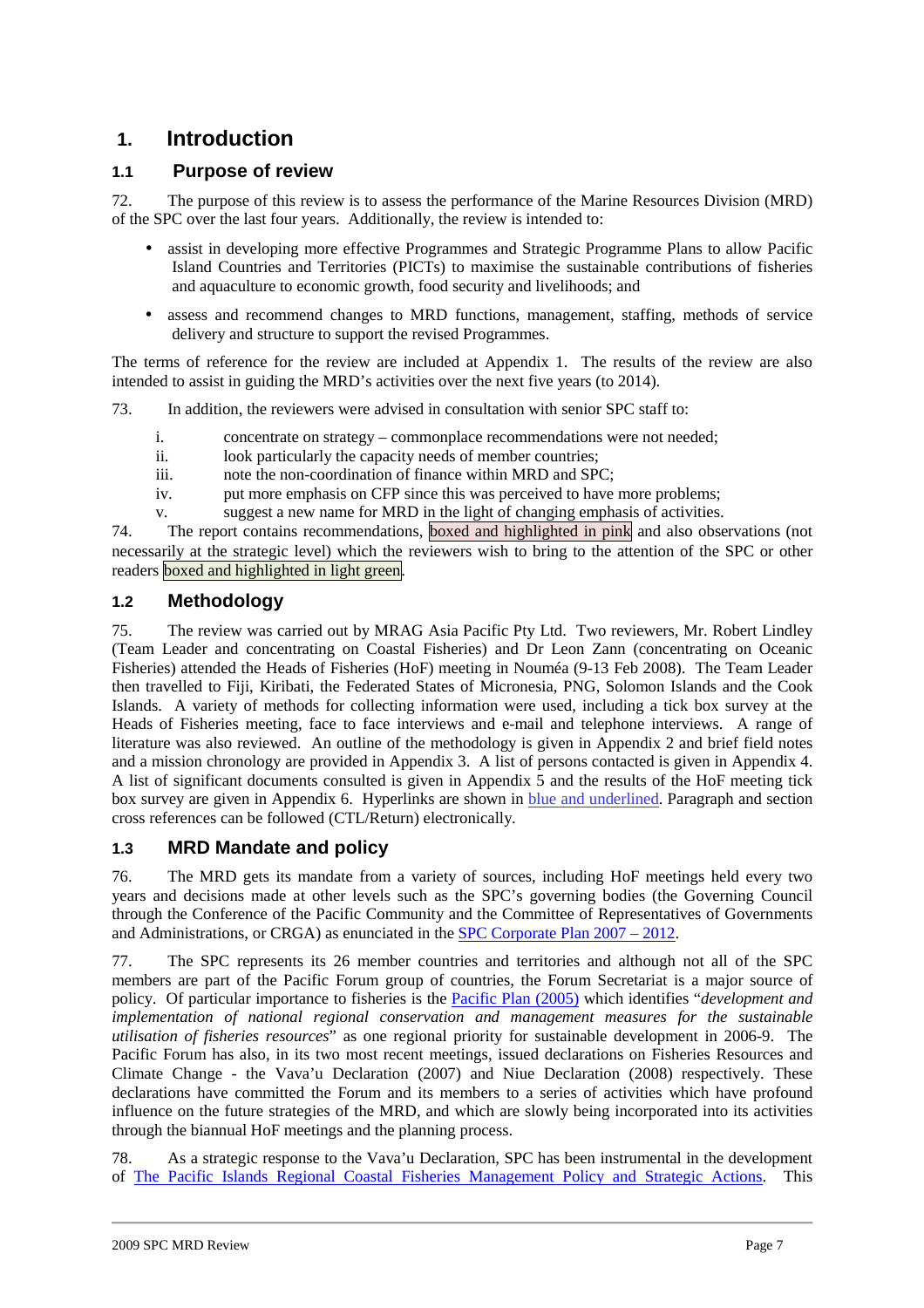# 1. Introduction

## 1.1 Purpose of review

72. The purpose of this review is to assess the performance of the Marine Resources Division (MRD) of the SPC over the last four years. Additionally, the review is intended to:

- assist in developing more effective Programmes and Strategic Programme Plans to allow Pacific Island Countries and Territories (PICTs) to maximise the sustainable contributions of fisheries and aquaculture to economic growth, food security and livelihoods; and
- assess and recommend changes to MRD functions, management, staffing, methods of service delivery and structure to support the revised Programmes.

The terms of reference for the review are included at Appendix 1. The results of the review are also intended to assist in guiding the MRD's activities over the next five years (to 2014).

73. In addition, the reviewers were advised in consultation with senior SPC staff to:

i. concentrate on strategy – commonplace recommendations were not needed;
ii. look particularly the capacity needs of member countries;
iii. note the non-coordination of finance within MRD and SPC;
iv. put more emphasis on CFP since this was perceived to have more problems;
v. suggest a new name for MRD in the light of changing emphasis of activities.

74. The report contains recommendations, boxed and highlighted in pink and also observations (not necessarily at the strategic level) which the reviewers wish to bring to the attention of the SPC or other readers boxed and highlighted in light green.

## 1.2 Methodology

75. The review was carried out by MRAG Asia Pacific Pty Ltd. Two reviewers, Mr. Robert Lindley (Team Leader and concentrating on Coastal Fisheries) and Dr Leon Zann (concentrating on Oceanic Fisheries) attended the Heads of Fisheries (HoF) meeting in Nouméa (9-13 Feb 2008). The Team Leader then travelled to Fiji, Kiribati, the Federated States of Micronesia, PNG, Solomon Islands and the Cook Islands. A variety of methods for collecting information were used, including a tick box survey at the Heads of Fisheries meeting, face to face interviews and e-mail and telephone interviews. A range of literature was also reviewed. An outline of the methodology is given in Appendix 2 and brief field notes and a mission chronology are provided in Appendix 3. A list of persons contacted is given in Appendix 4. A list of significant documents consulted is given in Appendix 5 and the results of the HoF meeting tick box survey are given in Appendix 6. Hyperlinks are shown in blue and underlined. Paragraph and section cross references can be followed (CTL/Return) electronically.

## 1.3 MRD Mandate and policy

76. The MRD gets its mandate from a variety of sources, including HoF meetings held every two years and decisions made at other levels such as the SPC's governing bodies (the Governing Council through the Conference of the Pacific Community and the Committee of Representatives of Governments and Administrations, or CRGA) as enunciated in the SPC Corporate Plan 2007 – 2012.

77. The SPC represents its 26 member countries and territories and although not all of the SPC members are part of the Pacific Forum group of countries, the Forum Secretariat is a major source of policy. Of particular importance to fisheries is the Pacific Plan (2005) which identifies "*development and implementation of national regional conservation and management measures for the sustainable utilisation of fisheries resources*" as one regional priority for sustainable development in 2006-9. The Pacific Forum has also, in its two most recent meetings, issued declarations on Fisheries Resources and Climate Change - the Vava'u Declaration (2007) and Niue Declaration (2008) respectively. These declarations have committed the Forum and its members to a series of activities which have profound influence on the future strategies of the MRD, and which are slowly being incorporated into its activities through the biannual HoF meetings and the planning process.

78. As a strategic response to the Vava'u Declaration, SPC has been instrumental in the development of The Pacific Islands Regional Coastal Fisheries Management Policy and Strategic Actions. This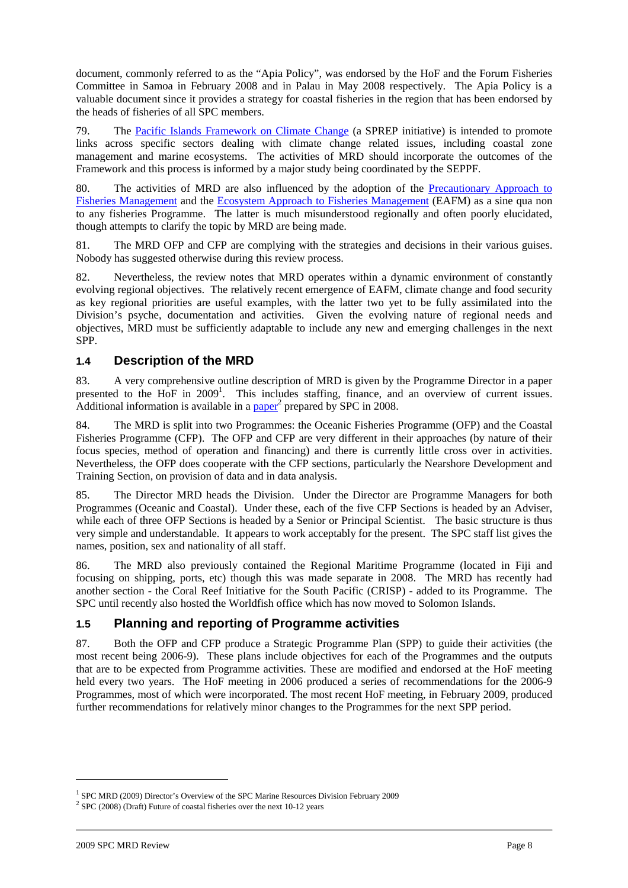document, commonly referred to as the "Apia Policy", was endorsed by the HoF and the Forum Fisheries Committee in Samoa in February 2008 and in Palau in May 2008 respectively. The Apia Policy is a valuable document since it provides a strategy for coastal fisheries in the region that has been endorsed by the heads of fisheries of all SPC members.

79. The Pacific Islands Framework on Climate Change (a SPREP initiative) is intended to promote links across specific sectors dealing with climate change related issues, including coastal zone management and marine ecosystems. The activities of MRD should incorporate the outcomes of the Framework and this process is informed by a major study being coordinated by the SEPPF.

80. The activities of MRD are also influenced by the adoption of the Precautionary Approach to Fisheries Management and the Ecosystem Approach to Fisheries Management (EAFM) as a sine qua non to any fisheries Programme. The latter is much misunderstood regionally and often poorly elucidated, though attempts to clarify the topic by MRD are being made.

81. The MRD OFP and CFP are complying with the strategies and decisions in their various guises. Nobody has suggested otherwise during this review process.

82. Nevertheless, the review notes that MRD operates within a dynamic environment of constantly evolving regional objectives. The relatively recent emergence of EAFM, climate change and food security as key regional priorities are useful examples, with the latter two yet to be fully assimilated into the Division's psyche, documentation and activities. Given the evolving nature of regional needs and objectives, MRD must be sufficiently adaptable to include any new and emerging challenges in the next SPP.

## 1.4 Description of the MRD

83. A very comprehensive outline description of MRD is given by the Programme Director in a paper presented to the HoF in 2009[1]. This includes staffing, finance, and an overview of current issues. Additional information is available in a paper[2] prepared by SPC in 2008.

84. The MRD is split into two Programmes: the Oceanic Fisheries Programme (OFP) and the Coastal Fisheries Programme (CFP). The OFP and CFP are very different in their approaches (by nature of their focus species, method of operation and financing) and there is currently little cross over in activities. Nevertheless, the OFP does cooperate with the CFP sections, particularly the Nearshore Development and Training Section, on provision of data and in data analysis.

85. The Director MRD heads the Division. Under the Director are Programme Managers for both Programmes (Oceanic and Coastal). Under these, each of the five CFP Sections is headed by an Adviser, while each of three OFP Sections is headed by a Senior or Principal Scientist. The basic structure is thus very simple and understandable. It appears to work acceptably for the present. The SPC staff list gives the names, position, sex and nationality of all staff.

86. The MRD also previously contained the Regional Maritime Programme (located in Fiji and focusing on shipping, ports, etc) though this was made separate in 2008. The MRD has recently had another section - the Coral Reef Initiative for the South Pacific (CRISP) - added to its Programme. The SPC until recently also hosted the Worldfish office which has now moved to Solomon Islands.

## 1.5 Planning and reporting of Programme activities

87. Both the OFP and CFP produce a Strategic Programme Plan (SPP) to guide their activities (the most recent being 2006-9). These plans include objectives for each of the Programmes and the outputs that are to be expected from Programme activities. These are modified and endorsed at the HoF meeting held every two years. The HoF meeting in 2006 produced a series of recommendations for the 2006-9 Programmes, most of which were incorporated. The most recent HoF meeting, in February 2009, produced further recommendations for relatively minor changes to the Programmes for the next SPP period.

---

[1] SPC MRD (2009) Director's Overview of the SPC Marine Resources Division February 2009

[2] SPC (2008) (Draft) Future of coastal fisheries over the next 10-12 years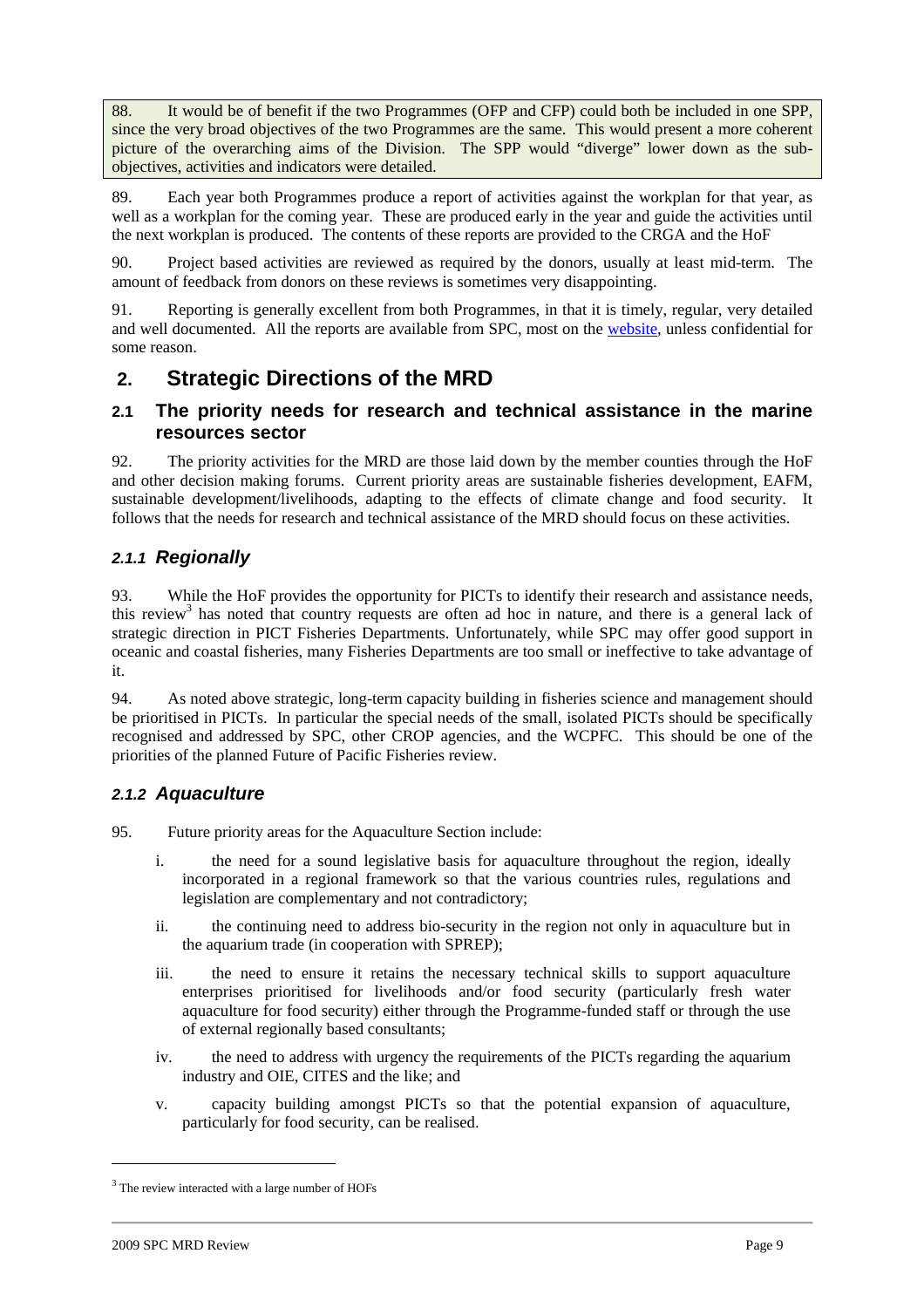88. It would be of benefit if the two Programmes (OFP and CFP) could both be included in one SPP, since the very broad objectives of the two Programmes are the same. This would present a more coherent picture of the overarching aims of the Division. The SPP would "diverge" lower down as the sub-objectives, activities and indicators were detailed.

89. Each year both Programmes produce a report of activities against the workplan for that year, as well as a workplan for the coming year. These are produced early in the year and guide the activities until the next workplan is produced. The contents of these reports are provided to the CRGA and the HoF

90. Project based activities are reviewed as required by the donors, usually at least mid-term. The amount of feedback from donors on these reviews is sometimes very disappointing.

91. Reporting is generally excellent from both Programmes, in that it is timely, regular, very detailed and well documented. All the reports are available from SPC, most on the website, unless confidential for some reason.

# 2. Strategic Directions of the MRD

## 2.1 The priority needs for research and technical assistance in the marine resources sector

92. The priority activities for the MRD are those laid down by the member counties through the HoF and other decision making forums. Current priority areas are sustainable fisheries development, EAFM, sustainable development/livelihoods, adapting to the effects of climate change and food security. It follows that the needs for research and technical assistance of the MRD should focus on these activities.

### *2.1.1 Regionally*

93. While the HoF provides the opportunity for PICTs to identify their research and assistance needs, this review[3] has noted that country requests are often ad hoc in nature, and there is a general lack of strategic direction in PICT Fisheries Departments. Unfortunately, while SPC may offer good support in oceanic and coastal fisheries, many Fisheries Departments are too small or ineffective to take advantage of it.

94. As noted above strategic, long-term capacity building in fisheries science and management should be prioritised in PICTs. In particular the special needs of the small, isolated PICTs should be specifically recognised and addressed by SPC, other CROP agencies, and the WCPFC. This should be one of the priorities of the planned Future of Pacific Fisheries review.

### *2.1.2 Aquaculture*

95. Future priority areas for the Aquaculture Section include:

i. the need for a sound legislative basis for aquaculture throughout the region, ideally incorporated in a regional framework so that the various countries rules, regulations and legislation are complementary and not contradictory;

ii. the continuing need to address bio-security in the region not only in aquaculture but in the aquarium trade (in cooperation with SPREP);

iii. the need to ensure it retains the necessary technical skills to support aquaculture enterprises prioritised for livelihoods and/or food security (particularly fresh water aquaculture for food security) either through the Programme-funded staff or through the use of external regionally based consultants;

iv. the need to address with urgency the requirements of the PICTs regarding the aquarium industry and OIE, CITES and the like; and

v. capacity building amongst PICTs so that the potential expansion of aquaculture, particularly for food security, can be realised.

[3] The review interacted with a large number of HOFs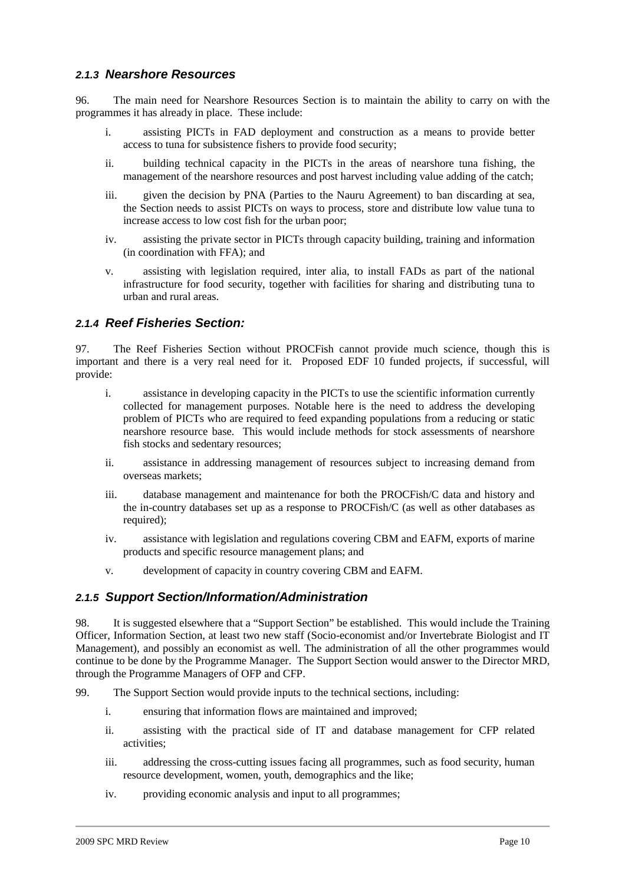### *2.1.3 Nearshore Resources*

96. The main need for Nearshore Resources Section is to maintain the ability to carry on with the programmes it has already in place. These include:

i. assisting PICTs in FAD deployment and construction as a means to provide better access to tuna for subsistence fishers to provide food security;

ii. building technical capacity in the PICTs in the areas of nearshore tuna fishing, the management of the nearshore resources and post harvest including value adding of the catch;

iii. given the decision by PNA (Parties to the Nauru Agreement) to ban discarding at sea, the Section needs to assist PICTs on ways to process, store and distribute low value tuna to increase access to low cost fish for the urban poor;

iv. assisting the private sector in PICTs through capacity building, training and information (in coordination with FFA); and

v. assisting with legislation required, inter alia, to install FADs as part of the national infrastructure for food security, together with facilities for sharing and distributing tuna to urban and rural areas.

### *2.1.4 Reef Fisheries Section:*

97. The Reef Fisheries Section without PROCFish cannot provide much science, though this is important and there is a very real need for it. Proposed EDF 10 funded projects, if successful, will provide:

i. assistance in developing capacity in the PICTs to use the scientific information currently collected for management purposes. Notable here is the need to address the developing problem of PICTs who are required to feed expanding populations from a reducing or static nearshore resource base. This would include methods for stock assessments of nearshore fish stocks and sedentary resources;

ii. assistance in addressing management of resources subject to increasing demand from overseas markets;

iii. database management and maintenance for both the PROCFish/C data and history and the in-country databases set up as a response to PROCFish/C (as well as other databases as required);

iv. assistance with legislation and regulations covering CBM and EAFM, exports of marine products and specific resource management plans; and

v. development of capacity in country covering CBM and EAFM.

### *2.1.5 Support Section/Information/Administration*

98. It is suggested elsewhere that a "Support Section" be established. This would include the Training Officer, Information Section, at least two new staff (Socio-economist and/or Invertebrate Biologist and IT Management), and possibly an economist as well. The administration of all the other programmes would continue to be done by the Programme Manager. The Support Section would answer to the Director MRD, through the Programme Managers of OFP and CFP.

99. The Support Section would provide inputs to the technical sections, including:

i. ensuring that information flows are maintained and improved;

ii. assisting with the practical side of IT and database management for CFP related activities;

iii. addressing the cross-cutting issues facing all programmes, such as food security, human resource development, women, youth, demographics and the like;

iv. providing economic analysis and input to all programmes;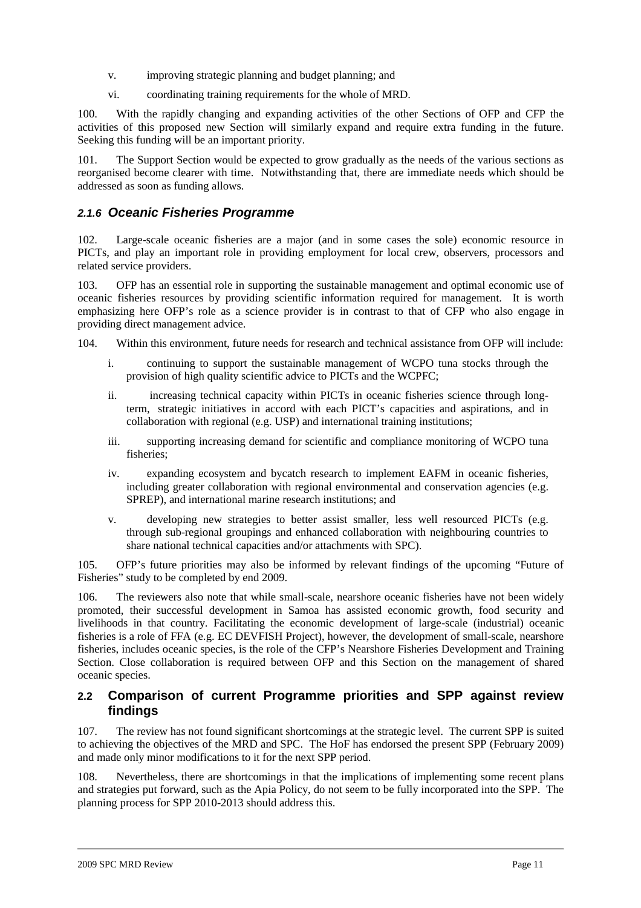v. improving strategic planning and budget planning; and

vi. coordinating training requirements for the whole of MRD.

100. With the rapidly changing and expanding activities of the other Sections of OFP and CFP the activities of this proposed new Section will similarly expand and require extra funding in the future. Seeking this funding will be an important priority.

101. The Support Section would be expected to grow gradually as the needs of the various sections as reorganised become clearer with time. Notwithstanding that, there are immediate needs which should be addressed as soon as funding allows.

### *2.1.6 Oceanic Fisheries Programme*

102. Large-scale oceanic fisheries are a major (and in some cases the sole) economic resource in PICTs, and play an important role in providing employment for local crew, observers, processors and related service providers.

103. OFP has an essential role in supporting the sustainable management and optimal economic use of oceanic fisheries resources by providing scientific information required for management. It is worth emphasizing here OFP's role as a science provider is in contrast to that of CFP who also engage in providing direct management advice.

104. Within this environment, future needs for research and technical assistance from OFP will include:

i. continuing to support the sustainable management of WCPO tuna stocks through the provision of high quality scientific advice to PICTs and the WCPFC;

ii. increasing technical capacity within PICTs in oceanic fisheries science through long-term, strategic initiatives in accord with each PICT's capacities and aspirations, and in collaboration with regional (e.g. USP) and international training institutions;

iii. supporting increasing demand for scientific and compliance monitoring of WCPO tuna fisheries;

iv. expanding ecosystem and bycatch research to implement EAFM in oceanic fisheries, including greater collaboration with regional environmental and conservation agencies (e.g. SPREP), and international marine research institutions; and

v. developing new strategies to better assist smaller, less well resourced PICTs (e.g. through sub-regional groupings and enhanced collaboration with neighbouring countries to share national technical capacities and/or attachments with SPC).

105. OFP's future priorities may also be informed by relevant findings of the upcoming "Future of Fisheries" study to be completed by end 2009.

106. The reviewers also note that while small-scale, nearshore oceanic fisheries have not been widely promoted, their successful development in Samoa has assisted economic growth, food security and livelihoods in that country. Facilitating the economic development of large-scale (industrial) oceanic fisheries is a role of FFA (e.g. EC DEVFISH Project), however, the development of small-scale, nearshore fisheries, includes oceanic species, is the role of the CFP's Nearshore Fisheries Development and Training Section. Close collaboration is required between OFP and this Section on the management of shared oceanic species.

## 2.2 Comparison of current Programme priorities and SPP against review findings

107. The review has not found significant shortcomings at the strategic level. The current SPP is suited to achieving the objectives of the MRD and SPC. The HoF has endorsed the present SPP (February 2009) and made only minor modifications to it for the next SPP period.

108. Nevertheless, there are shortcomings in that the implications of implementing some recent plans and strategies put forward, such as the Apia Policy, do not seem to be fully incorporated into the SPP. The planning process for SPP 2010-2013 should address this.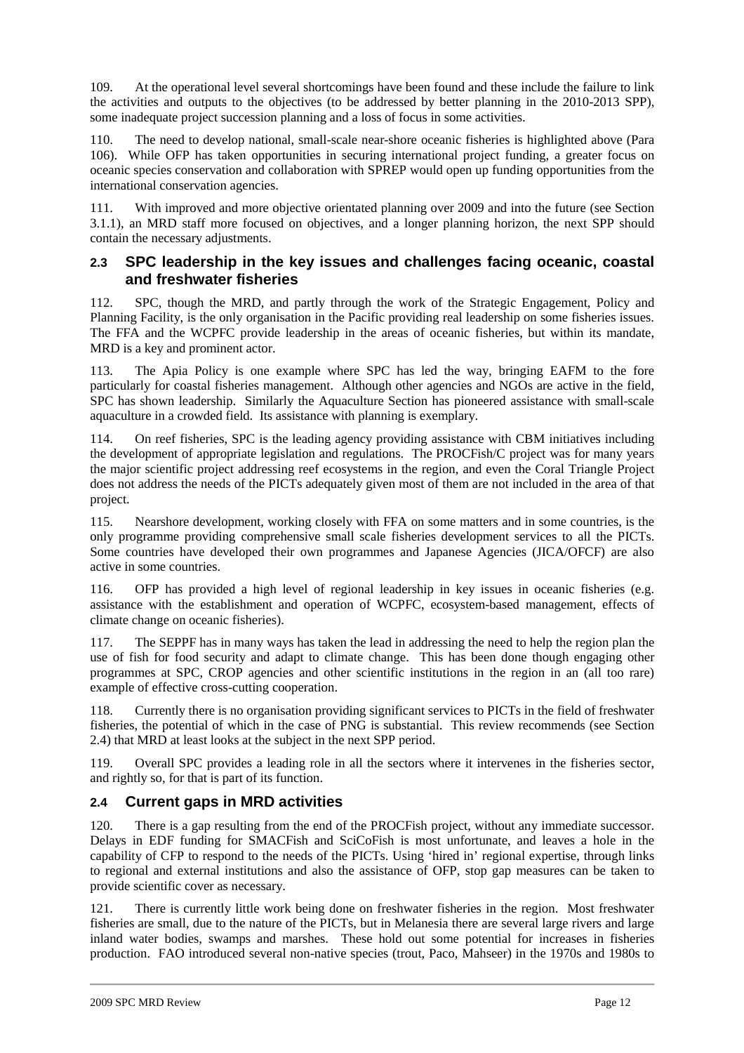109. At the operational level several shortcomings have been found and these include the failure to link the activities and outputs to the objectives (to be addressed by better planning in the 2010-2013 SPP), some inadequate project succession planning and a loss of focus in some activities.

110. The need to develop national, small-scale near-shore oceanic fisheries is highlighted above (Para 106). While OFP has taken opportunities in securing international project funding, a greater focus on oceanic species conservation and collaboration with SPREP would open up funding opportunities from the international conservation agencies.

111. With improved and more objective orientated planning over 2009 and into the future (see Section 3.1.1), an MRD staff more focused on objectives, and a longer planning horizon, the next SPP should contain the necessary adjustments.

## 2.3 SPC leadership in the key issues and challenges facing oceanic, coastal and freshwater fisheries

112. SPC, though the MRD, and partly through the work of the Strategic Engagement, Policy and Planning Facility, is the only organisation in the Pacific providing real leadership on some fisheries issues. The FFA and the WCPFC provide leadership in the areas of oceanic fisheries, but within its mandate, MRD is a key and prominent actor.

113. The Apia Policy is one example where SPC has led the way, bringing EAFM to the fore particularly for coastal fisheries management. Although other agencies and NGOs are active in the field, SPC has shown leadership. Similarly the Aquaculture Section has pioneered assistance with small-scale aquaculture in a crowded field. Its assistance with planning is exemplary.

114. On reef fisheries, SPC is the leading agency providing assistance with CBM initiatives including the development of appropriate legislation and regulations. The PROCFish/C project was for many years the major scientific project addressing reef ecosystems in the region, and even the Coral Triangle Project does not address the needs of the PICTs adequately given most of them are not included in the area of that project.

115. Nearshore development, working closely with FFA on some matters and in some countries, is the only programme providing comprehensive small scale fisheries development services to all the PICTs. Some countries have developed their own programmes and Japanese Agencies (JICA/OFCF) are also active in some countries.

116. OFP has provided a high level of regional leadership in key issues in oceanic fisheries (e.g. assistance with the establishment and operation of WCPFC, ecosystem-based management, effects of climate change on oceanic fisheries).

117. The SEPPF has in many ways has taken the lead in addressing the need to help the region plan the use of fish for food security and adapt to climate change. This has been done though engaging other programmes at SPC, CROP agencies and other scientific institutions in the region in an (all too rare) example of effective cross-cutting cooperation.

118. Currently there is no organisation providing significant services to PICTs in the field of freshwater fisheries, the potential of which in the case of PNG is substantial. This review recommends (see Section 2.4) that MRD at least looks at the subject in the next SPP period.

119. Overall SPC provides a leading role in all the sectors where it intervenes in the fisheries sector, and rightly so, for that is part of its function.

## 2.4 Current gaps in MRD activities

120. There is a gap resulting from the end of the PROCFish project, without any immediate successor. Delays in EDF funding for SMACFish and SciCoFish is most unfortunate, and leaves a hole in the capability of CFP to respond to the needs of the PICTs. Using 'hired in' regional expertise, through links to regional and external institutions and also the assistance of OFP, stop gap measures can be taken to provide scientific cover as necessary.

121. There is currently little work being done on freshwater fisheries in the region. Most freshwater fisheries are small, due to the nature of the PICTs, but in Melanesia there are several large rivers and large inland water bodies, swamps and marshes. These hold out some potential for increases in fisheries production. FAO introduced several non-native species (trout, Paco, Mahseer) in the 1970s and 1980s to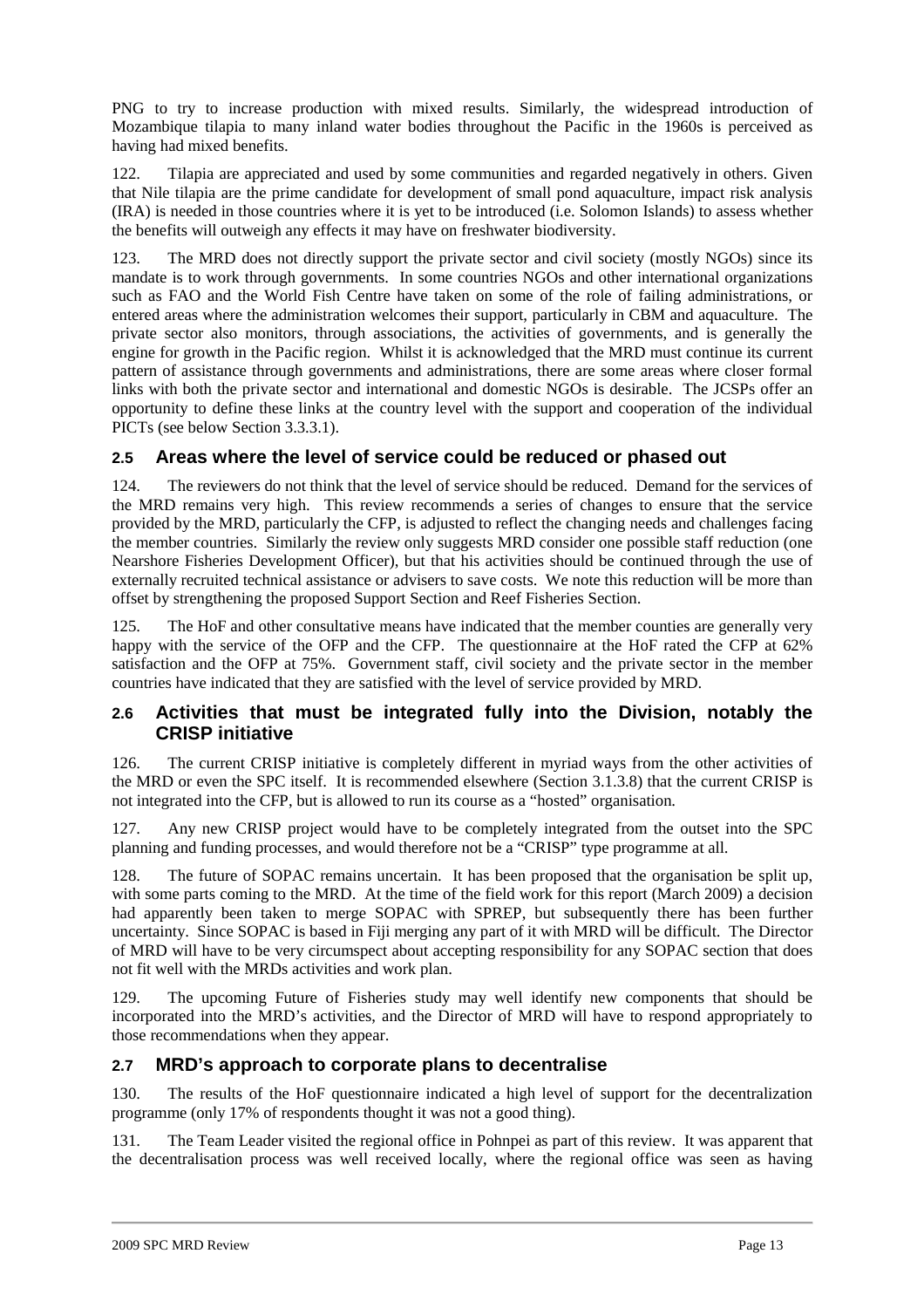PNG to try to increase production with mixed results. Similarly, the widespread introduction of Mozambique tilapia to many inland water bodies throughout the Pacific in the 1960s is perceived as having had mixed benefits.

122. Tilapia are appreciated and used by some communities and regarded negatively in others. Given that Nile tilapia are the prime candidate for development of small pond aquaculture, impact risk analysis (IRA) is needed in those countries where it is yet to be introduced (i.e. Solomon Islands) to assess whether the benefits will outweigh any effects it may have on freshwater biodiversity.

123. The MRD does not directly support the private sector and civil society (mostly NGOs) since its mandate is to work through governments. In some countries NGOs and other international organizations such as FAO and the World Fish Centre have taken on some of the role of failing administrations, or entered areas where the administration welcomes their support, particularly in CBM and aquaculture. The private sector also monitors, through associations, the activities of governments, and is generally the engine for growth in the Pacific region. Whilst it is acknowledged that the MRD must continue its current pattern of assistance through governments and administrations, there are some areas where closer formal links with both the private sector and international and domestic NGOs is desirable. The JCSPs offer an opportunity to define these links at the country level with the support and cooperation of the individual PICTs (see below Section 3.3.3.1).

## 2.5 Areas where the level of service could be reduced or phased out

124. The reviewers do not think that the level of service should be reduced. Demand for the services of the MRD remains very high. This review recommends a series of changes to ensure that the service provided by the MRD, particularly the CFP, is adjusted to reflect the changing needs and challenges facing the member countries. Similarly the review only suggests MRD consider one possible staff reduction (one Nearshore Fisheries Development Officer), but that his activities should be continued through the use of externally recruited technical assistance or advisers to save costs. We note this reduction will be more than offset by strengthening the proposed Support Section and Reef Fisheries Section.

125. The HoF and other consultative means have indicated that the member counties are generally very happy with the service of the OFP and the CFP. The questionnaire at the HoF rated the CFP at 62% satisfaction and the OFP at 75%. Government staff, civil society and the private sector in the member countries have indicated that they are satisfied with the level of service provided by MRD.

## 2.6 Activities that must be integrated fully into the Division, notably the CRISP initiative

126. The current CRISP initiative is completely different in myriad ways from the other activities of the MRD or even the SPC itself. It is recommended elsewhere (Section 3.1.3.8) that the current CRISP is not integrated into the CFP, but is allowed to run its course as a "hosted" organisation.

127. Any new CRISP project would have to be completely integrated from the outset into the SPC planning and funding processes, and would therefore not be a "CRISP" type programme at all.

128. The future of SOPAC remains uncertain. It has been proposed that the organisation be split up, with some parts coming to the MRD. At the time of the field work for this report (March 2009) a decision had apparently been taken to merge SOPAC with SPREP, but subsequently there has been further uncertainty. Since SOPAC is based in Fiji merging any part of it with MRD will be difficult. The Director of MRD will have to be very circumspect about accepting responsibility for any SOPAC section that does not fit well with the MRDs activities and work plan.

129. The upcoming Future of Fisheries study may well identify new components that should be incorporated into the MRD's activities, and the Director of MRD will have to respond appropriately to those recommendations when they appear.

## 2.7 MRD's approach to corporate plans to decentralise

130. The results of the HoF questionnaire indicated a high level of support for the decentralization programme (only 17% of respondents thought it was not a good thing).

131. The Team Leader visited the regional office in Pohnpei as part of this review. It was apparent that the decentralisation process was well received locally, where the regional office was seen as having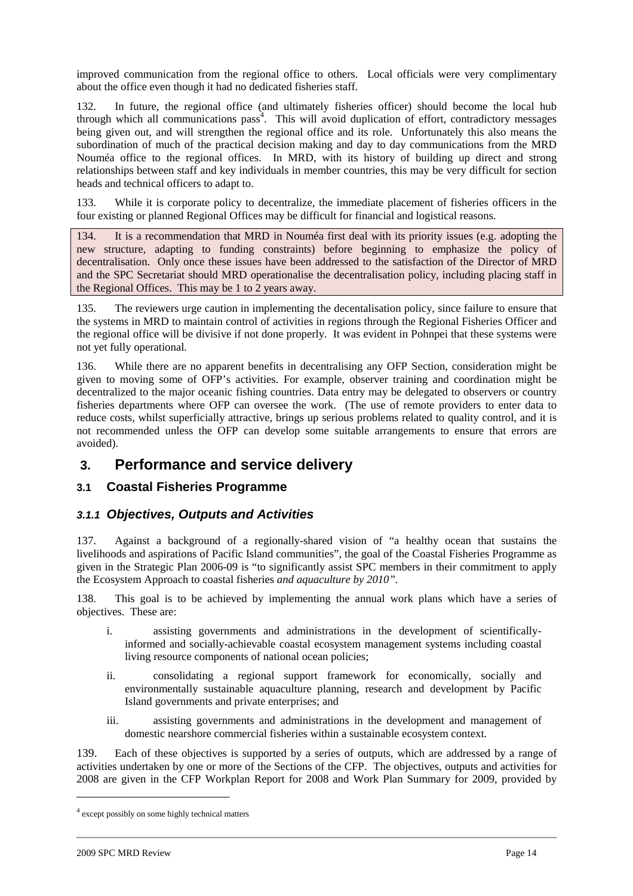improved communication from the regional office to others. Local officials were very complimentary about the office even though it had no dedicated fisheries staff.

132. In future, the regional office (and ultimately fisheries officer) should become the local hub through which all communications pass[4]. This will avoid duplication of effort, contradictory messages being given out, and will strengthen the regional office and its role. Unfortunately this also means the subordination of much of the practical decision making and day to day communications from the MRD Nouméa office to the regional offices. In MRD, with its history of building up direct and strong relationships between staff and key individuals in member countries, this may be very difficult for section heads and technical officers to adapt to.

133. While it is corporate policy to decentralize, the immediate placement of fisheries officers in the four existing or planned Regional Offices may be difficult for financial and logistical reasons.

134. It is a recommendation that MRD in Nouméa first deal with its priority issues (e.g. adopting the new structure, adapting to funding constraints) before beginning to emphasize the policy of decentralisation. Only once these issues have been addressed to the satisfaction of the Director of MRD and the SPC Secretariat should MRD operationalise the decentralisation policy, including placing staff in the Regional Offices. This may be 1 to 2 years away.

135. The reviewers urge caution in implementing the decentalisation policy, since failure to ensure that the systems in MRD to maintain control of activities in regions through the Regional Fisheries Officer and the regional office will be divisive if not done properly. It was evident in Pohnpei that these systems were not yet fully operational.

136. While there are no apparent benefits in decentralising any OFP Section, consideration might be given to moving some of OFP's activities. For example, observer training and coordination might be decentralized to the major oceanic fishing countries. Data entry may be delegated to observers or country fisheries departments where OFP can oversee the work. (The use of remote providers to enter data to reduce costs, whilst superficially attractive, brings up serious problems related to quality control, and it is not recommended unless the OFP can develop some suitable arrangements to ensure that errors are avoided).

# 3. Performance and service delivery

## 3.1 Coastal Fisheries Programme

### *3.1.1 Objectives, Outputs and Activities*

137. Against a background of a regionally-shared vision of "a healthy ocean that sustains the livelihoods and aspirations of Pacific Island communities", the goal of the Coastal Fisheries Programme as given in the Strategic Plan 2006-09 is "to significantly assist SPC members in their commitment to apply the Ecosystem Approach to coastal fisheries *and aquaculture by 2010"*.

138. This goal is to be achieved by implementing the annual work plans which have a series of objectives. These are:

i. assisting governments and administrations in the development of scientifically-informed and socially-achievable coastal ecosystem management systems including coastal living resource components of national ocean policies;

ii. consolidating a regional support framework for economically, socially and environmentally sustainable aquaculture planning, research and development by Pacific Island governments and private enterprises; and

iii. assisting governments and administrations in the development and management of domestic nearshore commercial fisheries within a sustainable ecosystem context.

139. Each of these objectives is supported by a series of outputs, which are addressed by a range of activities undertaken by one or more of the Sections of the CFP. The objectives, outputs and activities for 2008 are given in the CFP Workplan Report for 2008 and Work Plan Summary for 2009, provided by

[4] except possibly on some highly technical matters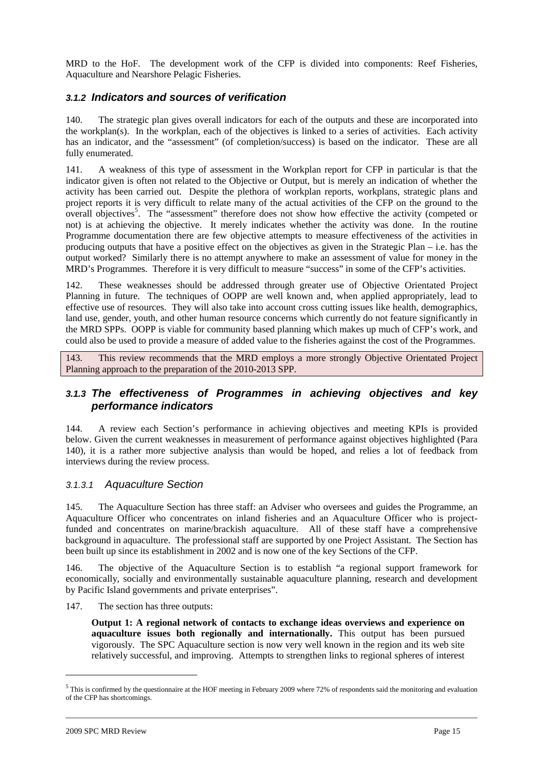MRD to the HoF. The development work of the CFP is divided into components: Reef Fisheries, Aquaculture and Nearshore Pelagic Fisheries.

### *3.1.2 Indicators and sources of verification*

140. The strategic plan gives overall indicators for each of the outputs and these are incorporated into the workplan(s). In the workplan, each of the objectives is linked to a series of activities. Each activity has an indicator, and the "assessment" (of completion/success) is based on the indicator. These are all fully enumerated.

141. A weakness of this type of assessment in the Workplan report for CFP in particular is that the indicator given is often not related to the Objective or Output, but is merely an indication of whether the activity has been carried out. Despite the plethora of workplan reports, workplans, strategic plans and project reports it is very difficult to relate many of the actual activities of the CFP on the ground to the overall objectives[5]. The "assessment" therefore does not show how effective the activity (competed or not) is at achieving the objective. It merely indicates whether the activity was done. In the routine Programme documentation there are few objective attempts to measure effectiveness of the activities in producing outputs that have a positive effect on the objectives as given in the Strategic Plan – i.e. has the output worked? Similarly there is no attempt anywhere to make an assessment of value for money in the MRD's Programmes. Therefore it is very difficult to measure "success" in some of the CFP's activities.

142. These weaknesses should be addressed through greater use of Objective Orientated Project Planning in future. The techniques of OOPP are well known and, when applied appropriately, lead to effective use of resources. They will also take into account cross cutting issues like health, demographics, land use, gender, youth, and other human resource concerns which currently do not feature significantly in the MRD SPPs. OOPP is viable for community based planning which makes up much of CFP's work, and could also be used to provide a measure of added value to the fisheries against the cost of the Programmes.

143. This review recommends that the MRD employs a more strongly Objective Orientated Project Planning approach to the preparation of the 2010-2013 SPP.

### *3.1.3 The effectiveness of Programmes in achieving objectives and key performance indicators*

144. A review each Section's performance in achieving objectives and meeting KPIs is provided below. Given the current weaknesses in measurement of performance against objectives highlighted (Para 140), it is a rather more subjective analysis than would be hoped, and relies a lot of feedback from interviews during the review process.

#### *3.1.3.1 Aquaculture Section*

145. The Aquaculture Section has three staff: an Adviser who oversees and guides the Programme, an Aquaculture Officer who concentrates on inland fisheries and an Aquaculture Officer who is project-funded and concentrates on marine/brackish aquaculture. All of these staff have a comprehensive background in aquaculture. The professional staff are supported by one Project Assistant. The Section has been built up since its establishment in 2002 and is now one of the key Sections of the CFP.

146. The objective of the Aquaculture Section is to establish "a regional support framework for economically, socially and environmentally sustainable aquaculture planning, research and development by Pacific Island governments and private enterprises".

147. The section has three outputs:

> **Output 1: A regional network of contacts to exchange ideas overviews and experience on aquaculture issues both regionally and internationally.** This output has been pursued vigorously. The SPC Aquaculture section is now very well known in the region and its web site relatively successful, and improving. Attempts to strengthen links to regional spheres of interest

[5] This is confirmed by the questionnaire at the HOF meeting in February 2009 where 72% of respondents said the monitoring and evaluation of the CFP has shortcomings.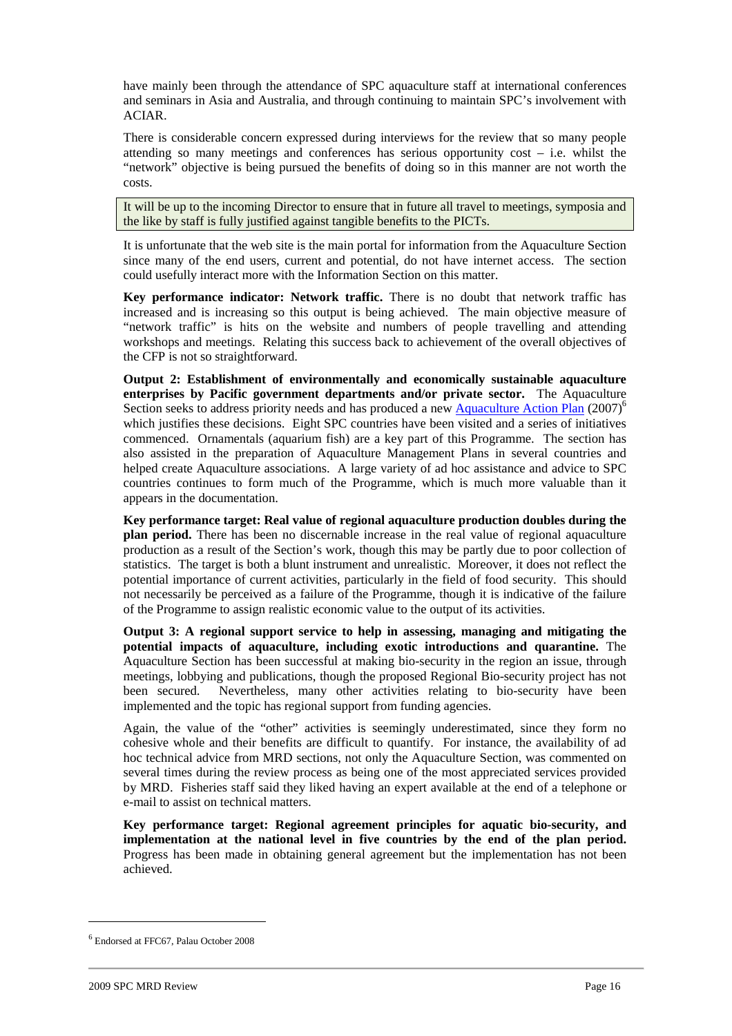have mainly been through the attendance of SPC aquaculture staff at international conferences and seminars in Asia and Australia, and through continuing to maintain SPC's involvement with ACIAR.

There is considerable concern expressed during interviews for the review that so many people attending so many meetings and conferences has serious opportunity cost – i.e. whilst the "network" objective is being pursued the benefits of doing so in this manner are not worth the costs.

> It will be up to the incoming Director to ensure that in future all travel to meetings, symposia and the like by staff is fully justified against tangible benefits to the PICTs.

It is unfortunate that the web site is the main portal for information from the Aquaculture Section since many of the end users, current and potential, do not have internet access. The section could usefully interact more with the Information Section on this matter.

**Key performance indicator: Network traffic.** There is no doubt that network traffic has increased and is increasing so this output is being achieved. The main objective measure of "network traffic" is hits on the website and numbers of people travelling and attending workshops and meetings. Relating this success back to achievement of the overall objectives of the CFP is not so straightforward.

**Output 2: Establishment of environmentally and economically sustainable aquaculture enterprises by Pacific government departments and/or private sector.** The Aquaculture Section seeks to address priority needs and has produced a new Aquaculture Action Plan (2007)[6] which justifies these decisions. Eight SPC countries have been visited and a series of initiatives commenced. Ornamentals (aquarium fish) are a key part of this Programme. The section has also assisted in the preparation of Aquaculture Management Plans in several countries and helped create Aquaculture associations. A large variety of ad hoc assistance and advice to SPC countries continues to form much of the Programme, which is much more valuable than it appears in the documentation.

**Key performance target: Real value of regional aquaculture production doubles during the plan period.** There has been no discernable increase in the real value of regional aquaculture production as a result of the Section's work, though this may be partly due to poor collection of statistics. The target is both a blunt instrument and unrealistic. Moreover, it does not reflect the potential importance of current activities, particularly in the field of food security. This should not necessarily be perceived as a failure of the Programme, though it is indicative of the failure of the Programme to assign realistic economic value to the output of its activities.

**Output 3: A regional support service to help in assessing, managing and mitigating the potential impacts of aquaculture, including exotic introductions and quarantine.** The Aquaculture Section has been successful at making bio-security in the region an issue, through meetings, lobbying and publications, though the proposed Regional Bio-security project has not been secured. Nevertheless, many other activities relating to bio-security have been implemented and the topic has regional support from funding agencies.

Again, the value of the "other" activities is seemingly underestimated, since they form no cohesive whole and their benefits are difficult to quantify. For instance, the availability of ad hoc technical advice from MRD sections, not only the Aquaculture Section, was commented on several times during the review process as being one of the most appreciated services provided by MRD. Fisheries staff said they liked having an expert available at the end of a telephone or e-mail to assist on technical matters.

**Key performance target: Regional agreement principles for aquatic bio-security, and implementation at the national level in five countries by the end of the plan period.** Progress has been made in obtaining general agreement but the implementation has not been achieved.

---

[6] Endorsed at FFC67, Palau October 2008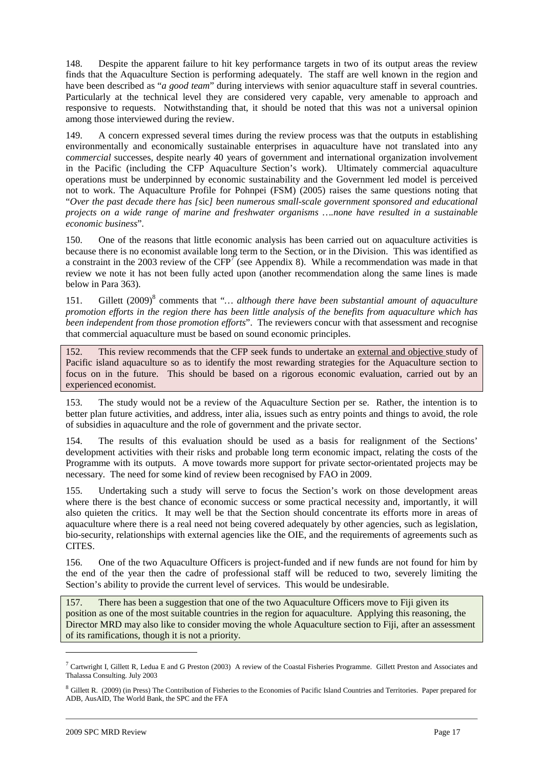148. Despite the apparent failure to hit key performance targets in two of its output areas the review finds that the Aquaculture Section is performing adequately. The staff are well known in the region and have been described as "*a good team*" during interviews with senior aquaculture staff in several countries. Particularly at the technical level they are considered very capable, very amenable to approach and responsive to requests. Notwithstanding that, it should be noted that this was not a universal opinion among those interviewed during the review.

149. A concern expressed several times during the review process was that the outputs in establishing environmentally and economically sustainable enterprises in aquaculture have not translated into any *commercial* successes, despite nearly 40 years of government and international organization involvement in the Pacific (including the CFP Aquaculture Section's work). Ultimately commercial aquaculture operations must be underpinned by economic sustainability and the Government led model is perceived not to work. The Aquaculture Profile for Pohnpei (FSM) (2005) raises the same questions noting that "*Over the past decade there has [*sic*] been numerous small-scale government sponsored and educational projects on a wide range of marine and freshwater organisms ….none have resulted in a sustainable economic business*".

150. One of the reasons that little economic analysis has been carried out on aquaculture activities is because there is no economist available long term to the Section, or in the Division. This was identified as a constraint in the 2003 review of the CFP[7] (see Appendix 8). While a recommendation was made in that review we note it has not been fully acted upon (another recommendation along the same lines is made below in Para 363).

151. Gillett (2009)[8] comments that "*… although there have been substantial amount of aquaculture promotion efforts in the region there has been little analysis of the benefits from aquaculture which has been independent from those promotion efforts*". The reviewers concur with that assessment and recognise that commercial aquaculture must be based on sound economic principles.

152. This review recommends that the CFP seek funds to undertake an external and objective study of Pacific island aquaculture so as to identify the most rewarding strategies for the Aquaculture section to focus on in the future. This should be based on a rigorous economic evaluation, carried out by an experienced economist.

153. The study would not be a review of the Aquaculture Section per se. Rather, the intention is to better plan future activities, and address, inter alia, issues such as entry points and things to avoid, the role of subsidies in aquaculture and the role of government and the private sector.

154. The results of this evaluation should be used as a basis for realignment of the Sections' development activities with their risks and probable long term economic impact, relating the costs of the Programme with its outputs. A move towards more support for private sector-orientated projects may be necessary. The need for some kind of review been recognised by FAO in 2009.

155. Undertaking such a study will serve to focus the Section's work on those development areas where there is the best chance of economic success or some practical necessity and, importantly, it will also quieten the critics. It may well be that the Section should concentrate its efforts more in areas of aquaculture where there is a real need not being covered adequately by other agencies, such as legislation, bio-security, relationships with external agencies like the OIE, and the requirements of agreements such as CITES.

156. One of the two Aquaculture Officers is project-funded and if new funds are not found for him by the end of the year then the cadre of professional staff will be reduced to two, severely limiting the Section's ability to provide the current level of services. This would be undesirable.

157. There has been a suggestion that one of the two Aquaculture Officers move to Fiji given its position as one of the most suitable countries in the region for aquaculture. Applying this reasoning, the Director MRD may also like to consider moving the whole Aquaculture section to Fiji, after an assessment of its ramifications, though it is not a priority.

---

[7] Cartwright I, Gillett R, Ledua E and G Preston (2003) A review of the Coastal Fisheries Programme. Gillett Preston and Associates and Thalassa Consulting. July 2003

[8] Gillett R. (2009) (in Press) The Contribution of Fisheries to the Economies of Pacific Island Countries and Territories. Paper prepared for ADB, AusAID, The World Bank, the SPC and the FFA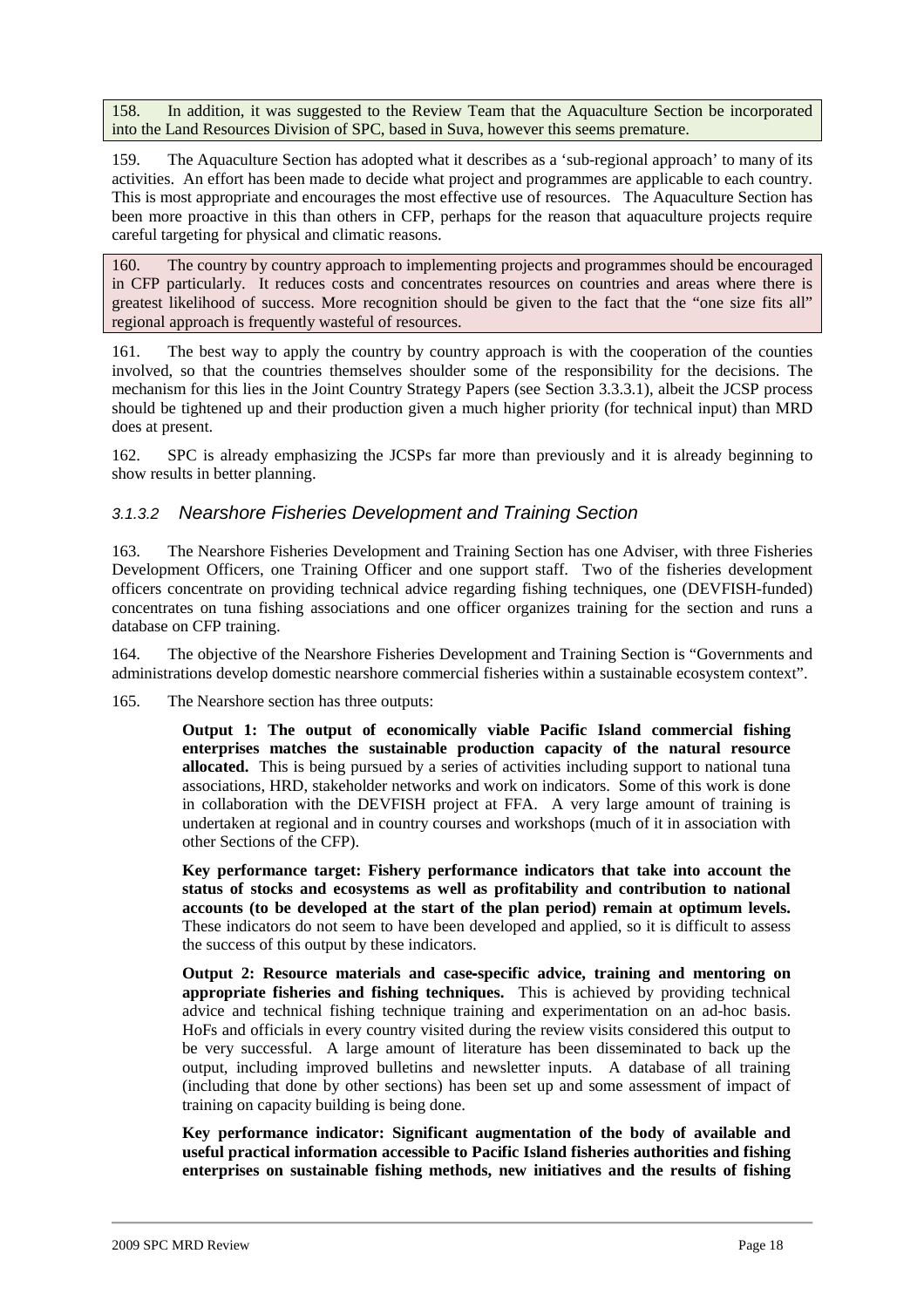158. In addition, it was suggested to the Review Team that the Aquaculture Section be incorporated into the Land Resources Division of SPC, based in Suva, however this seems premature.

159. The Aquaculture Section has adopted what it describes as a 'sub-regional approach' to many of its activities. An effort has been made to decide what project and programmes are applicable to each country. This is most appropriate and encourages the most effective use of resources. The Aquaculture Section has been more proactive in this than others in CFP, perhaps for the reason that aquaculture projects require careful targeting for physical and climatic reasons.

160. The country by country approach to implementing projects and programmes should be encouraged in CFP particularly. It reduces costs and concentrates resources on countries and areas where there is greatest likelihood of success. More recognition should be given to the fact that the "one size fits all" regional approach is frequently wasteful of resources.

161. The best way to apply the country by country approach is with the cooperation of the counties involved, so that the countries themselves shoulder some of the responsibility for the decisions. The mechanism for this lies in the Joint Country Strategy Papers (see Section 3.3.3.1), albeit the JCSP process should be tightened up and their production given a much higher priority (for technical input) than MRD does at present.

162. SPC is already emphasizing the JCSPs far more than previously and it is already beginning to show results in better planning.

#### *3.1.3.2 Nearshore Fisheries Development and Training Section*

163. The Nearshore Fisheries Development and Training Section has one Adviser, with three Fisheries Development Officers, one Training Officer and one support staff. Two of the fisheries development officers concentrate on providing technical advice regarding fishing techniques, one (DEVFISH-funded) concentrates on tuna fishing associations and one officer organizes training for the section and runs a database on CFP training.

164. The objective of the Nearshore Fisheries Development and Training Section is "Governments and administrations develop domestic nearshore commercial fisheries within a sustainable ecosystem context".

165. The Nearshore section has three outputs:

> **Output 1: The output of economically viable Pacific Island commercial fishing enterprises matches the sustainable production capacity of the natural resource allocated.** This is being pursued by a series of activities including support to national tuna associations, HRD, stakeholder networks and work on indicators. Some of this work is done in collaboration with the DEVFISH project at FFA. A very large amount of training is undertaken at regional and in country courses and workshops (much of it in association with other Sections of the CFP).
>
> **Key performance target: Fishery performance indicators that take into account the status of stocks and ecosystems as well as profitability and contribution to national accounts (to be developed at the start of the plan period) remain at optimum levels.** These indicators do not seem to have been developed and applied, so it is difficult to assess the success of this output by these indicators.
>
> **Output 2: Resource materials and case-specific advice, training and mentoring on appropriate fisheries and fishing techniques.** This is achieved by providing technical advice and technical fishing technique training and experimentation on an ad-hoc basis. HoFs and officials in every country visited during the review visits considered this output to be very successful. A large amount of literature has been disseminated to back up the output, including improved bulletins and newsletter inputs. A database of all training (including that done by other sections) has been set up and some assessment of impact of training on capacity building is being done.
>
> **Key performance indicator: Significant augmentation of the body of available and useful practical information accessible to Pacific Island fisheries authorities and fishing enterprises on sustainable fishing methods, new initiatives and the results of fishing**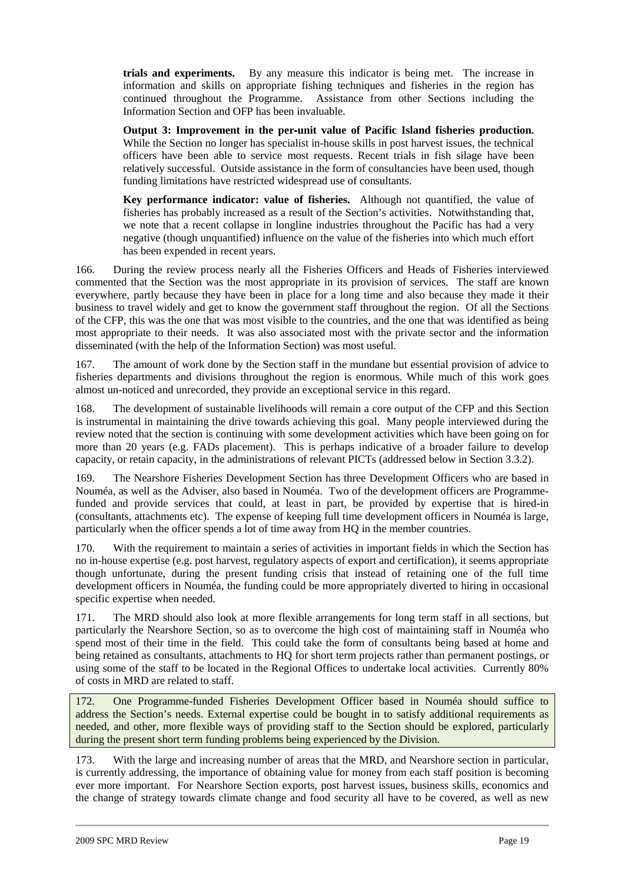**trials and experiments.** By any measure this indicator is being met. The increase in information and skills on appropriate fishing techniques and fisheries in the region has continued throughout the Programme. Assistance from other Sections including the Information Section and OFP has been invaluable.

**Output 3: Improvement in the per-unit value of Pacific Island fisheries production.** While the Section no longer has specialist in-house skills in post harvest issues, the technical officers have been able to service most requests. Recent trials in fish silage have been relatively successful. Outside assistance in the form of consultancies have been used, though funding limitations have restricted widespread use of consultants.

**Key performance indicator: value of fisheries.** Although not quantified, the value of fisheries has probably increased as a result of the Section's activities. Notwithstanding that, we note that a recent collapse in longline industries throughout the Pacific has had a very negative (though unquantified) influence on the value of the fisheries into which much effort has been expended in recent years.

166. During the review process nearly all the Fisheries Officers and Heads of Fisheries interviewed commented that the Section was the most appropriate in its provision of services. The staff are known everywhere, partly because they have been in place for a long time and also because they made it their business to travel widely and get to know the government staff throughout the region. Of all the Sections of the CFP, this was the one that was most visible to the countries, and the one that was identified as being most appropriate to their needs. It was also associated most with the private sector and the information disseminated (with the help of the Information Section) was most useful.

167. The amount of work done by the Section staff in the mundane but essential provision of advice to fisheries departments and divisions throughout the region is enormous. While much of this work goes almost un-noticed and unrecorded, they provide an exceptional service in this regard.

168. The development of sustainable livelihoods will remain a core output of the CFP and this Section is instrumental in maintaining the drive towards achieving this goal. Many people interviewed during the review noted that the section is continuing with some development activities which have been going on for more than 20 years (e.g. FADs placement). This is perhaps indicative of a broader failure to develop capacity, or retain capacity, in the administrations of relevant PICTs (addressed below in Section 3.3.2).

169. The Nearshore Fisheries Development Section has three Development Officers who are based in Nouméa, as well as the Adviser, also based in Nouméa. Two of the development officers are Programme-funded and provide services that could, at least in part, be provided by expertise that is hired-in (consultants, attachments etc). The expense of keeping full time development officers in Nouméa is large, particularly when the officer spends a lot of time away from HQ in the member countries.

170. With the requirement to maintain a series of activities in important fields in which the Section has no in-house expertise (e.g. post harvest, regulatory aspects of export and certification), it seems appropriate though unfortunate, during the present funding crisis that instead of retaining one of the full time development officers in Nouméa, the funding could be more appropriately diverted to hiring in occasional specific expertise when needed.

171. The MRD should also look at more flexible arrangements for long term staff in all sections, but particularly the Nearshore Section, so as to overcome the high cost of maintaining staff in Nouméa who spend most of their time in the field. This could take the form of consultants being based at home and being retained as consultants, attachments to HQ for short term projects rather than permanent postings, or using some of the staff to be located in the Regional Offices to undertake local activities. Currently 80% of costs in MRD are related to staff.

172. One Programme-funded Fisheries Development Officer based in Nouméa should suffice to address the Section's needs. External expertise could be bought in to satisfy additional requirements as needed, and other, more flexible ways of providing staff to the Section should be explored, particularly during the present short term funding problems being experienced by the Division.

173. With the large and increasing number of areas that the MRD, and Nearshore section in particular, is currently addressing, the importance of obtaining value for money from each staff position is becoming ever more important. For Nearshore Section exports, post harvest issues, business skills, economics and the change of strategy towards climate change and food security all have to be covered, as well as new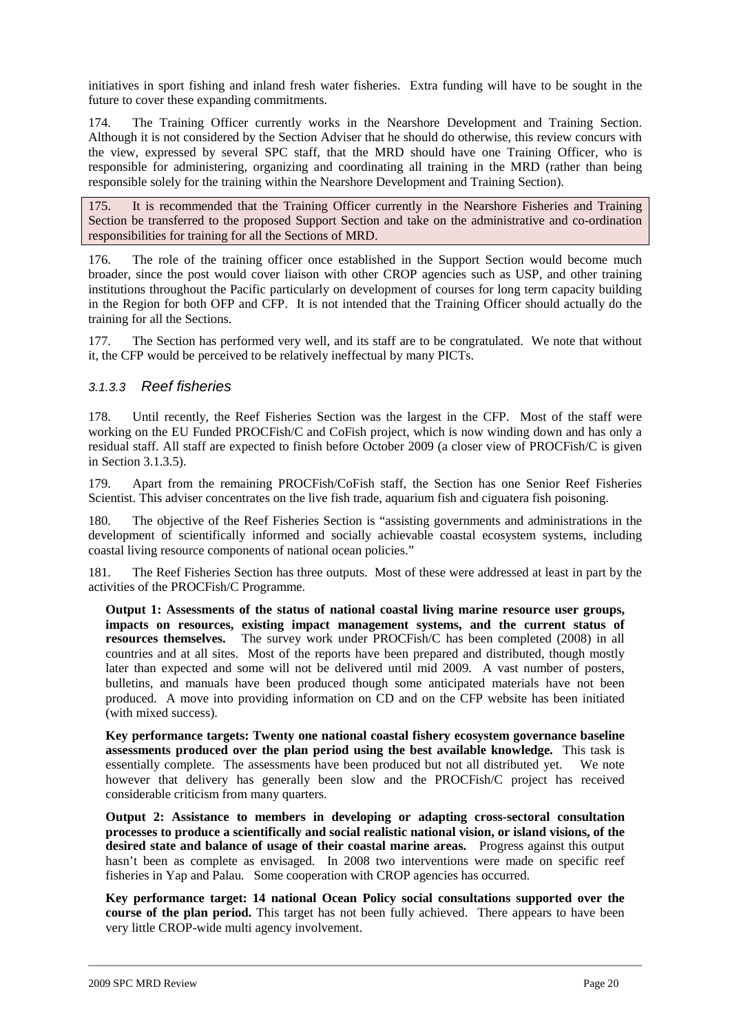initiatives in sport fishing and inland fresh water fisheries. Extra funding will have to be sought in the future to cover these expanding commitments.

174. The Training Officer currently works in the Nearshore Development and Training Section. Although it is not considered by the Section Adviser that he should do otherwise, this review concurs with the view, expressed by several SPC staff, that the MRD should have one Training Officer, who is responsible for administering, organizing and coordinating all training in the MRD (rather than being responsible solely for the training within the Nearshore Development and Training Section).

175. It is recommended that the Training Officer currently in the Nearshore Fisheries and Training Section be transferred to the proposed Support Section and take on the administrative and co-ordination responsibilities for training for all the Sections of MRD.

176. The role of the training officer once established in the Support Section would become much broader, since the post would cover liaison with other CROP agencies such as USP, and other training institutions throughout the Pacific particularly on development of courses for long term capacity building in the Region for both OFP and CFP. It is not intended that the Training Officer should actually do the training for all the Sections.

177. The Section has performed very well, and its staff are to be congratulated. We note that without it, the CFP would be perceived to be relatively ineffectual by many PICTs.

### *3.1.3.3 Reef fisheries*

178. Until recently, the Reef Fisheries Section was the largest in the CFP. Most of the staff were working on the EU Funded PROCFish/C and CoFish project, which is now winding down and has only a residual staff. All staff are expected to finish before October 2009 (a closer view of PROCFish/C is given in Section 3.1.3.5).

179. Apart from the remaining PROCFish/CoFish staff, the Section has one Senior Reef Fisheries Scientist. This adviser concentrates on the live fish trade, aquarium fish and ciguatera fish poisoning.

180. The objective of the Reef Fisheries Section is "assisting governments and administrations in the development of scientifically informed and socially achievable coastal ecosystem systems, including coastal living resource components of national ocean policies."

181. The Reef Fisheries Section has three outputs. Most of these were addressed at least in part by the activities of the PROCFish/C Programme.

**Output 1: Assessments of the status of national coastal living marine resource user groups, impacts on resources, existing impact management systems, and the current status of resources themselves.** The survey work under PROCFish/C has been completed (2008) in all countries and at all sites. Most of the reports have been prepared and distributed, though mostly later than expected and some will not be delivered until mid 2009. A vast number of posters, bulletins, and manuals have been produced though some anticipated materials have not been produced. A move into providing information on CD and on the CFP website has been initiated (with mixed success).

**Key performance targets: Twenty one national coastal fishery ecosystem governance baseline assessments produced over the plan period using the best available knowledge.** This task is essentially complete. The assessments have been produced but not all distributed yet. We note however that delivery has generally been slow and the PROCFish/C project has received considerable criticism from many quarters.

**Output 2: Assistance to members in developing or adapting cross-sectoral consultation processes to produce a scientifically and social realistic national vision, or island visions, of the desired state and balance of usage of their coastal marine areas.** Progress against this output hasn't been as complete as envisaged. In 2008 two interventions were made on specific reef fisheries in Yap and Palau. Some cooperation with CROP agencies has occurred.

**Key performance target: 14 national Ocean Policy social consultations supported over the course of the plan period.** This target has not been fully achieved. There appears to have been very little CROP-wide multi agency involvement.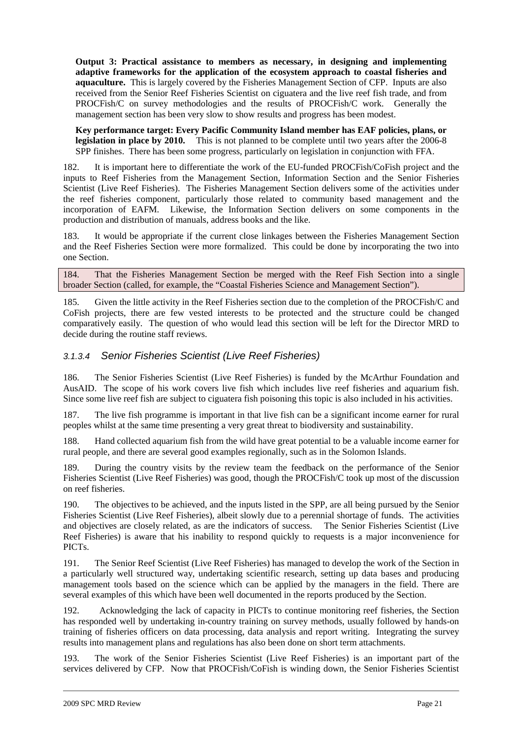**Output 3: Practical assistance to members as necessary, in designing and implementing adaptive frameworks for the application of the ecosystem approach to coastal fisheries and aquaculture.** This is largely covered by the Fisheries Management Section of CFP. Inputs are also received from the Senior Reef Fisheries Scientist on ciguatera and the live reef fish trade, and from PROCFish/C on survey methodologies and the results of PROCFish/C work. Generally the management section has been very slow to show results and progress has been modest.

**Key performance target: Every Pacific Community Island member has EAF policies, plans, or legislation in place by 2010.** This is not planned to be complete until two years after the 2006-8 SPP finishes. There has been some progress, particularly on legislation in conjunction with FFA.

182. It is important here to differentiate the work of the EU-funded PROCFish/CoFish project and the inputs to Reef Fisheries from the Management Section, Information Section and the Senior Fisheries Scientist (Live Reef Fisheries). The Fisheries Management Section delivers some of the activities under the reef fisheries component, particularly those related to community based management and the incorporation of EAFM. Likewise, the Information Section delivers on some components in the production and distribution of manuals, address books and the like.

183. It would be appropriate if the current close linkages between the Fisheries Management Section and the Reef Fisheries Section were more formalized. This could be done by incorporating the two into one Section.

184. That the Fisheries Management Section be merged with the Reef Fish Section into a single broader Section (called, for example, the "Coastal Fisheries Science and Management Section").

185. Given the little activity in the Reef Fisheries section due to the completion of the PROCFish/C and CoFish projects, there are few vested interests to be protected and the structure could be changed comparatively easily. The question of who would lead this section will be left for the Director MRD to decide during the routine staff reviews.

### *3.1.3.4 Senior Fisheries Scientist (Live Reef Fisheries)*

186. The Senior Fisheries Scientist (Live Reef Fisheries) is funded by the McArthur Foundation and AusAID. The scope of his work covers live fish which includes live reef fisheries and aquarium fish. Since some live reef fish are subject to ciguatera fish poisoning this topic is also included in his activities.

187. The live fish programme is important in that live fish can be a significant income earner for rural peoples whilst at the same time presenting a very great threat to biodiversity and sustainability.

188. Hand collected aquarium fish from the wild have great potential to be a valuable income earner for rural people, and there are several good examples regionally, such as in the Solomon Islands.

189. During the country visits by the review team the feedback on the performance of the Senior Fisheries Scientist (Live Reef Fisheries) was good, though the PROCFish/C took up most of the discussion on reef fisheries.

190. The objectives to be achieved, and the inputs listed in the SPP, are all being pursued by the Senior Fisheries Scientist (Live Reef Fisheries), albeit slowly due to a perennial shortage of funds. The activities and objectives are closely related, as are the indicators of success. The Senior Fisheries Scientist (Live Reef Fisheries) is aware that his inability to respond quickly to requests is a major inconvenience for PICTs.

191. The Senior Reef Scientist (Live Reef Fisheries) has managed to develop the work of the Section in a particularly well structured way, undertaking scientific research, setting up data bases and producing management tools based on the science which can be applied by the managers in the field. There are several examples of this which have been well documented in the reports produced by the Section.

192. Acknowledging the lack of capacity in PICTs to continue monitoring reef fisheries, the Section has responded well by undertaking in-country training on survey methods, usually followed by hands-on training of fisheries officers on data processing, data analysis and report writing. Integrating the survey results into management plans and regulations has also been done on short term attachments.

193. The work of the Senior Fisheries Scientist (Live Reef Fisheries) is an important part of the services delivered by CFP. Now that PROCFish/CoFish is winding down, the Senior Fisheries Scientist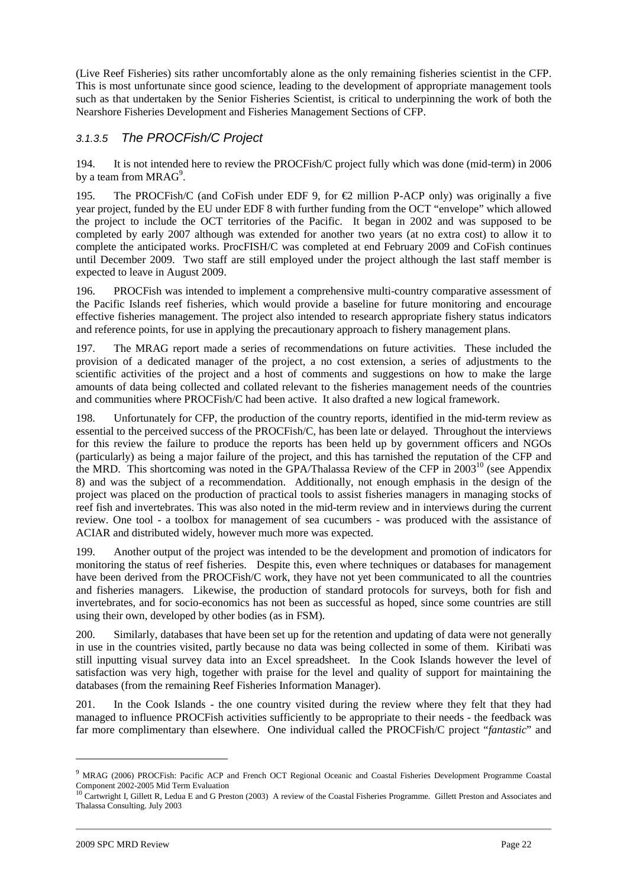(Live Reef Fisheries) sits rather uncomfortably alone as the only remaining fisheries scientist in the CFP. This is most unfortunate since good science, leading to the development of appropriate management tools such as that undertaken by the Senior Fisheries Scientist, is critical to underpinning the work of both the Nearshore Fisheries Development and Fisheries Management Sections of CFP.

#### *3.1.3.5 The PROCFish/C Project*

194. It is not intended here to review the PROCFish/C project fully which was done (mid-term) in 2006 by a team from MRAG[9].

195. The PROCFish/C (and CoFish under EDF 9, for €2 million P-ACP only) was originally a five year project, funded by the EU under EDF 8 with further funding from the OCT "envelope" which allowed the project to include the OCT territories of the Pacific. It began in 2002 and was supposed to be completed by early 2007 although was extended for another two years (at no extra cost) to allow it to complete the anticipated works. ProcFISH/C was completed at end February 2009 and CoFish continues until December 2009. Two staff are still employed under the project although the last staff member is expected to leave in August 2009.

196. PROCFish was intended to implement a comprehensive multi-country comparative assessment of the Pacific Islands reef fisheries, which would provide a baseline for future monitoring and encourage effective fisheries management. The project also intended to research appropriate fishery status indicators and reference points, for use in applying the precautionary approach to fishery management plans.

197. The MRAG report made a series of recommendations on future activities. These included the provision of a dedicated manager of the project, a no cost extension, a series of adjustments to the scientific activities of the project and a host of comments and suggestions on how to make the large amounts of data being collected and collated relevant to the fisheries management needs of the countries and communities where PROCFish/C had been active. It also drafted a new logical framework.

198. Unfortunately for CFP, the production of the country reports, identified in the mid-term review as essential to the perceived success of the PROCFish/C, has been late or delayed. Throughout the interviews for this review the failure to produce the reports has been held up by government officers and NGOs (particularly) as being a major failure of the project, and this has tarnished the reputation of the CFP and the MRD. This shortcoming was noted in the GPA/Thalassa Review of the CFP in 2003[10] (see Appendix 8) and was the subject of a recommendation. Additionally, not enough emphasis in the design of the project was placed on the production of practical tools to assist fisheries managers in managing stocks of reef fish and invertebrates. This was also noted in the mid-term review and in interviews during the current review. One tool - a toolbox for management of sea cucumbers - was produced with the assistance of ACIAR and distributed widely, however much more was expected.

199. Another output of the project was intended to be the development and promotion of indicators for monitoring the status of reef fisheries. Despite this, even where techniques or databases for management have been derived from the PROCFish/C work, they have not yet been communicated to all the countries and fisheries managers. Likewise, the production of standard protocols for surveys, both for fish and invertebrates, and for socio-economics has not been as successful as hoped, since some countries are still using their own, developed by other bodies (as in FSM).

200. Similarly, databases that have been set up for the retention and updating of data were not generally in use in the countries visited, partly because no data was being collected in some of them. Kiribati was still inputting visual survey data into an Excel spreadsheet. In the Cook Islands however the level of satisfaction was very high, together with praise for the level and quality of support for maintaining the databases (from the remaining Reef Fisheries Information Manager).

201. In the Cook Islands - the one country visited during the review where they felt that they had managed to influence PROCFish activities sufficiently to be appropriate to their needs - the feedback was far more complimentary than elsewhere. One individual called the PROCFish/C project "*fantastic*" and

---

[9] MRAG (2006) PROCFish: Pacific ACP and French OCT Regional Oceanic and Coastal Fisheries Development Programme Coastal Component 2002-2005 Mid Term Evaluation

[10] Cartwright I, Gillett R, Ledua E and G Preston (2003) A review of the Coastal Fisheries Programme. Gillett Preston and Associates and Thalassa Consulting. July 2003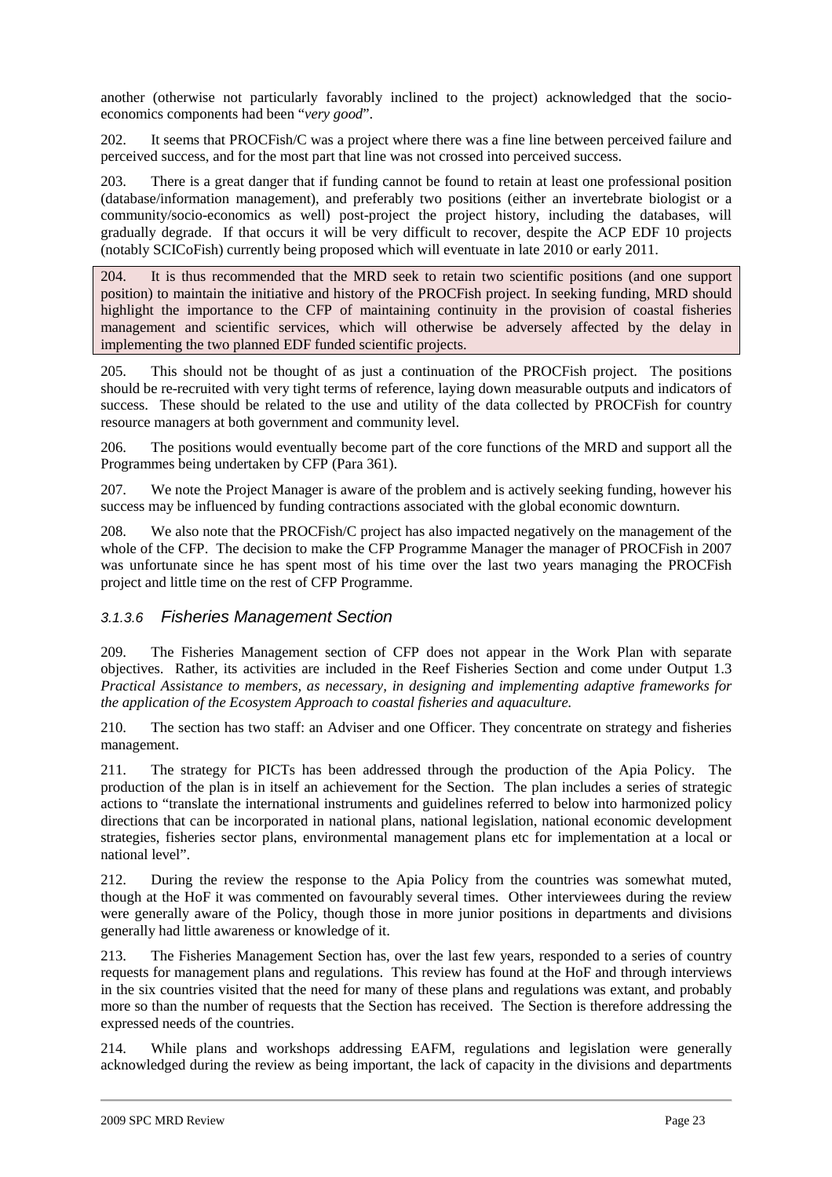another (otherwise not particularly favorably inclined to the project) acknowledged that the socio-economics components had been "*very good*".

202. It seems that PROCFish/C was a project where there was a fine line between perceived failure and perceived success, and for the most part that line was not crossed into perceived success.

203. There is a great danger that if funding cannot be found to retain at least one professional position (database/information management), and preferably two positions (either an invertebrate biologist or a community/socio-economics as well) post-project the project history, including the databases, will gradually degrade. If that occurs it will be very difficult to recover, despite the ACP EDF 10 projects (notably SCICoFish) currently being proposed which will eventuate in late 2010 or early 2011.

204. It is thus recommended that the MRD seek to retain two scientific positions (and one support position) to maintain the initiative and history of the PROCFish project. In seeking funding, MRD should highlight the importance to the CFP of maintaining continuity in the provision of coastal fisheries management and scientific services, which will otherwise be adversely affected by the delay in implementing the two planned EDF funded scientific projects.

205. This should not be thought of as just a continuation of the PROCFish project. The positions should be re-recruited with very tight terms of reference, laying down measurable outputs and indicators of success. These should be related to the use and utility of the data collected by PROCFish for country resource managers at both government and community level.

206. The positions would eventually become part of the core functions of the MRD and support all the Programmes being undertaken by CFP (Para 361).

207. We note the Project Manager is aware of the problem and is actively seeking funding, however his success may be influenced by funding contractions associated with the global economic downturn.

208. We also note that the PROCFish/C project has also impacted negatively on the management of the whole of the CFP. The decision to make the CFP Programme Manager the manager of PROCFish in 2007 was unfortunate since he has spent most of his time over the last two years managing the PROCFish project and little time on the rest of CFP Programme.

### *3.1.3.6 Fisheries Management Section*

209. The Fisheries Management section of CFP does not appear in the Work Plan with separate objectives. Rather, its activities are included in the Reef Fisheries Section and come under Output 1.3 *Practical Assistance to members, as necessary, in designing and implementing adaptive frameworks for the application of the Ecosystem Approach to coastal fisheries and aquaculture.*

210. The section has two staff: an Adviser and one Officer. They concentrate on strategy and fisheries management.

211. The strategy for PICTs has been addressed through the production of the Apia Policy. The production of the plan is in itself an achievement for the Section. The plan includes a series of strategic actions to "translate the international instruments and guidelines referred to below into harmonized policy directions that can be incorporated in national plans, national legislation, national economic development strategies, fisheries sector plans, environmental management plans etc for implementation at a local or national level".

212. During the review the response to the Apia Policy from the countries was somewhat muted, though at the HoF it was commented on favourably several times. Other interviewees during the review were generally aware of the Policy, though those in more junior positions in departments and divisions generally had little awareness or knowledge of it.

213. The Fisheries Management Section has, over the last few years, responded to a series of country requests for management plans and regulations. This review has found at the HoF and through interviews in the six countries visited that the need for many of these plans and regulations was extant, and probably more so than the number of requests that the Section has received. The Section is therefore addressing the expressed needs of the countries.

214. While plans and workshops addressing EAFM, regulations and legislation were generally acknowledged during the review as being important, the lack of capacity in the divisions and departments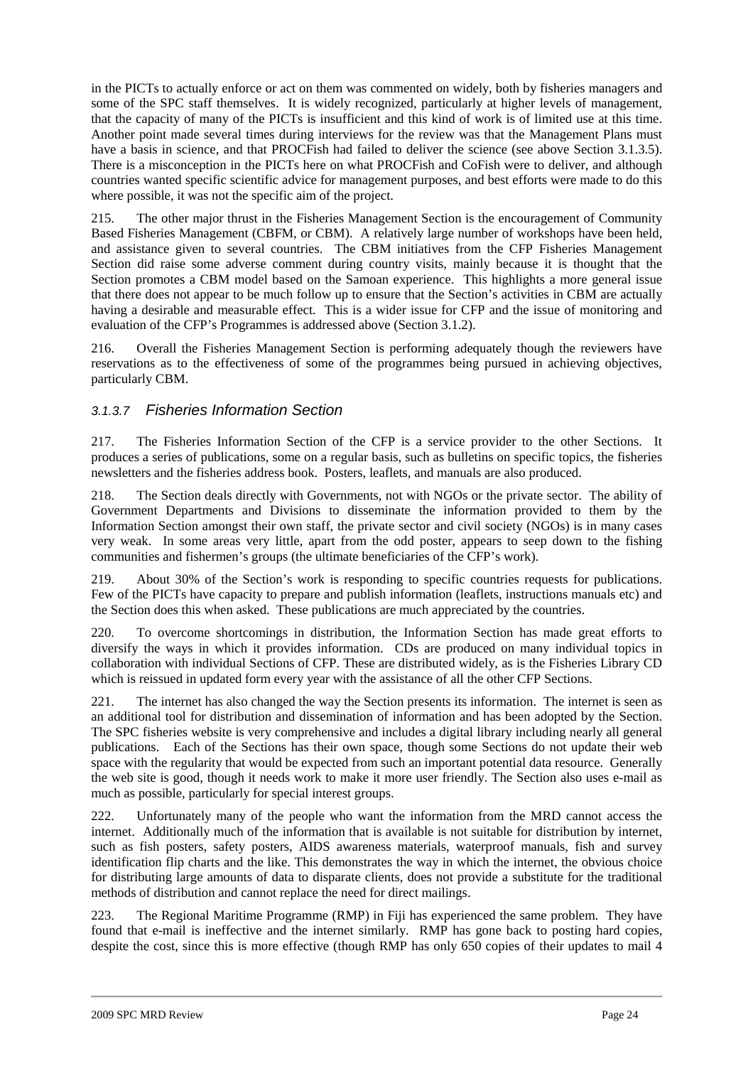in the PICTs to actually enforce or act on them was commented on widely, both by fisheries managers and some of the SPC staff themselves. It is widely recognized, particularly at higher levels of management, that the capacity of many of the PICTs is insufficient and this kind of work is of limited use at this time. Another point made several times during interviews for the review was that the Management Plans must have a basis in science, and that PROCFish had failed to deliver the science (see above Section 3.1.3.5). There is a misconception in the PICTs here on what PROCFish and CoFish were to deliver, and although countries wanted specific scientific advice for management purposes, and best efforts were made to do this where possible, it was not the specific aim of the project.

215. The other major thrust in the Fisheries Management Section is the encouragement of Community Based Fisheries Management (CBFM, or CBM). A relatively large number of workshops have been held, and assistance given to several countries. The CBM initiatives from the CFP Fisheries Management Section did raise some adverse comment during country visits, mainly because it is thought that the Section promotes a CBM model based on the Samoan experience. This highlights a more general issue that there does not appear to be much follow up to ensure that the Section's activities in CBM are actually having a desirable and measurable effect. This is a wider issue for CFP and the issue of monitoring and evaluation of the CFP's Programmes is addressed above (Section 3.1.2).

216. Overall the Fisheries Management Section is performing adequately though the reviewers have reservations as to the effectiveness of some of the programmes being pursued in achieving objectives, particularly CBM.

#### *3.1.3.7 Fisheries Information Section*

217. The Fisheries Information Section of the CFP is a service provider to the other Sections. It produces a series of publications, some on a regular basis, such as bulletins on specific topics, the fisheries newsletters and the fisheries address book. Posters, leaflets, and manuals are also produced.

218. The Section deals directly with Governments, not with NGOs or the private sector. The ability of Government Departments and Divisions to disseminate the information provided to them by the Information Section amongst their own staff, the private sector and civil society (NGOs) is in many cases very weak. In some areas very little, apart from the odd poster, appears to seep down to the fishing communities and fishermen's groups (the ultimate beneficiaries of the CFP's work).

219. About 30% of the Section's work is responding to specific countries requests for publications. Few of the PICTs have capacity to prepare and publish information (leaflets, instructions manuals etc) and the Section does this when asked. These publications are much appreciated by the countries.

220. To overcome shortcomings in distribution, the Information Section has made great efforts to diversify the ways in which it provides information. CDs are produced on many individual topics in collaboration with individual Sections of CFP. These are distributed widely, as is the Fisheries Library CD which is reissued in updated form every year with the assistance of all the other CFP Sections.

221. The internet has also changed the way the Section presents its information. The internet is seen as an additional tool for distribution and dissemination of information and has been adopted by the Section. The SPC fisheries website is very comprehensive and includes a digital library including nearly all general publications. Each of the Sections has their own space, though some Sections do not update their web space with the regularity that would be expected from such an important potential data resource. Generally the web site is good, though it needs work to make it more user friendly. The Section also uses e-mail as much as possible, particularly for special interest groups.

222. Unfortunately many of the people who want the information from the MRD cannot access the internet. Additionally much of the information that is available is not suitable for distribution by internet, such as fish posters, safety posters, AIDS awareness materials, waterproof manuals, fish and survey identification flip charts and the like. This demonstrates the way in which the internet, the obvious choice for distributing large amounts of data to disparate clients, does not provide a substitute for the traditional methods of distribution and cannot replace the need for direct mailings.

223. The Regional Maritime Programme (RMP) in Fiji has experienced the same problem. They have found that e-mail is ineffective and the internet similarly. RMP has gone back to posting hard copies, despite the cost, since this is more effective (though RMP has only 650 copies of their updates to mail 4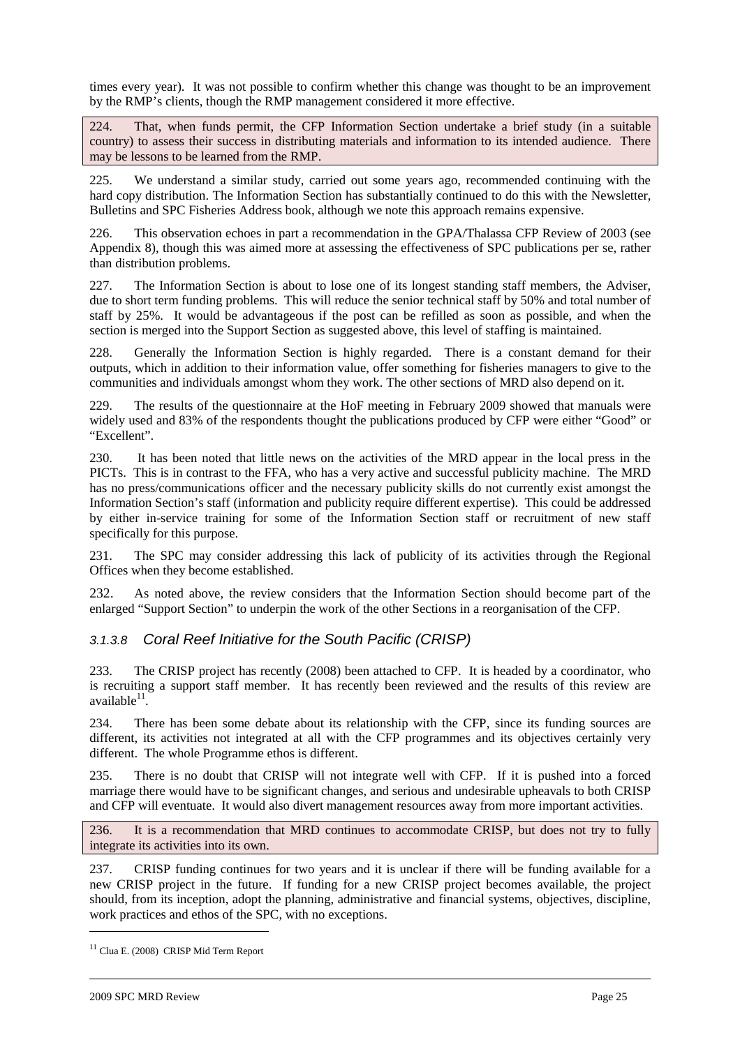times every year). It was not possible to confirm whether this change was thought to be an improvement by the RMP's clients, though the RMP management considered it more effective.

224. That, when funds permit, the CFP Information Section undertake a brief study (in a suitable country) to assess their success in distributing materials and information to its intended audience. There may be lessons to be learned from the RMP.

225. We understand a similar study, carried out some years ago, recommended continuing with the hard copy distribution. The Information Section has substantially continued to do this with the Newsletter, Bulletins and SPC Fisheries Address book, although we note this approach remains expensive.

226. This observation echoes in part a recommendation in the GPA/Thalassa CFP Review of 2003 (see Appendix 8), though this was aimed more at assessing the effectiveness of SPC publications per se, rather than distribution problems.

227. The Information Section is about to lose one of its longest standing staff members, the Adviser, due to short term funding problems. This will reduce the senior technical staff by 50% and total number of staff by 25%. It would be advantageous if the post can be refilled as soon as possible, and when the section is merged into the Support Section as suggested above, this level of staffing is maintained.

228. Generally the Information Section is highly regarded. There is a constant demand for their outputs, which in addition to their information value, offer something for fisheries managers to give to the communities and individuals amongst whom they work. The other sections of MRD also depend on it.

229. The results of the questionnaire at the HoF meeting in February 2009 showed that manuals were widely used and 83% of the respondents thought the publications produced by CFP were either "Good" or "Excellent".

230. It has been noted that little news on the activities of the MRD appear in the local press in the PICTs. This is in contrast to the FFA, who has a very active and successful publicity machine. The MRD has no press/communications officer and the necessary publicity skills do not currently exist amongst the Information Section's staff (information and publicity require different expertise). This could be addressed by either in-service training for some of the Information Section staff or recruitment of new staff specifically for this purpose.

231. The SPC may consider addressing this lack of publicity of its activities through the Regional Offices when they become established.

232. As noted above, the review considers that the Information Section should become part of the enlarged "Support Section" to underpin the work of the other Sections in a reorganisation of the CFP.

#### *3.1.3.8 Coral Reef Initiative for the South Pacific (CRISP)*

233. The CRISP project has recently (2008) been attached to CFP. It is headed by a coordinator, who is recruiting a support staff member. It has recently been reviewed and the results of this review are available[11].

234. There has been some debate about its relationship with the CFP, since its funding sources are different, its activities not integrated at all with the CFP programmes and its objectives certainly very different. The whole Programme ethos is different.

235. There is no doubt that CRISP will not integrate well with CFP. If it is pushed into a forced marriage there would have to be significant changes, and serious and undesirable upheavals to both CRISP and CFP will eventuate. It would also divert management resources away from more important activities.

236. It is a recommendation that MRD continues to accommodate CRISP, but does not try to fully integrate its activities into its own.

237. CRISP funding continues for two years and it is unclear if there will be funding available for a new CRISP project in the future. If funding for a new CRISP project becomes available, the project should, from its inception, adopt the planning, administrative and financial systems, objectives, discipline, work practices and ethos of the SPC, with no exceptions.

---

[11] Clua E. (2008) CRISP Mid Term Report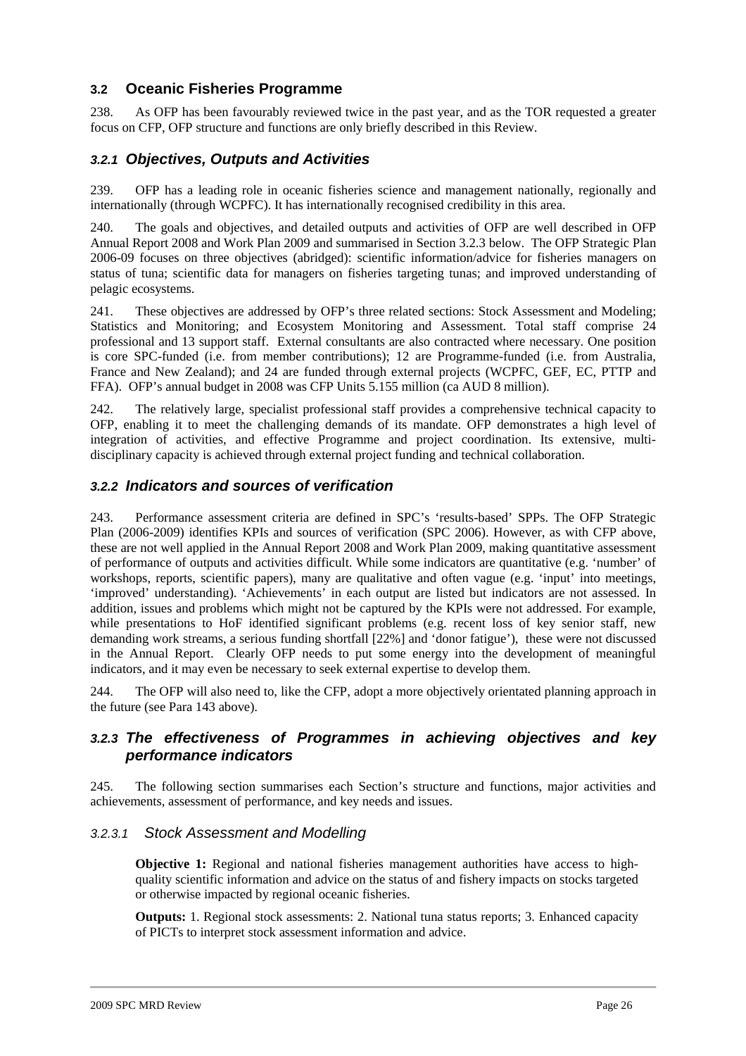## 3.2 Oceanic Fisheries Programme

238. As OFP has been favourably reviewed twice in the past year, and as the TOR requested a greater focus on CFP, OFP structure and functions are only briefly described in this Review.

### 3.2.1 *Objectives, Outputs and Activities*

239. OFP has a leading role in oceanic fisheries science and management nationally, regionally and internationally (through WCPFC). It has internationally recognised credibility in this area.

240. The goals and objectives, and detailed outputs and activities of OFP are well described in OFP Annual Report 2008 and Work Plan 2009 and summarised in Section 3.2.3 below. The OFP Strategic Plan 2006-09 focuses on three objectives (abridged): scientific information/advice for fisheries managers on status of tuna; scientific data for managers on fisheries targeting tunas; and improved understanding of pelagic ecosystems.

241. These objectives are addressed by OFP's three related sections: Stock Assessment and Modeling; Statistics and Monitoring; and Ecosystem Monitoring and Assessment. Total staff comprise 24 professional and 13 support staff. External consultants are also contracted where necessary. One position is core SPC-funded (i.e. from member contributions); 12 are Programme-funded (i.e. from Australia, France and New Zealand); and 24 are funded through external projects (WCPFC, GEF, EC, PTTP and FFA). OFP's annual budget in 2008 was CFP Units 5.155 million (ca AUD 8 million).

242. The relatively large, specialist professional staff provides a comprehensive technical capacity to OFP, enabling it to meet the challenging demands of its mandate. OFP demonstrates a high level of integration of activities, and effective Programme and project coordination. Its extensive, multi-disciplinary capacity is achieved through external project funding and technical collaboration.

### 3.2.2 *Indicators and sources of verification*

243. Performance assessment criteria are defined in SPC's 'results-based' SPPs. The OFP Strategic Plan (2006-2009) identifies KPIs and sources of verification (SPC 2006). However, as with CFP above, these are not well applied in the Annual Report 2008 and Work Plan 2009, making quantitative assessment of performance of outputs and activities difficult. While some indicators are quantitative (e.g. 'number' of workshops, reports, scientific papers), many are qualitative and often vague (e.g. 'input' into meetings, 'improved' understanding). 'Achievements' in each output are listed but indicators are not assessed. In addition, issues and problems which might not be captured by the KPIs were not addressed. For example, while presentations to HoF identified significant problems (e.g. recent loss of key senior staff, new demanding work streams, a serious funding shortfall [22%] and 'donor fatigue'), these were not discussed in the Annual Report. Clearly OFP needs to put some energy into the development of meaningful indicators, and it may even be necessary to seek external expertise to develop them.

244. The OFP will also need to, like the CFP, adopt a more objectively orientated planning approach in the future (see Para 143 above).

### 3.2.3 *The effectiveness of Programmes in achieving objectives and key performance indicators*

245. The following section summarises each Section's structure and functions, major activities and achievements, assessment of performance, and key needs and issues.

#### 3.2.3.1 *Stock Assessment and Modelling*

**Objective 1:** Regional and national fisheries management authorities have access to high-quality scientific information and advice on the status of and fishery impacts on stocks targeted or otherwise impacted by regional oceanic fisheries.

**Outputs:** 1. Regional stock assessments: 2. National tuna status reports; 3. Enhanced capacity of PICTs to interpret stock assessment information and advice.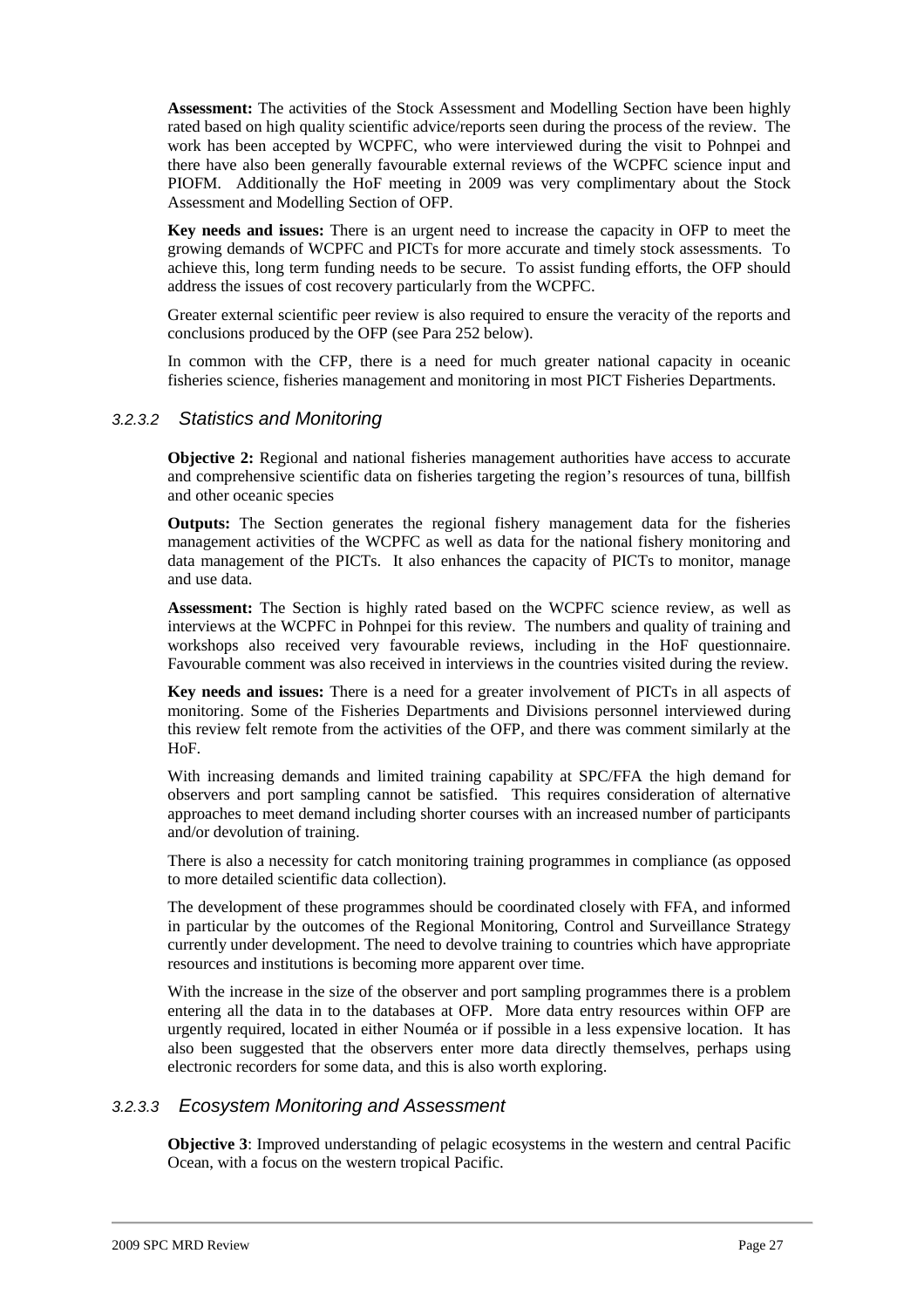**Assessment:** The activities of the Stock Assessment and Modelling Section have been highly rated based on high quality scientific advice/reports seen during the process of the review. The work has been accepted by WCPFC, who were interviewed during the visit to Pohnpei and there have also been generally favourable external reviews of the WCPFC science input and PIOFM. Additionally the HoF meeting in 2009 was very complimentary about the Stock Assessment and Modelling Section of OFP.

**Key needs and issues:** There is an urgent need to increase the capacity in OFP to meet the growing demands of WCPFC and PICTs for more accurate and timely stock assessments. To achieve this, long term funding needs to be secure. To assist funding efforts, the OFP should address the issues of cost recovery particularly from the WCPFC.

Greater external scientific peer review is also required to ensure the veracity of the reports and conclusions produced by the OFP (see Para 252 below).

In common with the CFP, there is a need for much greater national capacity in oceanic fisheries science, fisheries management and monitoring in most PICT Fisheries Departments.

#### *3.2.3.2 Statistics and Monitoring*

**Objective 2:** Regional and national fisheries management authorities have access to accurate and comprehensive scientific data on fisheries targeting the region's resources of tuna, billfish and other oceanic species

**Outputs:** The Section generates the regional fishery management data for the fisheries management activities of the WCPFC as well as data for the national fishery monitoring and data management of the PICTs. It also enhances the capacity of PICTs to monitor, manage and use data.

**Assessment:** The Section is highly rated based on the WCPFC science review, as well as interviews at the WCPFC in Pohnpei for this review. The numbers and quality of training and workshops also received very favourable reviews, including in the HoF questionnaire. Favourable comment was also received in interviews in the countries visited during the review.

**Key needs and issues:** There is a need for a greater involvement of PICTs in all aspects of monitoring. Some of the Fisheries Departments and Divisions personnel interviewed during this review felt remote from the activities of the OFP, and there was comment similarly at the HoF.

With increasing demands and limited training capability at SPC/FFA the high demand for observers and port sampling cannot be satisfied. This requires consideration of alternative approaches to meet demand including shorter courses with an increased number of participants and/or devolution of training.

There is also a necessity for catch monitoring training programmes in compliance (as opposed to more detailed scientific data collection).

The development of these programmes should be coordinated closely with FFA, and informed in particular by the outcomes of the Regional Monitoring, Control and Surveillance Strategy currently under development. The need to devolve training to countries which have appropriate resources and institutions is becoming more apparent over time.

With the increase in the size of the observer and port sampling programmes there is a problem entering all the data in to the databases at OFP. More data entry resources within OFP are urgently required, located in either Nouméa or if possible in a less expensive location. It has also been suggested that the observers enter more data directly themselves, perhaps using electronic recorders for some data, and this is also worth exploring.

#### *3.2.3.3 Ecosystem Monitoring and Assessment*

**Objective 3**: Improved understanding of pelagic ecosystems in the western and central Pacific Ocean, with a focus on the western tropical Pacific.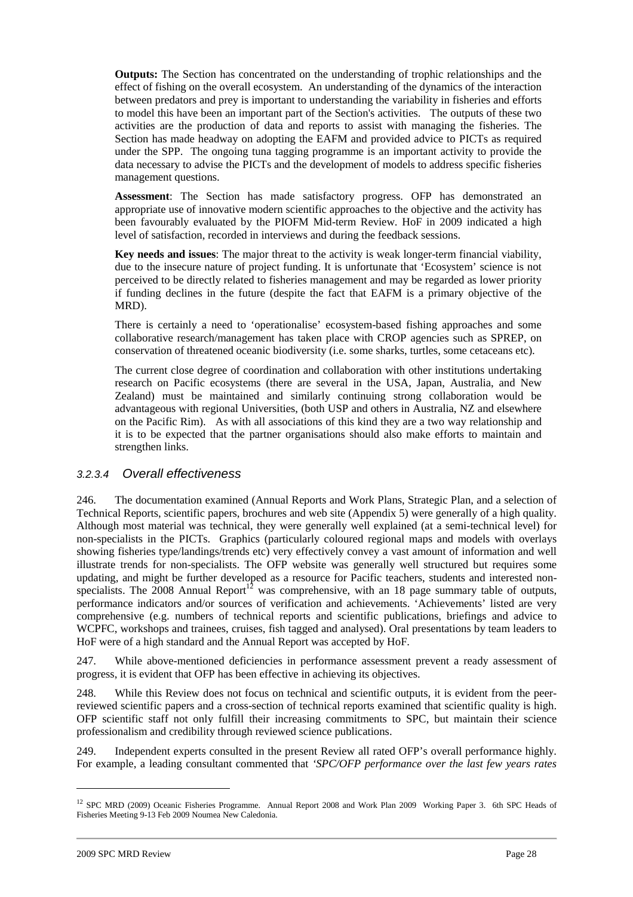**Outputs:** The Section has concentrated on the understanding of trophic relationships and the effect of fishing on the overall ecosystem. An understanding of the dynamics of the interaction between predators and prey is important to understanding the variability in fisheries and efforts to model this have been an important part of the Section's activities. The outputs of these two activities are the production of data and reports to assist with managing the fisheries. The Section has made headway on adopting the EAFM and provided advice to PICTs as required under the SPP. The ongoing tuna tagging programme is an important activity to provide the data necessary to advise the PICTs and the development of models to address specific fisheries management questions.

**Assessment**: The Section has made satisfactory progress. OFP has demonstrated an appropriate use of innovative modern scientific approaches to the objective and the activity has been favourably evaluated by the PIOFM Mid-term Review. HoF in 2009 indicated a high level of satisfaction, recorded in interviews and during the feedback sessions.

**Key needs and issues**: The major threat to the activity is weak longer-term financial viability, due to the insecure nature of project funding. It is unfortunate that 'Ecosystem' science is not perceived to be directly related to fisheries management and may be regarded as lower priority if funding declines in the future (despite the fact that EAFM is a primary objective of the MRD).

There is certainly a need to 'operationalise' ecosystem-based fishing approaches and some collaborative research/management has taken place with CROP agencies such as SPREP, on conservation of threatened oceanic biodiversity (i.e. some sharks, turtles, some cetaceans etc).

The current close degree of coordination and collaboration with other institutions undertaking research on Pacific ecosystems (there are several in the USA, Japan, Australia, and New Zealand) must be maintained and similarly continuing strong collaboration would be advantageous with regional Universities, (both USP and others in Australia, NZ and elsewhere on the Pacific Rim). As with all associations of this kind they are a two way relationship and it is to be expected that the partner organisations should also make efforts to maintain and strengthen links.

#### *3.2.3.4 Overall effectiveness*

246. The documentation examined (Annual Reports and Work Plans, Strategic Plan, and a selection of Technical Reports, scientific papers, brochures and web site (Appendix 5) were generally of a high quality. Although most material was technical, they were generally well explained (at a semi-technical level) for non-specialists in the PICTs. Graphics (particularly coloured regional maps and models with overlays showing fisheries type/landings/trends etc) very effectively convey a vast amount of information and well illustrate trends for non-specialists. The OFP website was generally well structured but requires some updating, and might be further developed as a resource for Pacific teachers, students and interested non-specialists. The 2008 Annual Report[12] was comprehensive, with an 18 page summary table of outputs, performance indicators and/or sources of verification and achievements. 'Achievements' listed are very comprehensive (e.g. numbers of technical reports and scientific publications, briefings and advice to WCPFC, workshops and trainees, cruises, fish tagged and analysed). Oral presentations by team leaders to HoF were of a high standard and the Annual Report was accepted by HoF.

247. While above-mentioned deficiencies in performance assessment prevent a ready assessment of progress, it is evident that OFP has been effective in achieving its objectives.

248. While this Review does not focus on technical and scientific outputs, it is evident from the peer-reviewed scientific papers and a cross-section of technical reports examined that scientific quality is high. OFP scientific staff not only fulfill their increasing commitments to SPC, but maintain their science professionalism and credibility through reviewed science publications.

249. Independent experts consulted in the present Review all rated OFP's overall performance highly. For example, a leading consultant commented that *'SPC/OFP performance over the last few years rates*

---

[12] SPC MRD (2009) Oceanic Fisheries Programme. Annual Report 2008 and Work Plan 2009 Working Paper 3. 6th SPC Heads of Fisheries Meeting 9-13 Feb 2009 Noumea New Caledonia.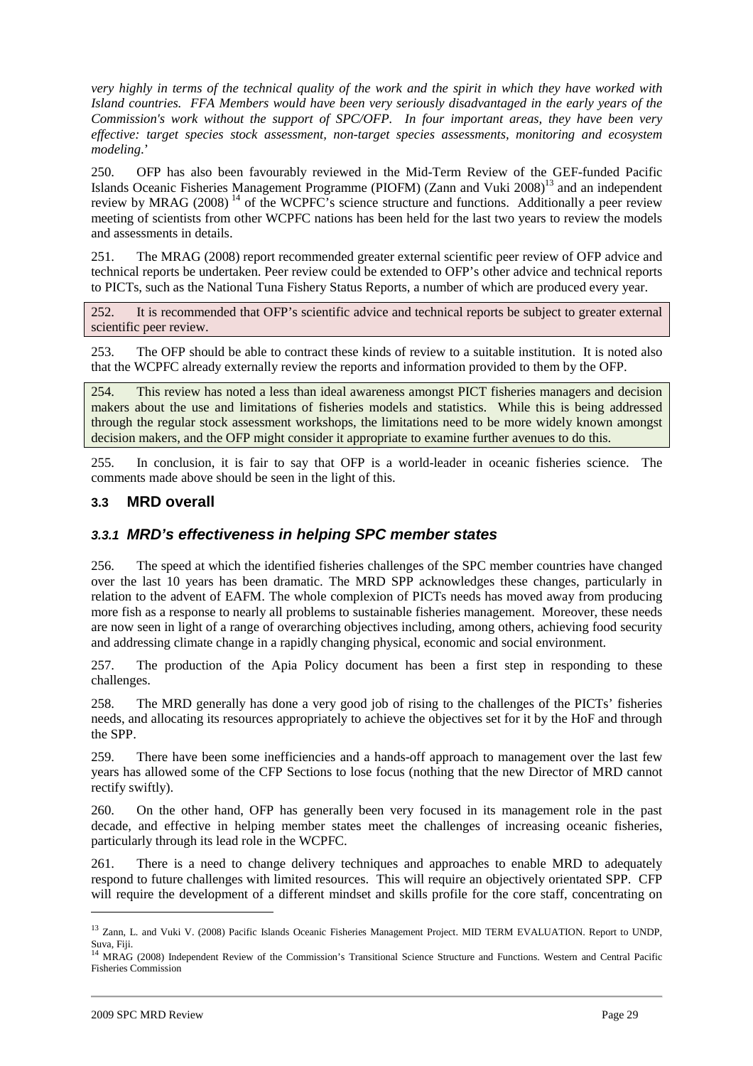*very highly in terms of the technical quality of the work and the spirit in which they have worked with Island countries. FFA Members would have been very seriously disadvantaged in the early years of the Commission's work without the support of SPC/OFP. In four important areas, they have been very effective: target species stock assessment, non-target species assessments, monitoring and ecosystem modeling.*'

250. OFP has also been favourably reviewed in the Mid-Term Review of the GEF-funded Pacific Islands Oceanic Fisheries Management Programme (PIOFM) (Zann and Vuki 2008)[13] and an independent review by MRAG (2008) [14] of the WCPFC's science structure and functions. Additionally a peer review meeting of scientists from other WCPFC nations has been held for the last two years to review the models and assessments in details.

251. The MRAG (2008) report recommended greater external scientific peer review of OFP advice and technical reports be undertaken. Peer review could be extended to OFP's other advice and technical reports to PICTs, such as the National Tuna Fishery Status Reports, a number of which are produced every year.

252. It is recommended that OFP's scientific advice and technical reports be subject to greater external scientific peer review.

253. The OFP should be able to contract these kinds of review to a suitable institution. It is noted also that the WCPFC already externally review the reports and information provided to them by the OFP.

254. This review has noted a less than ideal awareness amongst PICT fisheries managers and decision makers about the use and limitations of fisheries models and statistics. While this is being addressed through the regular stock assessment workshops, the limitations need to be more widely known amongst decision makers, and the OFP might consider it appropriate to examine further avenues to do this.

255. In conclusion, it is fair to say that OFP is a world-leader in oceanic fisheries science. The comments made above should be seen in the light of this.

## 3.3 MRD overall

### *3.3.1 MRD's effectiveness in helping SPC member states*

256. The speed at which the identified fisheries challenges of the SPC member countries have changed over the last 10 years has been dramatic. The MRD SPP acknowledges these changes, particularly in relation to the advent of EAFM. The whole complexion of PICTs needs has moved away from producing more fish as a response to nearly all problems to sustainable fisheries management. Moreover, these needs are now seen in light of a range of overarching objectives including, among others, achieving food security and addressing climate change in a rapidly changing physical, economic and social environment.

257. The production of the Apia Policy document has been a first step in responding to these challenges.

258. The MRD generally has done a very good job of rising to the challenges of the PICTs' fisheries needs, and allocating its resources appropriately to achieve the objectives set for it by the HoF and through the SPP.

259. There have been some inefficiencies and a hands-off approach to management over the last few years has allowed some of the CFP Sections to lose focus (nothing that the new Director of MRD cannot rectify swiftly).

260. On the other hand, OFP has generally been very focused in its management role in the past decade, and effective in helping member states meet the challenges of increasing oceanic fisheries, particularly through its lead role in the WCPFC.

261. There is a need to change delivery techniques and approaches to enable MRD to adequately respond to future challenges with limited resources. This will require an objectively orientated SPP. CFP will require the development of a different mindset and skills profile for the core staff, concentrating on

[13] Zann, L. and Vuki V. (2008) Pacific Islands Oceanic Fisheries Management Project. MID TERM EVALUATION. Report to UNDP, Suva, Fiji.

[14] MRAG (2008) Independent Review of the Commission's Transitional Science Structure and Functions. Western and Central Pacific Fisheries Commission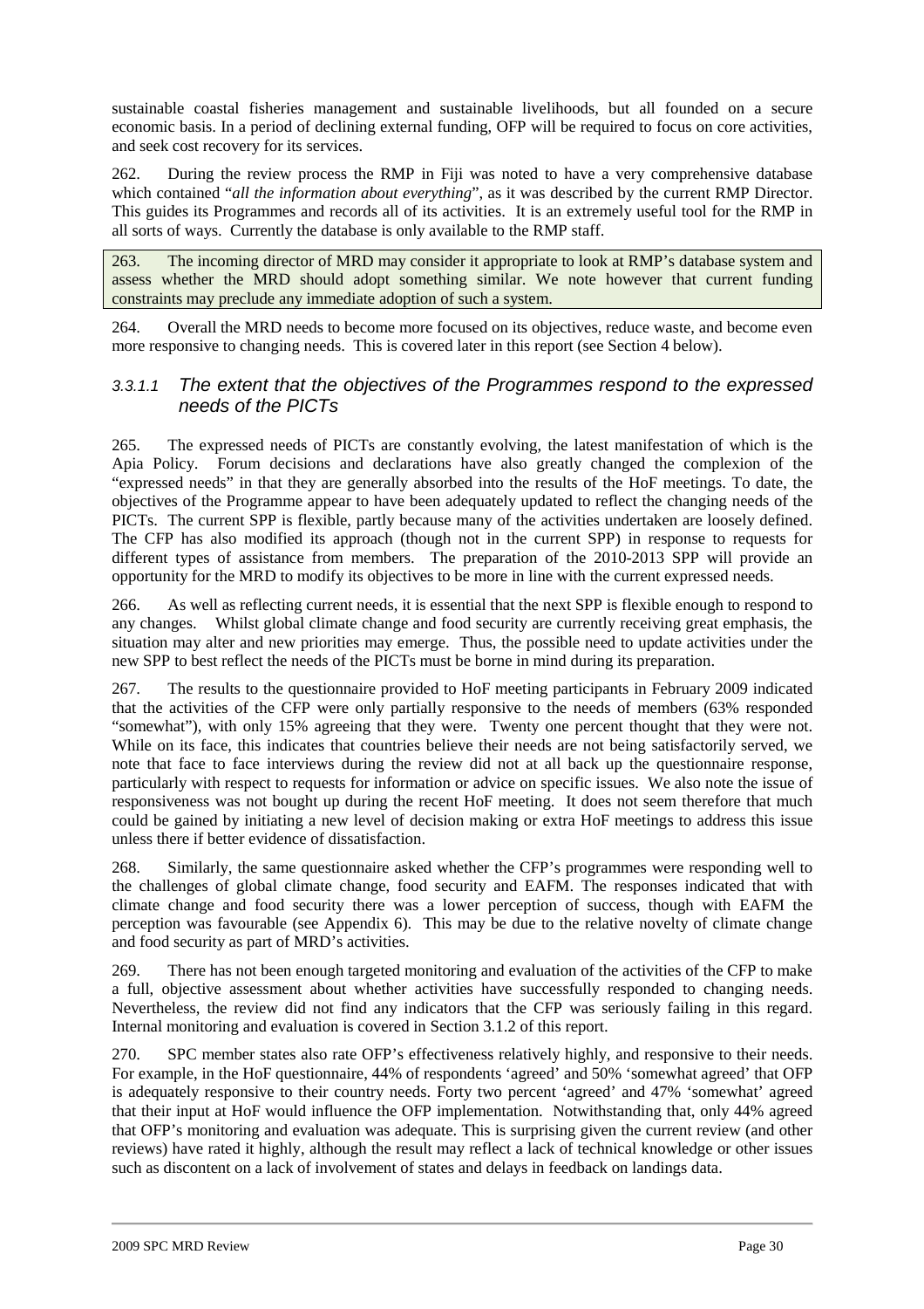sustainable coastal fisheries management and sustainable livelihoods, but all founded on a secure economic basis. In a period of declining external funding, OFP will be required to focus on core activities, and seek cost recovery for its services.

262. During the review process the RMP in Fiji was noted to have a very comprehensive database which contained "*all the information about everything*", as it was described by the current RMP Director. This guides its Programmes and records all of its activities. It is an extremely useful tool for the RMP in all sorts of ways. Currently the database is only available to the RMP staff.

263. The incoming director of MRD may consider it appropriate to look at RMP's database system and assess whether the MRD should adopt something similar. We note however that current funding constraints may preclude any immediate adoption of such a system.

264. Overall the MRD needs to become more focused on its objectives, reduce waste, and become even more responsive to changing needs. This is covered later in this report (see Section 4 below).

#### 3.3.1.1 *The extent that the objectives of the Programmes respond to the expressed needs of the PICTs*

265. The expressed needs of PICTs are constantly evolving, the latest manifestation of which is the Apia Policy. Forum decisions and declarations have also greatly changed the complexion of the "expressed needs" in that they are generally absorbed into the results of the HoF meetings. To date, the objectives of the Programme appear to have been adequately updated to reflect the changing needs of the PICTs. The current SPP is flexible, partly because many of the activities undertaken are loosely defined. The CFP has also modified its approach (though not in the current SPP) in response to requests for different types of assistance from members. The preparation of the 2010-2013 SPP will provide an opportunity for the MRD to modify its objectives to be more in line with the current expressed needs.

266. As well as reflecting current needs, it is essential that the next SPP is flexible enough to respond to any changes. Whilst global climate change and food security are currently receiving great emphasis, the situation may alter and new priorities may emerge. Thus, the possible need to update activities under the new SPP to best reflect the needs of the PICTs must be borne in mind during its preparation.

267. The results to the questionnaire provided to HoF meeting participants in February 2009 indicated that the activities of the CFP were only partially responsive to the needs of members (63% responded "somewhat"), with only 15% agreeing that they were. Twenty one percent thought that they were not. While on its face, this indicates that countries believe their needs are not being satisfactorily served, we note that face to face interviews during the review did not at all back up the questionnaire response, particularly with respect to requests for information or advice on specific issues. We also note the issue of responsiveness was not bought up during the recent HoF meeting. It does not seem therefore that much could be gained by initiating a new level of decision making or extra HoF meetings to address this issue unless there if better evidence of dissatisfaction.

268. Similarly, the same questionnaire asked whether the CFP's programmes were responding well to the challenges of global climate change, food security and EAFM. The responses indicated that with climate change and food security there was a lower perception of success, though with EAFM the perception was favourable (see Appendix 6). This may be due to the relative novelty of climate change and food security as part of MRD's activities.

269. There has not been enough targeted monitoring and evaluation of the activities of the CFP to make a full, objective assessment about whether activities have successfully responded to changing needs. Nevertheless, the review did not find any indicators that the CFP was seriously failing in this regard. Internal monitoring and evaluation is covered in Section 3.1.2 of this report.

270. SPC member states also rate OFP's effectiveness relatively highly, and responsive to their needs. For example, in the HoF questionnaire, 44% of respondents 'agreed' and 50% 'somewhat agreed' that OFP is adequately responsive to their country needs. Forty two percent 'agreed' and 47% 'somewhat' agreed that their input at HoF would influence the OFP implementation. Notwithstanding that, only 44% agreed that OFP's monitoring and evaluation was adequate. This is surprising given the current review (and other reviews) have rated it highly, although the result may reflect a lack of technical knowledge or other issues such as discontent on a lack of involvement of states and delays in feedback on landings data.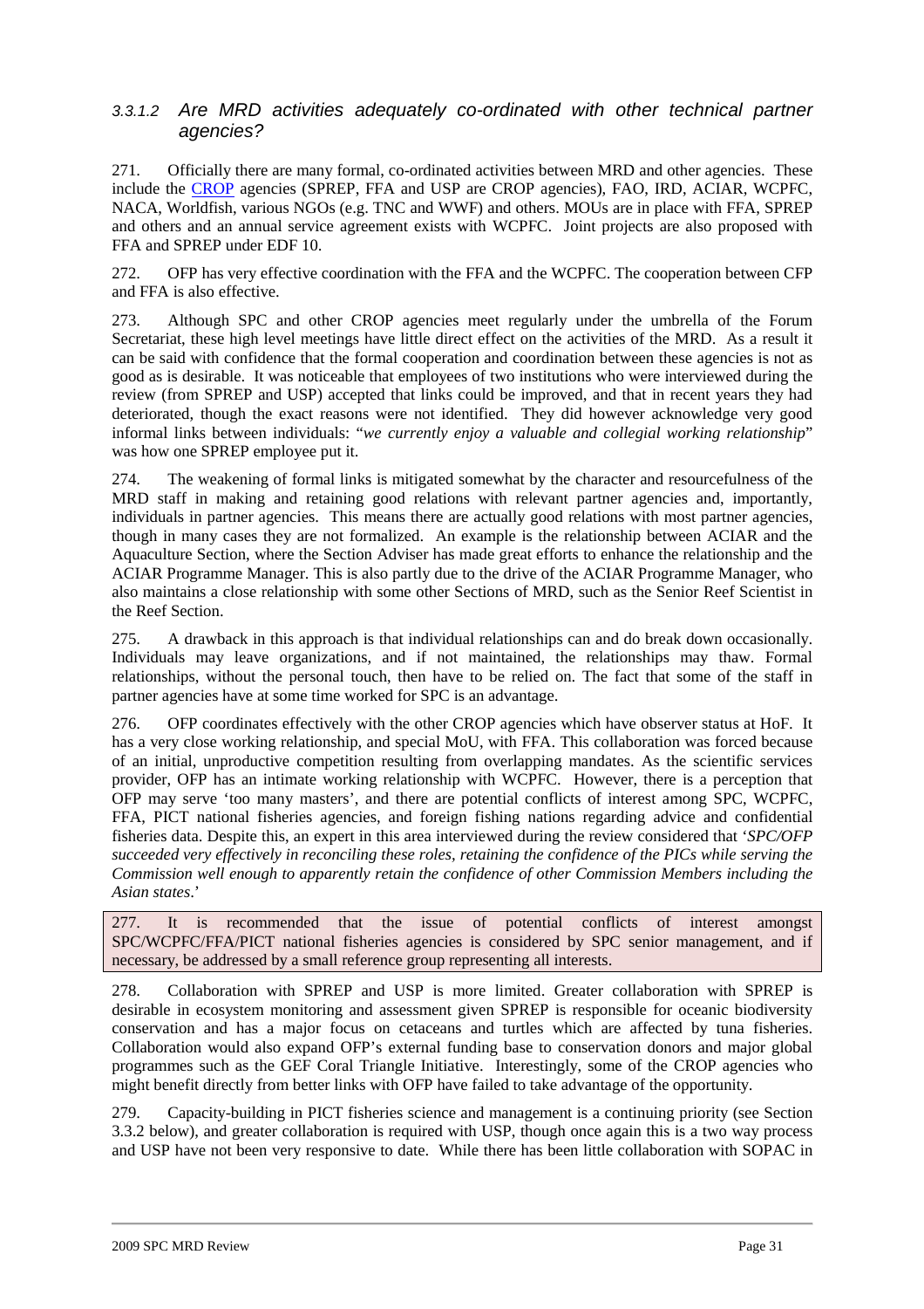#### 3.3.1.2 Are MRD activities adequately co-ordinated with other technical partner agencies?

271. Officially there are many formal, co-ordinated activities between MRD and other agencies. These include the CROP agencies (SPREP, FFA and USP are CROP agencies), FAO, IRD, ACIAR, WCPFC, NACA, Worldfish, various NGOs (e.g. TNC and WWF) and others. MOUs are in place with FFA, SPREP and others and an annual service agreement exists with WCPFC. Joint projects are also proposed with FFA and SPREP under EDF 10.

272. OFP has very effective coordination with the FFA and the WCPFC. The cooperation between CFP and FFA is also effective.

273. Although SPC and other CROP agencies meet regularly under the umbrella of the Forum Secretariat, these high level meetings have little direct effect on the activities of the MRD. As a result it can be said with confidence that the formal cooperation and coordination between these agencies is not as good as is desirable. It was noticeable that employees of two institutions who were interviewed during the review (from SPREP and USP) accepted that links could be improved, and that in recent years they had deteriorated, though the exact reasons were not identified. They did however acknowledge very good informal links between individuals: "*we currently enjoy a valuable and collegial working relationship*" was how one SPREP employee put it.

274. The weakening of formal links is mitigated somewhat by the character and resourcefulness of the MRD staff in making and retaining good relations with relevant partner agencies and, importantly, individuals in partner agencies. This means there are actually good relations with most partner agencies, though in many cases they are not formalized. An example is the relationship between ACIAR and the Aquaculture Section, where the Section Adviser has made great efforts to enhance the relationship and the ACIAR Programme Manager. This is also partly due to the drive of the ACIAR Programme Manager, who also maintains a close relationship with some other Sections of MRD, such as the Senior Reef Scientist in the Reef Section.

275. A drawback in this approach is that individual relationships can and do break down occasionally. Individuals may leave organizations, and if not maintained, the relationships may thaw. Formal relationships, without the personal touch, then have to be relied on. The fact that some of the staff in partner agencies have at some time worked for SPC is an advantage.

276. OFP coordinates effectively with the other CROP agencies which have observer status at HoF. It has a very close working relationship, and special MoU, with FFA. This collaboration was forced because of an initial, unproductive competition resulting from overlapping mandates. As the scientific services provider, OFP has an intimate working relationship with WCPFC. However, there is a perception that OFP may serve 'too many masters', and there are potential conflicts of interest among SPC, WCPFC, FFA, PICT national fisheries agencies, and foreign fishing nations regarding advice and confidential fisheries data. Despite this, an expert in this area interviewed during the review considered that '*SPC/OFP succeeded very effectively in reconciling these roles, retaining the confidence of the PICs while serving the Commission well enough to apparently retain the confidence of other Commission Members including the Asian states*.'

277. It is recommended that the issue of potential conflicts of interest amongst SPC/WCPFC/FFA/PICT national fisheries agencies is considered by SPC senior management, and if necessary, be addressed by a small reference group representing all interests.

278. Collaboration with SPREP and USP is more limited. Greater collaboration with SPREP is desirable in ecosystem monitoring and assessment given SPREP is responsible for oceanic biodiversity conservation and has a major focus on cetaceans and turtles which are affected by tuna fisheries. Collaboration would also expand OFP's external funding base to conservation donors and major global programmes such as the GEF Coral Triangle Initiative. Interestingly, some of the CROP agencies who might benefit directly from better links with OFP have failed to take advantage of the opportunity.

279. Capacity-building in PICT fisheries science and management is a continuing priority (see Section 3.3.2 below), and greater collaboration is required with USP, though once again this is a two way process and USP have not been very responsive to date. While there has been little collaboration with SOPAC in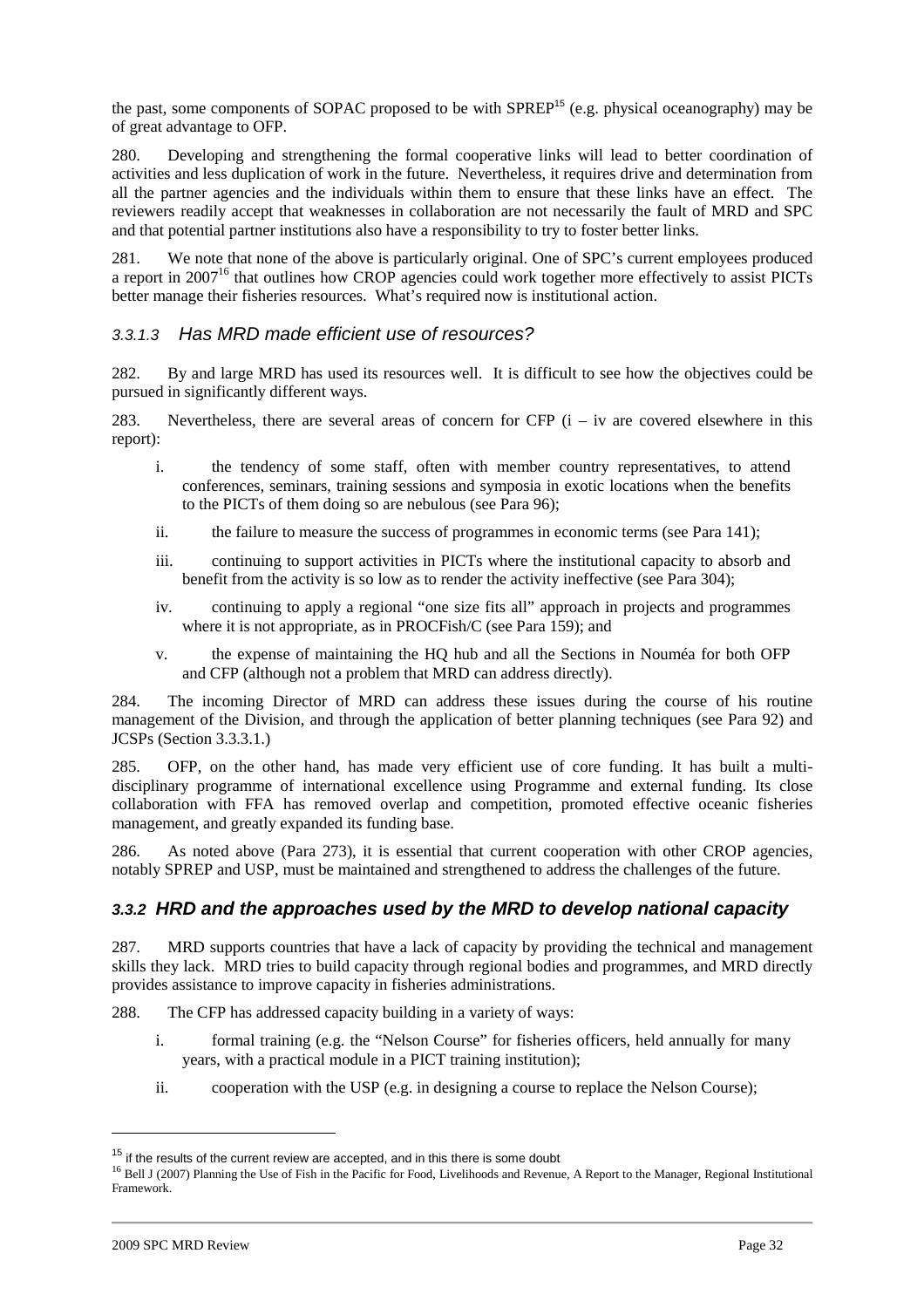the past, some components of SOPAC proposed to be with SPREP[15] (e.g. physical oceanography) may be of great advantage to OFP.

280. Developing and strengthening the formal cooperative links will lead to better coordination of activities and less duplication of work in the future. Nevertheless, it requires drive and determination from all the partner agencies and the individuals within them to ensure that these links have an effect. The reviewers readily accept that weaknesses in collaboration are not necessarily the fault of MRD and SPC and that potential partner institutions also have a responsibility to try to foster better links.

281. We note that none of the above is particularly original. One of SPC's current employees produced a report in 2007[16] that outlines how CROP agencies could work together more effectively to assist PICTs better manage their fisheries resources. What's required now is institutional action.

#### *3.3.1.3 Has MRD made efficient use of resources?*

282. By and large MRD has used its resources well. It is difficult to see how the objectives could be pursued in significantly different ways.

283. Nevertheless, there are several areas of concern for CFP (i – iv are covered elsewhere in this report):

i. the tendency of some staff, often with member country representatives, to attend conferences, seminars, training sessions and symposia in exotic locations when the benefits to the PICTs of them doing so are nebulous (see Para 96);

ii. the failure to measure the success of programmes in economic terms (see Para 141);

iii. continuing to support activities in PICTs where the institutional capacity to absorb and benefit from the activity is so low as to render the activity ineffective (see Para 304);

iv. continuing to apply a regional "one size fits all" approach in projects and programmes where it is not appropriate, as in PROCFish/C (see Para 159); and

v. the expense of maintaining the HQ hub and all the Sections in Nouméa for both OFP and CFP (although not a problem that MRD can address directly).

284. The incoming Director of MRD can address these issues during the course of his routine management of the Division, and through the application of better planning techniques (see Para 92) and JCSPs (Section 3.3.3.1.)

285. OFP, on the other hand, has made very efficient use of core funding. It has built a multi-disciplinary programme of international excellence using Programme and external funding. Its close collaboration with FFA has removed overlap and competition, promoted effective oceanic fisheries management, and greatly expanded its funding base.

286. As noted above (Para 273), it is essential that current cooperation with other CROP agencies, notably SPREP and USP, must be maintained and strengthened to address the challenges of the future.

### ***3.3.2 HRD and the approaches used by the MRD to develop national capacity***

287. MRD supports countries that have a lack of capacity by providing the technical and management skills they lack. MRD tries to build capacity through regional bodies and programmes, and MRD directly provides assistance to improve capacity in fisheries administrations.

288. The CFP has addressed capacity building in a variety of ways:

i. formal training (e.g. the "Nelson Course" for fisheries officers, held annually for many years, with a practical module in a PICT training institution);

ii. cooperation with the USP (e.g. in designing a course to replace the Nelson Course);

---

[15] if the results of the current review are accepted, and in this there is some doubt

[16] Bell J (2007) Planning the Use of Fish in the Pacific for Food, Livelihoods and Revenue, A Report to the Manager, Regional Institutional Framework.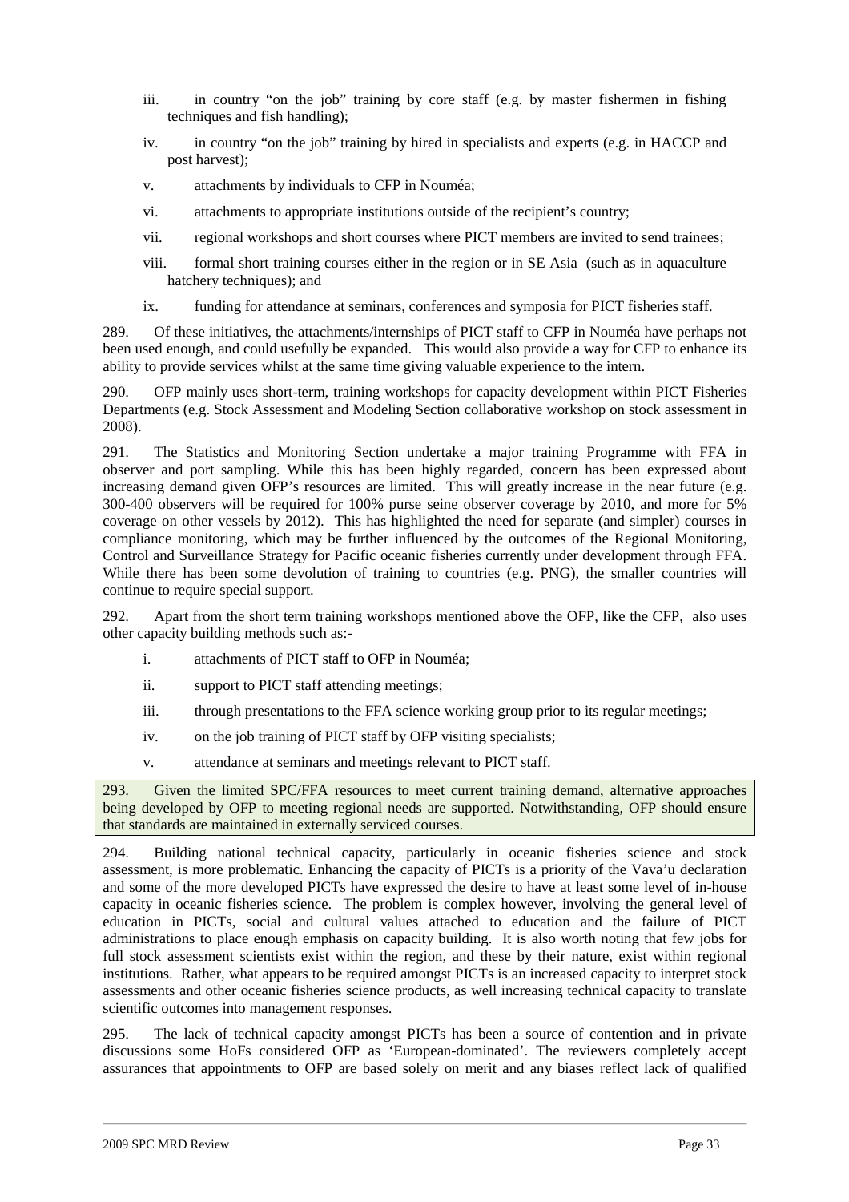iii. in country "on the job" training by core staff (e.g. by master fishermen in fishing techniques and fish handling);

iv. in country "on the job" training by hired in specialists and experts (e.g. in HACCP and post harvest);

v. attachments by individuals to CFP in Nouméa;

vi. attachments to appropriate institutions outside of the recipient's country;

vii. regional workshops and short courses where PICT members are invited to send trainees;

viii. formal short training courses either in the region or in SE Asia (such as in aquaculture hatchery techniques); and

ix. funding for attendance at seminars, conferences and symposia for PICT fisheries staff.

289. Of these initiatives, the attachments/internships of PICT staff to CFP in Nouméa have perhaps not been used enough, and could usefully be expanded. This would also provide a way for CFP to enhance its ability to provide services whilst at the same time giving valuable experience to the intern.

290. OFP mainly uses short-term, training workshops for capacity development within PICT Fisheries Departments (e.g. Stock Assessment and Modeling Section collaborative workshop on stock assessment in 2008).

291. The Statistics and Monitoring Section undertake a major training Programme with FFA in observer and port sampling. While this has been highly regarded, concern has been expressed about increasing demand given OFP's resources are limited. This will greatly increase in the near future (e.g. 300-400 observers will be required for 100% purse seine observer coverage by 2010, and more for 5% coverage on other vessels by 2012). This has highlighted the need for separate (and simpler) courses in compliance monitoring, which may be further influenced by the outcomes of the Regional Monitoring, Control and Surveillance Strategy for Pacific oceanic fisheries currently under development through FFA. While there has been some devolution of training to countries (e.g. PNG), the smaller countries will continue to require special support.

292. Apart from the short term training workshops mentioned above the OFP, like the CFP, also uses other capacity building methods such as:-

i. attachments of PICT staff to OFP in Nouméa;

ii. support to PICT staff attending meetings;

iii. through presentations to the FFA science working group prior to its regular meetings;

iv. on the job training of PICT staff by OFP visiting specialists;

v. attendance at seminars and meetings relevant to PICT staff.

293. Given the limited SPC/FFA resources to meet current training demand, alternative approaches being developed by OFP to meeting regional needs are supported. Notwithstanding, OFP should ensure that standards are maintained in externally serviced courses.

294. Building national technical capacity, particularly in oceanic fisheries science and stock assessment, is more problematic. Enhancing the capacity of PICTs is a priority of the Vava'u declaration and some of the more developed PICTs have expressed the desire to have at least some level of in-house capacity in oceanic fisheries science. The problem is complex however, involving the general level of education in PICTs, social and cultural values attached to education and the failure of PICT administrations to place enough emphasis on capacity building. It is also worth noting that few jobs for full stock assessment scientists exist within the region, and these by their nature, exist within regional institutions. Rather, what appears to be required amongst PICTs is an increased capacity to interpret stock assessments and other oceanic fisheries science products, as well increasing technical capacity to translate scientific outcomes into management responses.

295. The lack of technical capacity amongst PICTs has been a source of contention and in private discussions some HoFs considered OFP as 'European-dominated'. The reviewers completely accept assurances that appointments to OFP are based solely on merit and any biases reflect lack of qualified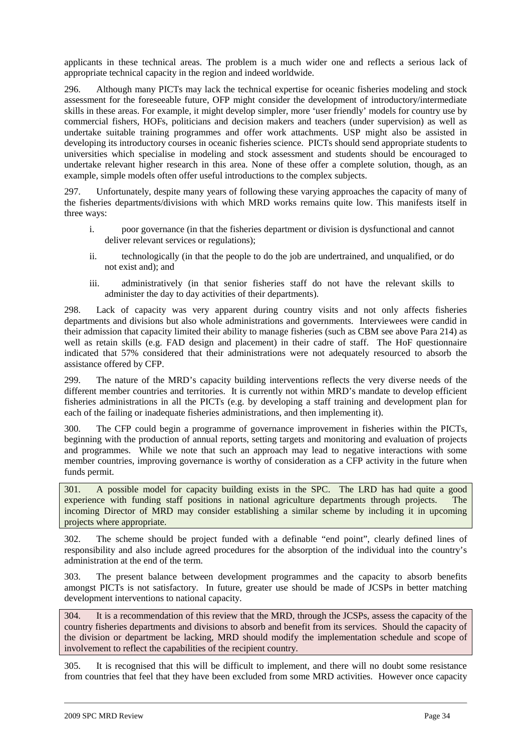applicants in these technical areas. The problem is a much wider one and reflects a serious lack of appropriate technical capacity in the region and indeed worldwide.

296. Although many PICTs may lack the technical expertise for oceanic fisheries modeling and stock assessment for the foreseeable future, OFP might consider the development of introductory/intermediate skills in these areas. For example, it might develop simpler, more 'user friendly' models for country use by commercial fishers, HOFs, politicians and decision makers and teachers (under supervision) as well as undertake suitable training programmes and offer work attachments. USP might also be assisted in developing its introductory courses in oceanic fisheries science. PICTs should send appropriate students to universities which specialise in modeling and stock assessment and students should be encouraged to undertake relevant higher research in this area. None of these offer a complete solution, though, as an example, simple models often offer useful introductions to the complex subjects.

297. Unfortunately, despite many years of following these varying approaches the capacity of many of the fisheries departments/divisions with which MRD works remains quite low. This manifests itself in three ways:

i. poor governance (in that the fisheries department or division is dysfunctional and cannot deliver relevant services or regulations);

ii. technologically (in that the people to do the job are undertrained, and unqualified, or do not exist and); and

iii. administratively (in that senior fisheries staff do not have the relevant skills to administer the day to day activities of their departments).

298. Lack of capacity was very apparent during country visits and not only affects fisheries departments and divisions but also whole administrations and governments. Interviewees were candid in their admission that capacity limited their ability to manage fisheries (such as CBM see above Para 214) as well as retain skills (e.g. FAD design and placement) in their cadre of staff. The HoF questionnaire indicated that 57% considered that their administrations were not adequately resourced to absorb the assistance offered by CFP.

299. The nature of the MRD's capacity building interventions reflects the very diverse needs of the different member countries and territories. It is currently not within MRD's mandate to develop efficient fisheries administrations in all the PICTs (e.g. by developing a staff training and development plan for each of the failing or inadequate fisheries administrations, and then implementing it).

300. The CFP could begin a programme of governance improvement in fisheries within the PICTs, beginning with the production of annual reports, setting targets and monitoring and evaluation of projects and programmes. While we note that such an approach may lead to negative interactions with some member countries, improving governance is worthy of consideration as a CFP activity in the future when funds permit.

301. A possible model for capacity building exists in the SPC. The LRD has had quite a good experience with funding staff positions in national agriculture departments through projects. The incoming Director of MRD may consider establishing a similar scheme by including it in upcoming projects where appropriate.

302. The scheme should be project funded with a definable "end point", clearly defined lines of responsibility and also include agreed procedures for the absorption of the individual into the country's administration at the end of the term.

303. The present balance between development programmes and the capacity to absorb benefits amongst PICTs is not satisfactory. In future, greater use should be made of JCSPs in better matching development interventions to national capacity.

304. It is a recommendation of this review that the MRD, through the JCSPs, assess the capacity of the country fisheries departments and divisions to absorb and benefit from its services. Should the capacity of the division or department be lacking, MRD should modify the implementation schedule and scope of involvement to reflect the capabilities of the recipient country.

305. It is recognised that this will be difficult to implement, and there will no doubt some resistance from countries that feel that they have been excluded from some MRD activities. However once capacity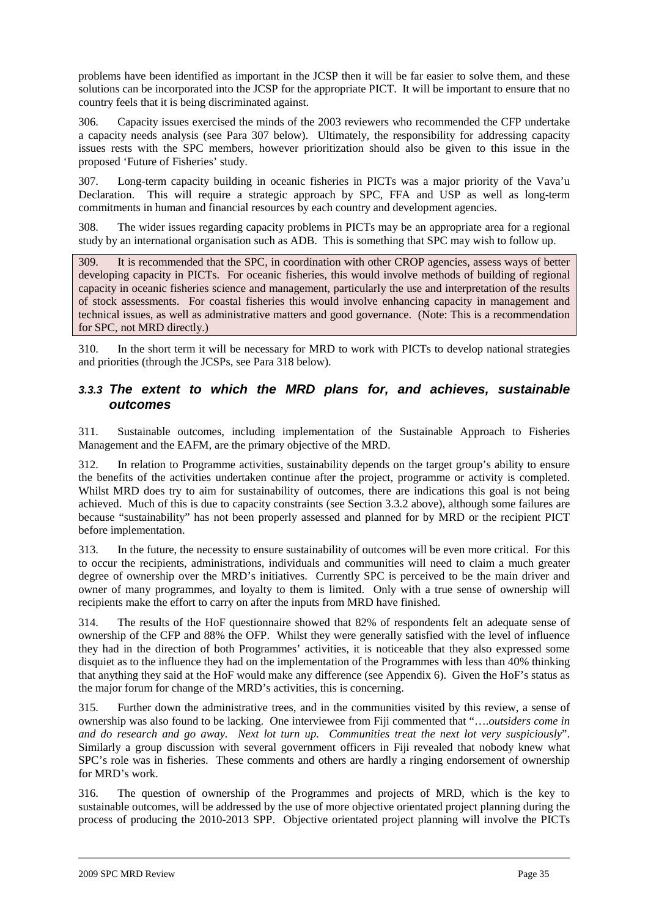problems have been identified as important in the JCSP then it will be far easier to solve them, and these solutions can be incorporated into the JCSP for the appropriate PICT. It will be important to ensure that no country feels that it is being discriminated against.

306. Capacity issues exercised the minds of the 2003 reviewers who recommended the CFP undertake a capacity needs analysis (see Para 307 below). Ultimately, the responsibility for addressing capacity issues rests with the SPC members, however prioritization should also be given to this issue in the proposed 'Future of Fisheries' study.

307. Long-term capacity building in oceanic fisheries in PICTs was a major priority of the Vava'u Declaration. This will require a strategic approach by SPC, FFA and USP as well as long-term commitments in human and financial resources by each country and development agencies.

308. The wider issues regarding capacity problems in PICTs may be an appropriate area for a regional study by an international organisation such as ADB. This is something that SPC may wish to follow up.

309. It is recommended that the SPC, in coordination with other CROP agencies, assess ways of better developing capacity in PICTs. For oceanic fisheries, this would involve methods of building of regional capacity in oceanic fisheries science and management, particularly the use and interpretation of the results of stock assessments. For coastal fisheries this would involve enhancing capacity in management and technical issues, as well as administrative matters and good governance. (Note: This is a recommendation for SPC, not MRD directly.)

310. In the short term it will be necessary for MRD to work with PICTs to develop national strategies and priorities (through the JCSPs, see Para 318 below).

### 3.3.3 The extent to which the MRD plans for, and achieves, sustainable outcomes

311. Sustainable outcomes, including implementation of the Sustainable Approach to Fisheries Management and the EAFM, are the primary objective of the MRD.

312. In relation to Programme activities, sustainability depends on the target group's ability to ensure the benefits of the activities undertaken continue after the project, programme or activity is completed. Whilst MRD does try to aim for sustainability of outcomes, there are indications this goal is not being achieved. Much of this is due to capacity constraints (see Section 3.3.2 above), although some failures are because "sustainability" has not been properly assessed and planned for by MRD or the recipient PICT before implementation.

313. In the future, the necessity to ensure sustainability of outcomes will be even more critical. For this to occur the recipients, administrations, individuals and communities will need to claim a much greater degree of ownership over the MRD's initiatives. Currently SPC is perceived to be the main driver and owner of many programmes, and loyalty to them is limited. Only with a true sense of ownership will recipients make the effort to carry on after the inputs from MRD have finished.

314. The results of the HoF questionnaire showed that 82% of respondents felt an adequate sense of ownership of the CFP and 88% the OFP. Whilst they were generally satisfied with the level of influence they had in the direction of both Programmes' activities, it is noticeable that they also expressed some disquiet as to the influence they had on the implementation of the Programmes with less than 40% thinking that anything they said at the HoF would make any difference (see Appendix 6). Given the HoF's status as the major forum for change of the MRD's activities, this is concerning.

315. Further down the administrative trees, and in the communities visited by this review, a sense of ownership was also found to be lacking. One interviewee from Fiji commented that "….*outsiders come in and do research and go away. Next lot turn up. Communities treat the next lot very suspiciously*". Similarly a group discussion with several government officers in Fiji revealed that nobody knew what SPC's role was in fisheries. These comments and others are hardly a ringing endorsement of ownership for MRD's work.

316. The question of ownership of the Programmes and projects of MRD, which is the key to sustainable outcomes, will be addressed by the use of more objective orientated project planning during the process of producing the 2010-2013 SPP. Objective orientated project planning will involve the PICTs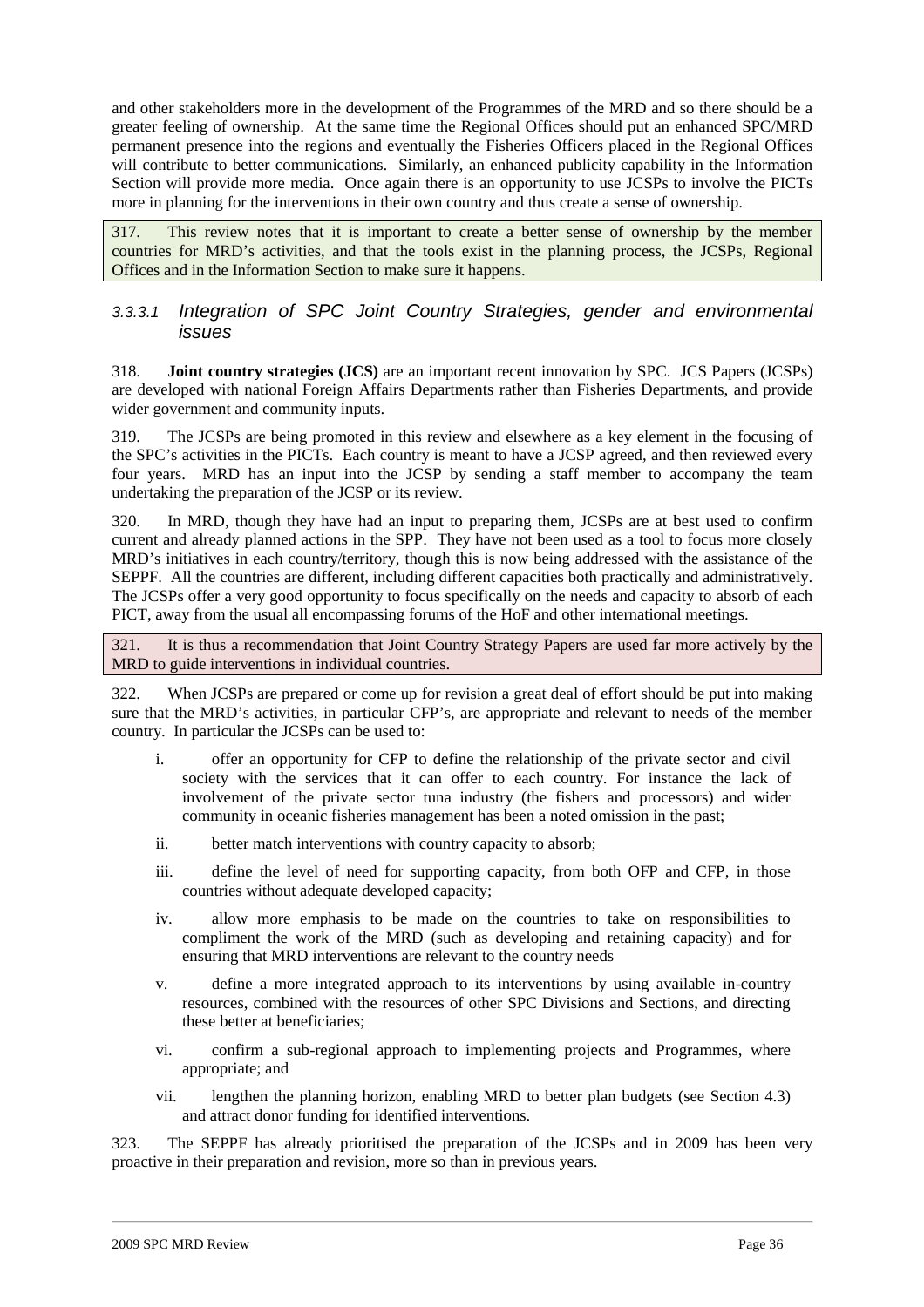and other stakeholders more in the development of the Programmes of the MRD and so there should be a greater feeling of ownership. At the same time the Regional Offices should put an enhanced SPC/MRD permanent presence into the regions and eventually the Fisheries Officers placed in the Regional Offices will contribute to better communications. Similarly, an enhanced publicity capability in the Information Section will provide more media. Once again there is an opportunity to use JCSPs to involve the PICTs more in planning for the interventions in their own country and thus create a sense of ownership.

317. This review notes that it is important to create a better sense of ownership by the member countries for MRD's activities, and that the tools exist in the planning process, the JCSPs, Regional Offices and in the Information Section to make sure it happens.

#### 3.3.3.1 *Integration of SPC Joint Country Strategies, gender and environmental issues*

318. **Joint country strategies (JCS)** are an important recent innovation by SPC. JCS Papers (JCSPs) are developed with national Foreign Affairs Departments rather than Fisheries Departments, and provide wider government and community inputs.

319. The JCSPs are being promoted in this review and elsewhere as a key element in the focusing of the SPC's activities in the PICTs. Each country is meant to have a JCSP agreed, and then reviewed every four years. MRD has an input into the JCSP by sending a staff member to accompany the team undertaking the preparation of the JCSP or its review.

320. In MRD, though they have had an input to preparing them, JCSPs are at best used to confirm current and already planned actions in the SPP. They have not been used as a tool to focus more closely MRD's initiatives in each country/territory, though this is now being addressed with the assistance of the SEPPF. All the countries are different, including different capacities both practically and administratively. The JCSPs offer a very good opportunity to focus specifically on the needs and capacity to absorb of each PICT, away from the usual all encompassing forums of the HoF and other international meetings.

321. It is thus a recommendation that Joint Country Strategy Papers are used far more actively by the MRD to guide interventions in individual countries.

322. When JCSPs are prepared or come up for revision a great deal of effort should be put into making sure that the MRD's activities, in particular CFP's, are appropriate and relevant to needs of the member country. In particular the JCSPs can be used to:

i. offer an opportunity for CFP to define the relationship of the private sector and civil society with the services that it can offer to each country. For instance the lack of involvement of the private sector tuna industry (the fishers and processors) and wider community in oceanic fisheries management has been a noted omission in the past;

ii. better match interventions with country capacity to absorb;

iii. define the level of need for supporting capacity, from both OFP and CFP, in those countries without adequate developed capacity;

iv. allow more emphasis to be made on the countries to take on responsibilities to compliment the work of the MRD (such as developing and retaining capacity) and for ensuring that MRD interventions are relevant to the country needs

v. define a more integrated approach to its interventions by using available in-country resources, combined with the resources of other SPC Divisions and Sections, and directing these better at beneficiaries;

vi. confirm a sub-regional approach to implementing projects and Programmes, where appropriate; and

vii. lengthen the planning horizon, enabling MRD to better plan budgets (see Section 4.3) and attract donor funding for identified interventions.

323. The SEPPF has already prioritised the preparation of the JCSPs and in 2009 has been very proactive in their preparation and revision, more so than in previous years.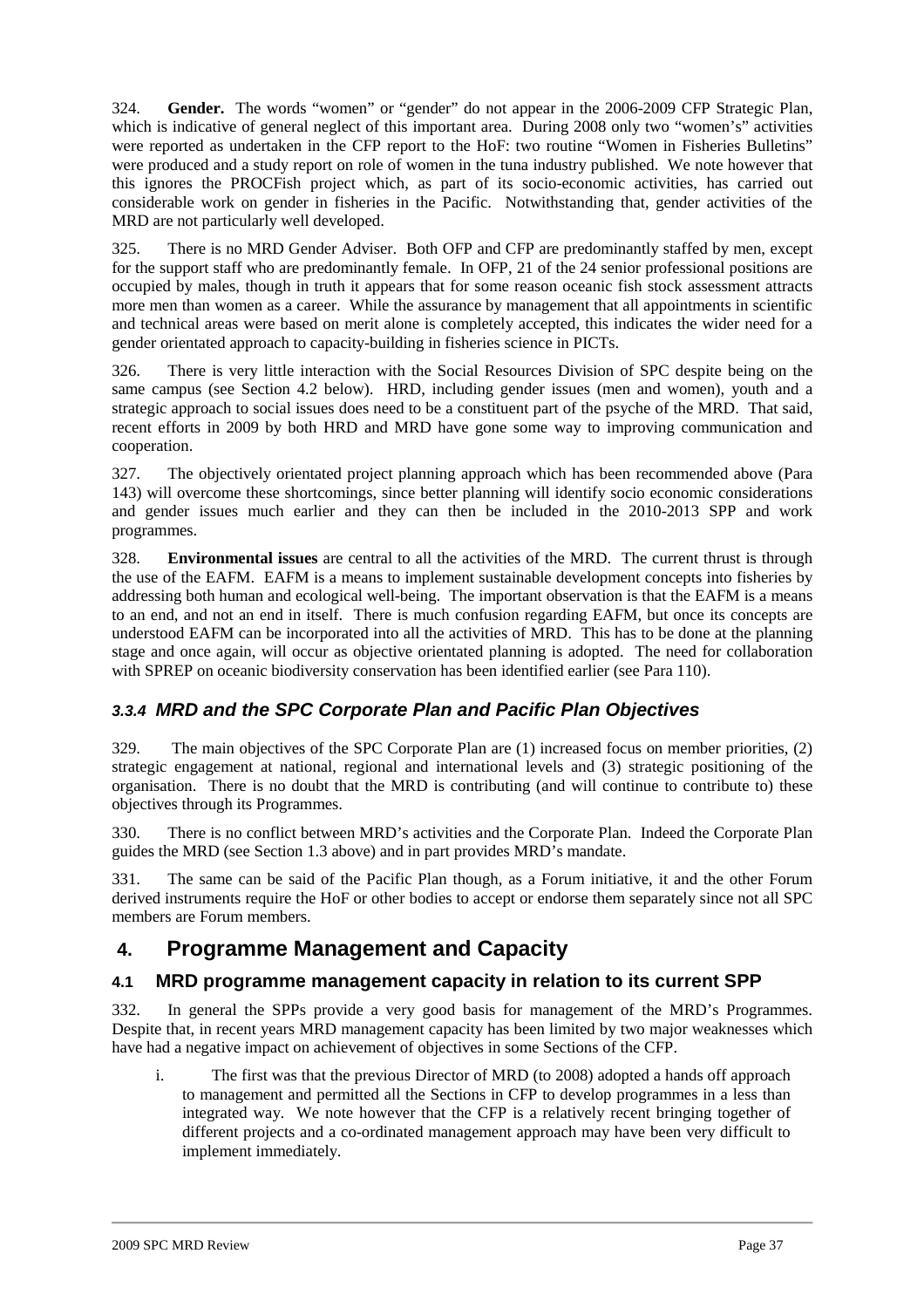324. **Gender.** The words "women" or "gender" do not appear in the 2006-2009 CFP Strategic Plan, which is indicative of general neglect of this important area. During 2008 only two "women's" activities were reported as undertaken in the CFP report to the HoF: two routine "Women in Fisheries Bulletins" were produced and a study report on role of women in the tuna industry published. We note however that this ignores the PROCFish project which, as part of its socio-economic activities, has carried out considerable work on gender in fisheries in the Pacific. Notwithstanding that, gender activities of the MRD are not particularly well developed.

325. There is no MRD Gender Adviser. Both OFP and CFP are predominantly staffed by men, except for the support staff who are predominantly female. In OFP, 21 of the 24 senior professional positions are occupied by males, though in truth it appears that for some reason oceanic fish stock assessment attracts more men than women as a career. While the assurance by management that all appointments in scientific and technical areas were based on merit alone is completely accepted, this indicates the wider need for a gender orientated approach to capacity-building in fisheries science in PICTs.

326. There is very little interaction with the Social Resources Division of SPC despite being on the same campus (see Section 4.2 below). HRD, including gender issues (men and women), youth and a strategic approach to social issues does need to be a constituent part of the psyche of the MRD. That said, recent efforts in 2009 by both HRD and MRD have gone some way to improving communication and cooperation.

327. The objectively orientated project planning approach which has been recommended above (Para 143) will overcome these shortcomings, since better planning will identify socio economic considerations and gender issues much earlier and they can then be included in the 2010-2013 SPP and work programmes.

328. **Environmental issues** are central to all the activities of the MRD. The current thrust is through the use of the EAFM. EAFM is a means to implement sustainable development concepts into fisheries by addressing both human and ecological well-being. The important observation is that the EAFM is a means to an end, and not an end in itself. There is much confusion regarding EAFM, but once its concepts are understood EAFM can be incorporated into all the activities of MRD. This has to be done at the planning stage and once again, will occur as objective orientated planning is adopted. The need for collaboration with SPREP on oceanic biodiversity conservation has been identified earlier (see Para 110).

### *3.3.4 MRD and the SPC Corporate Plan and Pacific Plan Objectives*

329. The main objectives of the SPC Corporate Plan are (1) increased focus on member priorities, (2) strategic engagement at national, regional and international levels and (3) strategic positioning of the organisation. There is no doubt that the MRD is contributing (and will continue to contribute to) these objectives through its Programmes.

330. There is no conflict between MRD's activities and the Corporate Plan. Indeed the Corporate Plan guides the MRD (see Section 1.3 above) and in part provides MRD's mandate.

331. The same can be said of the Pacific Plan though, as a Forum initiative, it and the other Forum derived instruments require the HoF or other bodies to accept or endorse them separately since not all SPC members are Forum members.

# 4. Programme Management and Capacity

## 4.1 MRD programme management capacity in relation to its current SPP

332. In general the SPPs provide a very good basis for management of the MRD's Programmes. Despite that, in recent years MRD management capacity has been limited by two major weaknesses which have had a negative impact on achievement of objectives in some Sections of the CFP.

i. The first was that the previous Director of MRD (to 2008) adopted a hands off approach to management and permitted all the Sections in CFP to develop programmes in a less than integrated way. We note however that the CFP is a relatively recent bringing together of different projects and a co-ordinated management approach may have been very difficult to implement immediately.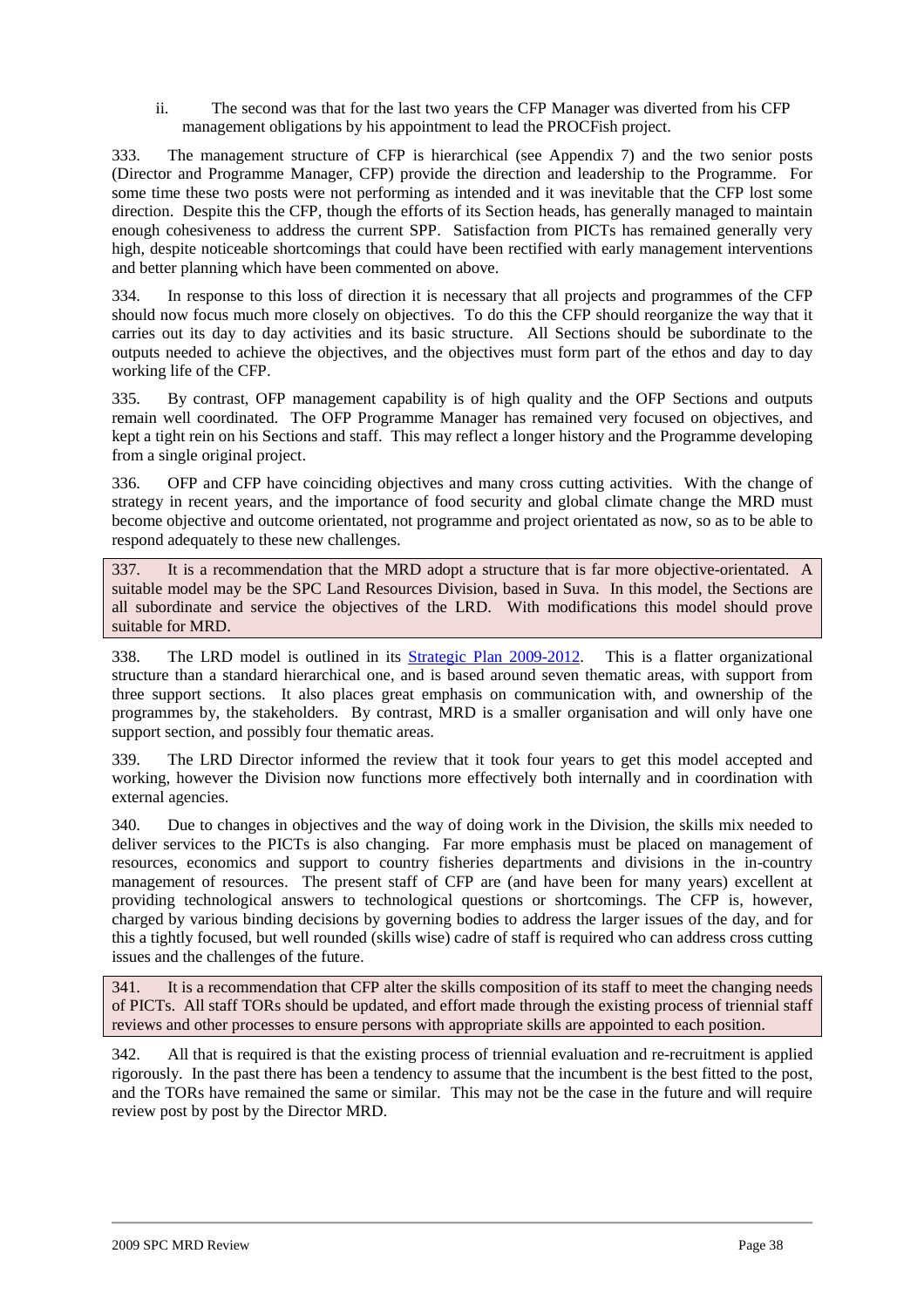ii. The second was that for the last two years the CFP Manager was diverted from his CFP management obligations by his appointment to lead the PROCFish project.

333. The management structure of CFP is hierarchical (see Appendix 7) and the two senior posts (Director and Programme Manager, CFP) provide the direction and leadership to the Programme. For some time these two posts were not performing as intended and it was inevitable that the CFP lost some direction. Despite this the CFP, though the efforts of its Section heads, has generally managed to maintain enough cohesiveness to address the current SPP. Satisfaction from PICTs has remained generally very high, despite noticeable shortcomings that could have been rectified with early management interventions and better planning which have been commented on above.

334. In response to this loss of direction it is necessary that all projects and programmes of the CFP should now focus much more closely on objectives. To do this the CFP should reorganize the way that it carries out its day to day activities and its basic structure. All Sections should be subordinate to the outputs needed to achieve the objectives, and the objectives must form part of the ethos and day to day working life of the CFP.

335. By contrast, OFP management capability is of high quality and the OFP Sections and outputs remain well coordinated. The OFP Programme Manager has remained very focused on objectives, and kept a tight rein on his Sections and staff. This may reflect a longer history and the Programme developing from a single original project.

336. OFP and CFP have coinciding objectives and many cross cutting activities. With the change of strategy in recent years, and the importance of food security and global climate change the MRD must become objective and outcome orientated, not programme and project orientated as now, so as to be able to respond adequately to these new challenges.

337. It is a recommendation that the MRD adopt a structure that is far more objective-orientated. A suitable model may be the SPC Land Resources Division, based in Suva. In this model, the Sections are all subordinate and service the objectives of the LRD. With modifications this model should prove suitable for MRD.

338. The LRD model is outlined in its Strategic Plan 2009-2012. This is a flatter organizational structure than a standard hierarchical one, and is based around seven thematic areas, with support from three support sections. It also places great emphasis on communication with, and ownership of the programmes by, the stakeholders. By contrast, MRD is a smaller organisation and will only have one support section, and possibly four thematic areas.

339. The LRD Director informed the review that it took four years to get this model accepted and working, however the Division now functions more effectively both internally and in coordination with external agencies.

340. Due to changes in objectives and the way of doing work in the Division, the skills mix needed to deliver services to the PICTs is also changing. Far more emphasis must be placed on management of resources, economics and support to country fisheries departments and divisions in the in-country management of resources. The present staff of CFP are (and have been for many years) excellent at providing technological answers to technological questions or shortcomings. The CFP is, however, charged by various binding decisions by governing bodies to address the larger issues of the day, and for this a tightly focused, but well rounded (skills wise) cadre of staff is required who can address cross cutting issues and the challenges of the future.

341. It is a recommendation that CFP alter the skills composition of its staff to meet the changing needs of PICTs. All staff TORs should be updated, and effort made through the existing process of triennial staff reviews and other processes to ensure persons with appropriate skills are appointed to each position.

342. All that is required is that the existing process of triennial evaluation and re-recruitment is applied rigorously. In the past there has been a tendency to assume that the incumbent is the best fitted to the post, and the TORs have remained the same or similar. This may not be the case in the future and will require review post by post by the Director MRD.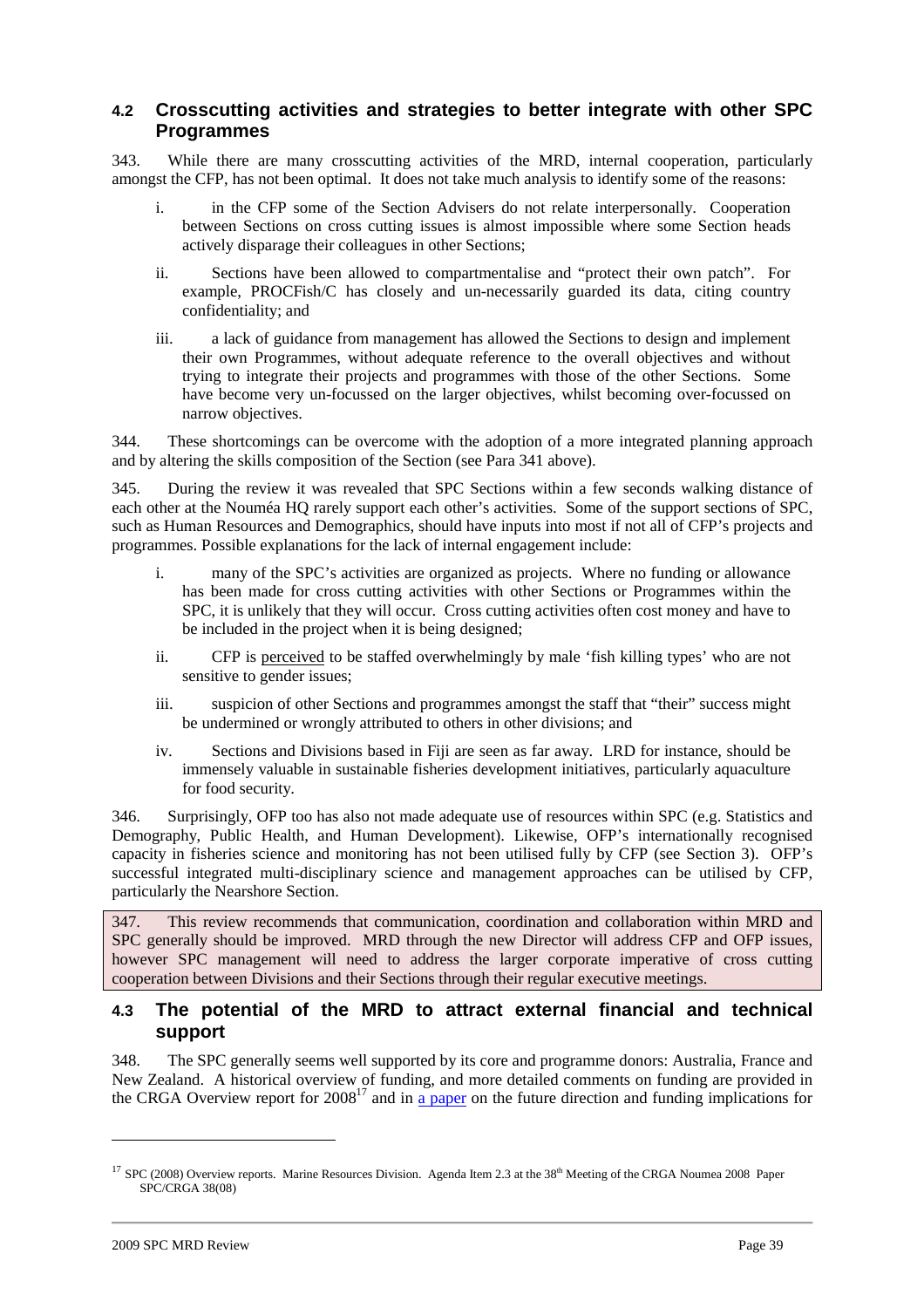## 4.2 Crosscutting activities and strategies to better integrate with other SPC Programmes

343. While there are many crosscutting activities of the MRD, internal cooperation, particularly amongst the CFP, has not been optimal. It does not take much analysis to identify some of the reasons:

i. in the CFP some of the Section Advisers do not relate interpersonally. Cooperation between Sections on cross cutting issues is almost impossible where some Section heads actively disparage their colleagues in other Sections;

ii. Sections have been allowed to compartmentalise and "protect their own patch". For example, PROCFish/C has closely and un-necessarily guarded its data, citing country confidentiality; and

iii. a lack of guidance from management has allowed the Sections to design and implement their own Programmes, without adequate reference to the overall objectives and without trying to integrate their projects and programmes with those of the other Sections. Some have become very un-focussed on the larger objectives, whilst becoming over-focussed on narrow objectives.

344. These shortcomings can be overcome with the adoption of a more integrated planning approach and by altering the skills composition of the Section (see Para 341 above).

345. During the review it was revealed that SPC Sections within a few seconds walking distance of each other at the Nouméa HQ rarely support each other's activities. Some of the support sections of SPC, such as Human Resources and Demographics, should have inputs into most if not all of CFP's projects and programmes. Possible explanations for the lack of internal engagement include:

i. many of the SPC's activities are organized as projects. Where no funding or allowance has been made for cross cutting activities with other Sections or Programmes within the SPC, it is unlikely that they will occur. Cross cutting activities often cost money and have to be included in the project when it is being designed;

ii. CFP is perceived to be staffed overwhelmingly by male 'fish killing types' who are not sensitive to gender issues;

iii. suspicion of other Sections and programmes amongst the staff that "their" success might be undermined or wrongly attributed to others in other divisions; and

iv. Sections and Divisions based in Fiji are seen as far away. LRD for instance, should be immensely valuable in sustainable fisheries development initiatives, particularly aquaculture for food security.

346. Surprisingly, OFP too has also not made adequate use of resources within SPC (e.g. Statistics and Demography, Public Health, and Human Development). Likewise, OFP's internationally recognised capacity in fisheries science and monitoring has not been utilised fully by CFP (see Section 3). OFP's successful integrated multi-disciplinary science and management approaches can be utilised by CFP, particularly the Nearshore Section.

347. This review recommends that communication, coordination and collaboration within MRD and SPC generally should be improved. MRD through the new Director will address CFP and OFP issues, however SPC management will need to address the larger corporate imperative of cross cutting cooperation between Divisions and their Sections through their regular executive meetings.

## 4.3 The potential of the MRD to attract external financial and technical support

348. The SPC generally seems well supported by its core and programme donors: Australia, France and New Zealand. A historical overview of funding, and more detailed comments on funding are provided in the CRGA Overview report for 2008[17] and in a paper on the future direction and funding implications for

---

[17] SPC (2008) Overview reports. Marine Resources Division. Agenda Item 2.3 at the 38th Meeting of the CRGA Noumea 2008 Paper SPC/CRGA 38(08)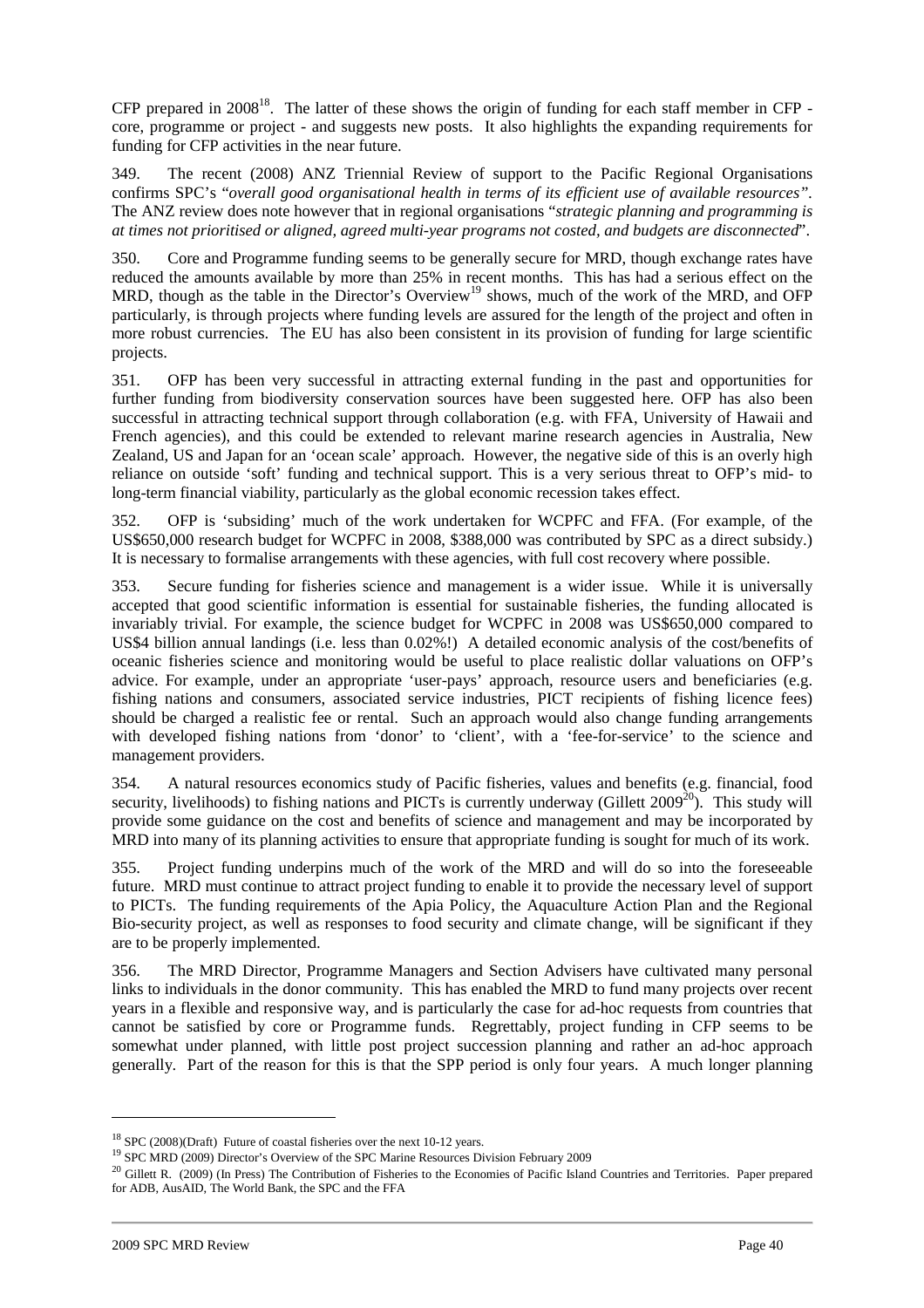CFP prepared in 2008[18]. The latter of these shows the origin of funding for each staff member in CFP - core, programme or project - and suggests new posts. It also highlights the expanding requirements for funding for CFP activities in the near future.

349. The recent (2008) ANZ Triennial Review of support to the Pacific Regional Organisations confirms SPC's "*overall good organisational health in terms of its efficient use of available resources"*. The ANZ review does note however that in regional organisations "*strategic planning and programming is at times not prioritised or aligned, agreed multi-year programs not costed, and budgets are disconnected*".

350. Core and Programme funding seems to be generally secure for MRD, though exchange rates have reduced the amounts available by more than 25% in recent months. This has had a serious effect on the MRD, though as the table in the Director's Overview[19] shows, much of the work of the MRD, and OFP particularly, is through projects where funding levels are assured for the length of the project and often in more robust currencies. The EU has also been consistent in its provision of funding for large scientific projects.

351. OFP has been very successful in attracting external funding in the past and opportunities for further funding from biodiversity conservation sources have been suggested here. OFP has also been successful in attracting technical support through collaboration (e.g. with FFA, University of Hawaii and French agencies), and this could be extended to relevant marine research agencies in Australia, New Zealand, US and Japan for an 'ocean scale' approach. However, the negative side of this is an overly high reliance on outside 'soft' funding and technical support. This is a very serious threat to OFP's mid- to long-term financial viability, particularly as the global economic recession takes effect.

352. OFP is 'subsiding' much of the work undertaken for WCPFC and FFA. (For example, of the US$650,000 research budget for WCPFC in 2008, $388,000 was contributed by SPC as a direct subsidy.) It is necessary to formalise arrangements with these agencies, with full cost recovery where possible.

353. Secure funding for fisheries science and management is a wider issue. While it is universally accepted that good scientific information is essential for sustainable fisheries, the funding allocated is invariably trivial. For example, the science budget for WCPFC in 2008 was US$650,000 compared to US$4 billion annual landings (i.e. less than 0.02%!) A detailed economic analysis of the cost/benefits of oceanic fisheries science and monitoring would be useful to place realistic dollar valuations on OFP's advice. For example, under an appropriate 'user-pays' approach, resource users and beneficiaries (e.g. fishing nations and consumers, associated service industries, PICT recipients of fishing licence fees) should be charged a realistic fee or rental. Such an approach would also change funding arrangements with developed fishing nations from 'donor' to 'client', with a 'fee-for-service' to the science and management providers.

354. A natural resources economics study of Pacific fisheries, values and benefits (e.g. financial, food security, livelihoods) to fishing nations and PICTs is currently underway (Gillett 2009[20]). This study will provide some guidance on the cost and benefits of science and management and may be incorporated by MRD into many of its planning activities to ensure that appropriate funding is sought for much of its work.

355. Project funding underpins much of the work of the MRD and will do so into the foreseeable future. MRD must continue to attract project funding to enable it to provide the necessary level of support to PICTs. The funding requirements of the Apia Policy, the Aquaculture Action Plan and the Regional Bio-security project, as well as responses to food security and climate change, will be significant if they are to be properly implemented.

356. The MRD Director, Programme Managers and Section Advisers have cultivated many personal links to individuals in the donor community. This has enabled the MRD to fund many projects over recent years in a flexible and responsive way, and is particularly the case for ad-hoc requests from countries that cannot be satisfied by core or Programme funds. Regrettably, project funding in CFP seems to be somewhat under planned, with little post project succession planning and rather an ad-hoc approach generally. Part of the reason for this is that the SPP period is only four years. A much longer planning

---

[18] SPC (2008)(Draft) Future of coastal fisheries over the next 10-12 years.

[19] SPC MRD (2009) Director's Overview of the SPC Marine Resources Division February 2009

[20] Gillett R. (2009) (In Press) The Contribution of Fisheries to the Economies of Pacific Island Countries and Territories. Paper prepared for ADB, AusAID, The World Bank, the SPC and the FFA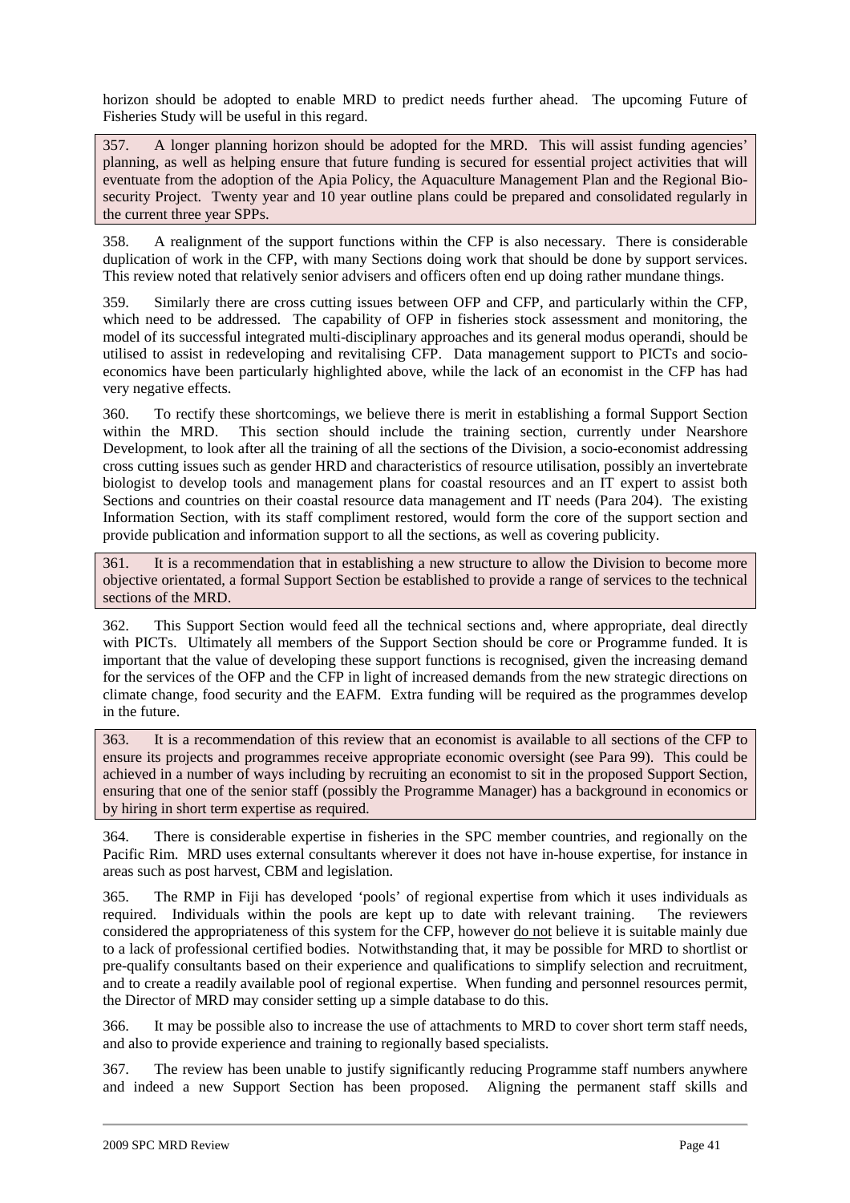horizon should be adopted to enable MRD to predict needs further ahead. The upcoming Future of Fisheries Study will be useful in this regard.

> 357. A longer planning horizon should be adopted for the MRD. This will assist funding agencies' planning, as well as helping ensure that future funding is secured for essential project activities that will eventuate from the adoption of the Apia Policy, the Aquaculture Management Plan and the Regional Bio-security Project. Twenty year and 10 year outline plans could be prepared and consolidated regularly in the current three year SPPs.

358. A realignment of the support functions within the CFP is also necessary. There is considerable duplication of work in the CFP, with many Sections doing work that should be done by support services. This review noted that relatively senior advisers and officers often end up doing rather mundane things.

359. Similarly there are cross cutting issues between OFP and CFP, and particularly within the CFP, which need to be addressed. The capability of OFP in fisheries stock assessment and monitoring, the model of its successful integrated multi-disciplinary approaches and its general modus operandi, should be utilised to assist in redeveloping and revitalising CFP. Data management support to PICTs and socio-economics have been particularly highlighted above, while the lack of an economist in the CFP has had very negative effects.

360. To rectify these shortcomings, we believe there is merit in establishing a formal Support Section within the MRD. This section should include the training section, currently under Nearshore Development, to look after all the training of all the sections of the Division, a socio-economist addressing cross cutting issues such as gender HRD and characteristics of resource utilisation, possibly an invertebrate biologist to develop tools and management plans for coastal resources and an IT expert to assist both Sections and countries on their coastal resource data management and IT needs (Para 204). The existing Information Section, with its staff compliment restored, would form the core of the support section and provide publication and information support to all the sections, as well as covering publicity.

> 361. It is a recommendation that in establishing a new structure to allow the Division to become more objective orientated, a formal Support Section be established to provide a range of services to the technical sections of the MRD.

362. This Support Section would feed all the technical sections and, where appropriate, deal directly with PICTs. Ultimately all members of the Support Section should be core or Programme funded. It is important that the value of developing these support functions is recognised, given the increasing demand for the services of the OFP and the CFP in light of increased demands from the new strategic directions on climate change, food security and the EAFM. Extra funding will be required as the programmes develop in the future.

> 363. It is a recommendation of this review that an economist is available to all sections of the CFP to ensure its projects and programmes receive appropriate economic oversight (see Para 99). This could be achieved in a number of ways including by recruiting an economist to sit in the proposed Support Section, ensuring that one of the senior staff (possibly the Programme Manager) has a background in economics or by hiring in short term expertise as required.

364. There is considerable expertise in fisheries in the SPC member countries, and regionally on the Pacific Rim. MRD uses external consultants wherever it does not have in-house expertise, for instance in areas such as post harvest, CBM and legislation.

365. The RMP in Fiji has developed 'pools' of regional expertise from which it uses individuals as required. Individuals within the pools are kept up to date with relevant training. The reviewers considered the appropriateness of this system for the CFP, however do not believe it is suitable mainly due to a lack of professional certified bodies. Notwithstanding that, it may be possible for MRD to shortlist or pre-qualify consultants based on their experience and qualifications to simplify selection and recruitment, and to create a readily available pool of regional expertise. When funding and personnel resources permit, the Director of MRD may consider setting up a simple database to do this.

366. It may be possible also to increase the use of attachments to MRD to cover short term staff needs, and also to provide experience and training to regionally based specialists.

367. The review has been unable to justify significantly reducing Programme staff numbers anywhere and indeed a new Support Section has been proposed. Aligning the permanent staff skills and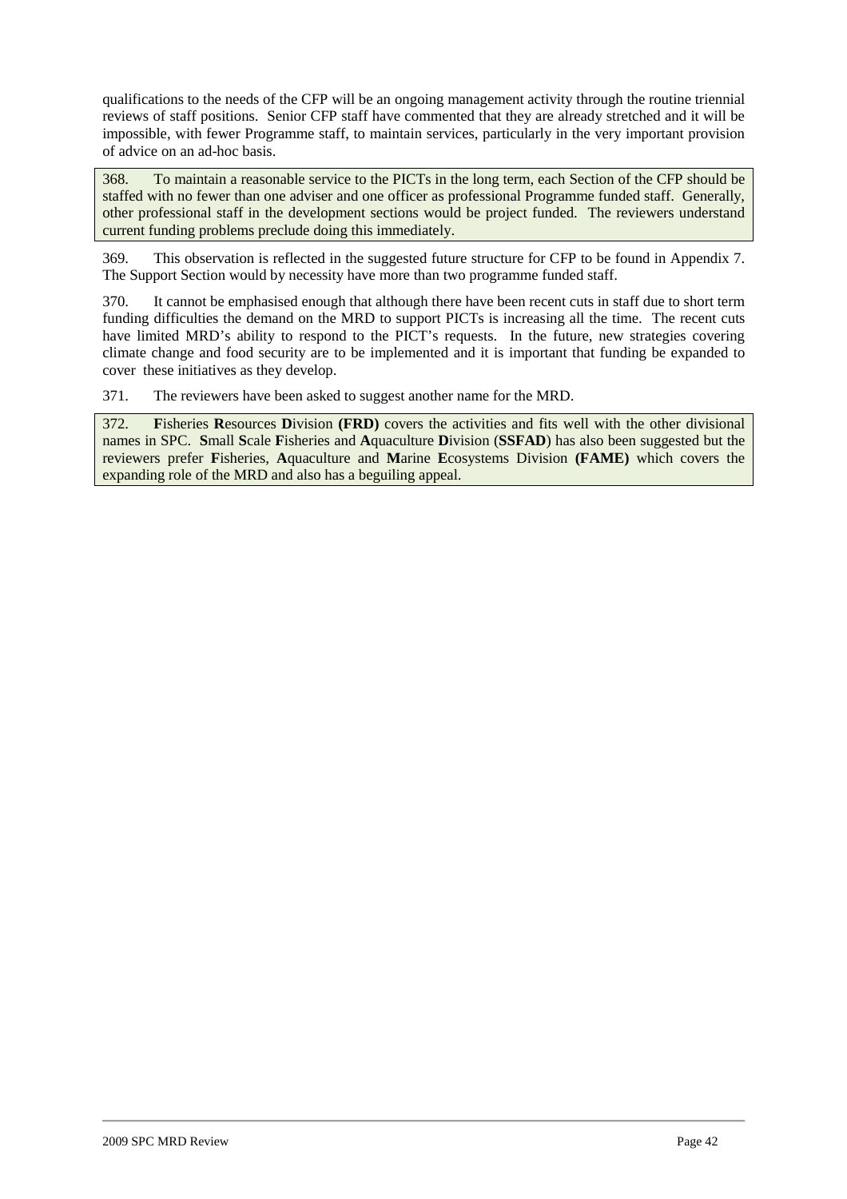qualifications to the needs of the CFP will be an ongoing management activity through the routine triennial reviews of staff positions. Senior CFP staff have commented that they are already stretched and it will be impossible, with fewer Programme staff, to maintain services, particularly in the very important provision of advice on an ad-hoc basis.

368. To maintain a reasonable service to the PICTs in the long term, each Section of the CFP should be staffed with no fewer than one adviser and one officer as professional Programme funded staff. Generally, other professional staff in the development sections would be project funded. The reviewers understand current funding problems preclude doing this immediately.

369. This observation is reflected in the suggested future structure for CFP to be found in Appendix 7. The Support Section would by necessity have more than two programme funded staff.

370. It cannot be emphasised enough that although there have been recent cuts in staff due to short term funding difficulties the demand on the MRD to support PICTs is increasing all the time. The recent cuts have limited MRD's ability to respond to the PICT's requests. In the future, new strategies covering climate change and food security are to be implemented and it is important that funding be expanded to cover these initiatives as they develop.

371. The reviewers have been asked to suggest another name for the MRD.

372. **F**isheries **R**esources **D**ivision **(FRD)** covers the activities and fits well with the other divisional names in SPC. **S**mall **S**cale **F**isheries and **A**quaculture **D**ivision (**SSFAD**) has also been suggested but the reviewers prefer **F**isheries, **A**quaculture and **M**arine **E**cosystems Division **(FAME)** which covers the expanding role of the MRD and also has a beguiling appeal.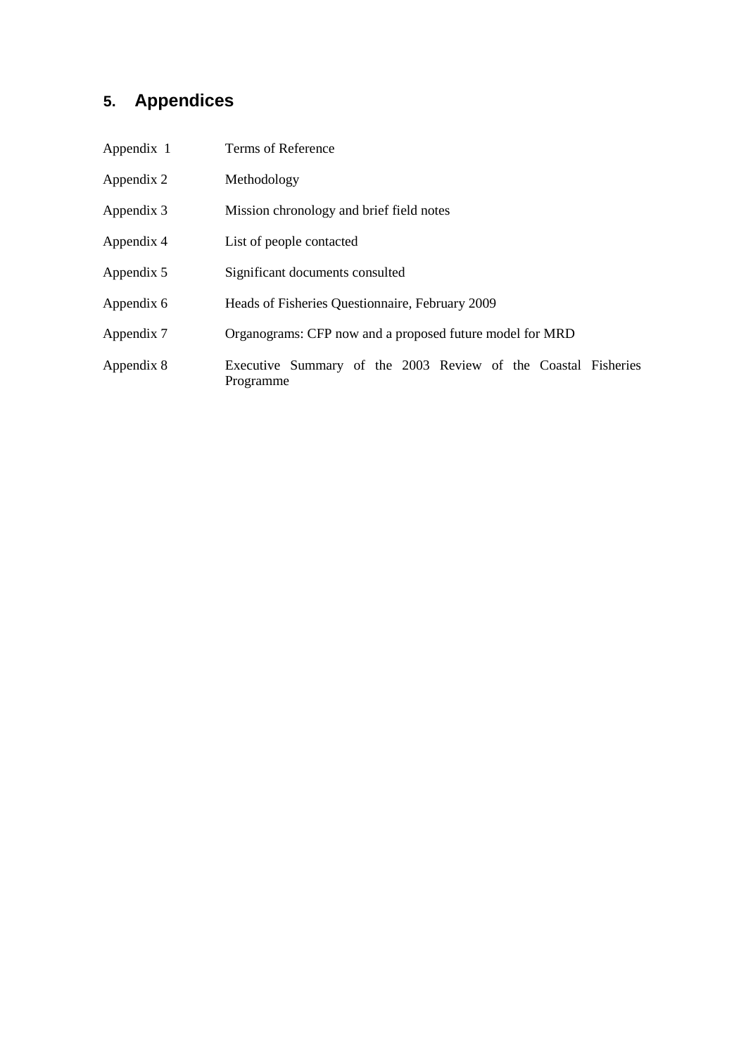# 5. Appendices

| | |
|---|---|
| Appendix 1 | Terms of Reference |
| Appendix 2 | Methodology |
| Appendix 3 | Mission chronology and brief field notes |
| Appendix 4 | List of people contacted |
| Appendix 5 | Significant documents consulted |
| Appendix 6 | Heads of Fisheries Questionnaire, February 2009 |
| Appendix 7 | Organograms: CFP now and a proposed future model for MRD |
| Appendix 8 | Executive Summary of the 2003 Review of the Coastal Fisheries Programme |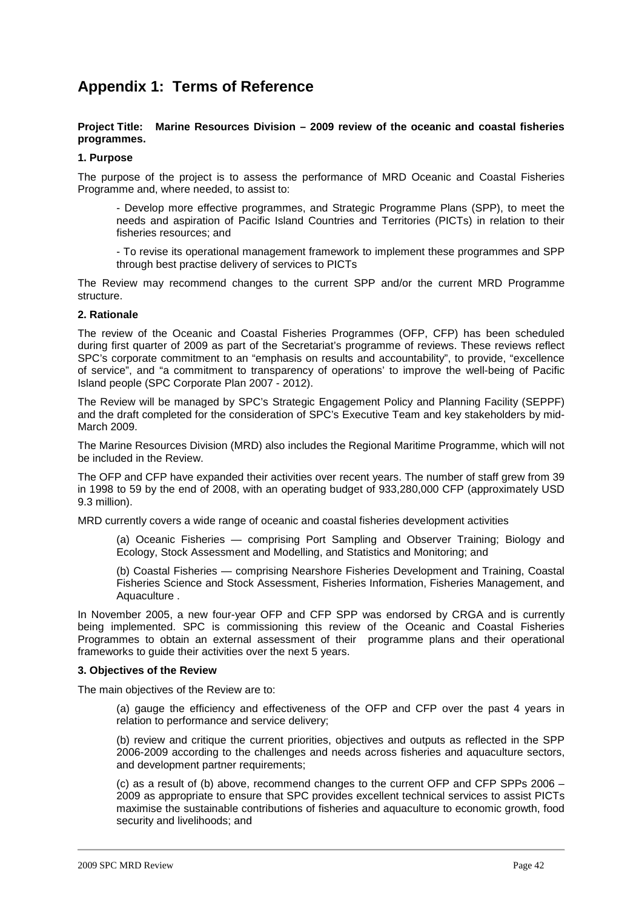# Appendix 1: Terms of Reference

**Project Title: Marine Resources Division – 2009 review of the oceanic and coastal fisheries programmes.**

**1. Purpose**

The purpose of the project is to assess the performance of MRD Oceanic and Coastal Fisheries Programme and, where needed, to assist to:

- Develop more effective programmes, and Strategic Programme Plans (SPP), to meet the needs and aspiration of Pacific Island Countries and Territories (PICTs) in relation to their fisheries resources; and

- To revise its operational management framework to implement these programmes and SPP through best practise delivery of services to PICTs

The Review may recommend changes to the current SPP and/or the current MRD Programme structure.

**2. Rationale**

The review of the Oceanic and Coastal Fisheries Programmes (OFP, CFP) has been scheduled during first quarter of 2009 as part of the Secretariat's programme of reviews. These reviews reflect SPC's corporate commitment to an "emphasis on results and accountability", to provide, "excellence of service", and "a commitment to transparency of operations' to improve the well-being of Pacific Island people (SPC Corporate Plan 2007 - 2012).

The Review will be managed by SPC's Strategic Engagement Policy and Planning Facility (SEPPF) and the draft completed for the consideration of SPC's Executive Team and key stakeholders by mid-March 2009.

The Marine Resources Division (MRD) also includes the Regional Maritime Programme, which will not be included in the Review.

The OFP and CFP have expanded their activities over recent years. The number of staff grew from 39 in 1998 to 59 by the end of 2008, with an operating budget of 933,280,000 CFP (approximately USD 9.3 million).

MRD currently covers a wide range of oceanic and coastal fisheries development activities

(a) Oceanic Fisheries — comprising Port Sampling and Observer Training; Biology and Ecology, Stock Assessment and Modelling, and Statistics and Monitoring; and

(b) Coastal Fisheries — comprising Nearshore Fisheries Development and Training, Coastal Fisheries Science and Stock Assessment, Fisheries Information, Fisheries Management, and Aquaculture .

In November 2005, a new four-year OFP and CFP SPP was endorsed by CRGA and is currently being implemented. SPC is commissioning this review of the Oceanic and Coastal Fisheries Programmes to obtain an external assessment of their programme plans and their operational frameworks to guide their activities over the next 5 years.

**3. Objectives of the Review**

The main objectives of the Review are to:

(a) gauge the efficiency and effectiveness of the OFP and CFP over the past 4 years in relation to performance and service delivery;

(b) review and critique the current priorities, objectives and outputs as reflected in the SPP 2006-2009 according to the challenges and needs across fisheries and aquaculture sectors, and development partner requirements;

(c) as a result of (b) above, recommend changes to the current OFP and CFP SPPs 2006 – 2009 as appropriate to ensure that SPC provides excellent technical services to assist PICTs maximise the sustainable contributions of fisheries and aquaculture to economic growth, food security and livelihoods; and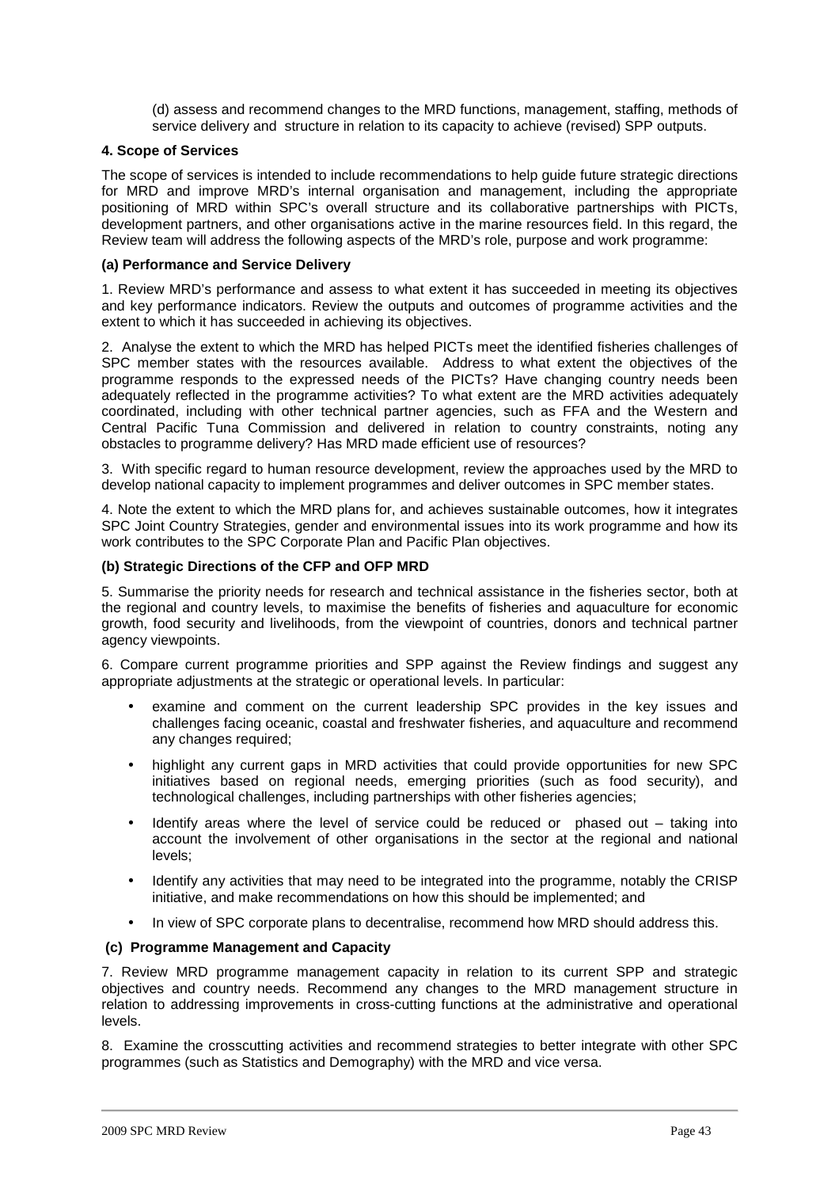(d) assess and recommend changes to the MRD functions, management, staffing, methods of service delivery and structure in relation to its capacity to achieve (revised) SPP outputs.

**4. Scope of Services**

The scope of services is intended to include recommendations to help guide future strategic directions for MRD and improve MRD's internal organisation and management, including the appropriate positioning of MRD within SPC's overall structure and its collaborative partnerships with PICTs, development partners, and other organisations active in the marine resources field. In this regard, the Review team will address the following aspects of the MRD's role, purpose and work programme:

**(a) Performance and Service Delivery**

1. Review MRD's performance and assess to what extent it has succeeded in meeting its objectives and key performance indicators. Review the outputs and outcomes of programme activities and the extent to which it has succeeded in achieving its objectives.

2. Analyse the extent to which the MRD has helped PICTs meet the identified fisheries challenges of SPC member states with the resources available. Address to what extent the objectives of the programme responds to the expressed needs of the PICTs? Have changing country needs been adequately reflected in the programme activities? To what extent are the MRD activities adequately coordinated, including with other technical partner agencies, such as FFA and the Western and Central Pacific Tuna Commission and delivered in relation to country constraints, noting any obstacles to programme delivery? Has MRD made efficient use of resources?

3. With specific regard to human resource development, review the approaches used by the MRD to develop national capacity to implement programmes and deliver outcomes in SPC member states.

4. Note the extent to which the MRD plans for, and achieves sustainable outcomes, how it integrates SPC Joint Country Strategies, gender and environmental issues into its work programme and how its work contributes to the SPC Corporate Plan and Pacific Plan objectives.

**(b) Strategic Directions of the CFP and OFP MRD**

5. Summarise the priority needs for research and technical assistance in the fisheries sector, both at the regional and country levels, to maximise the benefits of fisheries and aquaculture for economic growth, food security and livelihoods, from the viewpoint of countries, donors and technical partner agency viewpoints.

6. Compare current programme priorities and SPP against the Review findings and suggest any appropriate adjustments at the strategic or operational levels. In particular:

- examine and comment on the current leadership SPC provides in the key issues and challenges facing oceanic, coastal and freshwater fisheries, and aquaculture and recommend any changes required;
- highlight any current gaps in MRD activities that could provide opportunities for new SPC initiatives based on regional needs, emerging priorities (such as food security), and technological challenges, including partnerships with other fisheries agencies;
- Identify areas where the level of service could be reduced or phased out – taking into account the involvement of other organisations in the sector at the regional and national levels;
- Identify any activities that may need to be integrated into the programme, notably the CRISP initiative, and make recommendations on how this should be implemented; and
- In view of SPC corporate plans to decentralise, recommend how MRD should address this.

**(c) Programme Management and Capacity**

7. Review MRD programme management capacity in relation to its current SPP and strategic objectives and country needs. Recommend any changes to the MRD management structure in relation to addressing improvements in cross-cutting functions at the administrative and operational levels.

8. Examine the crosscutting activities and recommend strategies to better integrate with other SPC programmes (such as Statistics and Demography) with the MRD and vice versa.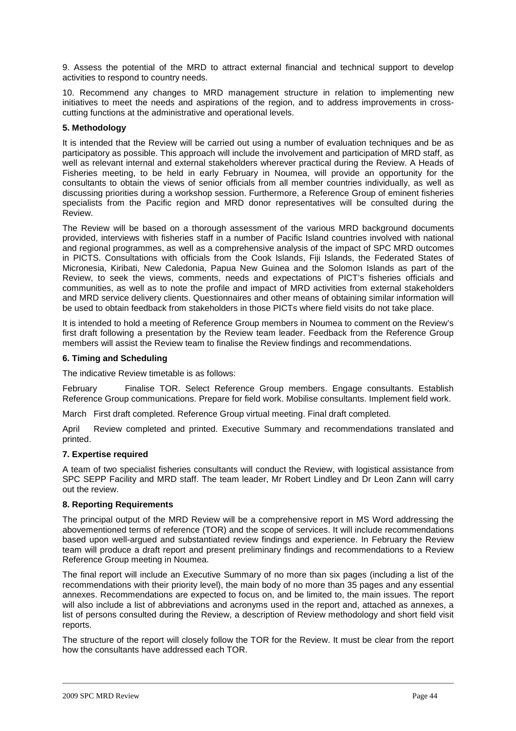9. Assess the potential of the MRD to attract external financial and technical support to develop activities to respond to country needs.

10. Recommend any changes to MRD management structure in relation to implementing new initiatives to meet the needs and aspirations of the region, and to address improvements in cross-cutting functions at the administrative and operational levels.

**5. Methodology**

It is intended that the Review will be carried out using a number of evaluation techniques and be as participatory as possible. This approach will include the involvement and participation of MRD staff, as well as relevant internal and external stakeholders wherever practical during the Review. A Heads of Fisheries meeting, to be held in early February in Noumea, will provide an opportunity for the consultants to obtain the views of senior officials from all member countries individually, as well as discussing priorities during a workshop session. Furthermore, a Reference Group of eminent fisheries specialists from the Pacific region and MRD donor representatives will be consulted during the Review.

The Review will be based on a thorough assessment of the various MRD background documents provided, interviews with fisheries staff in a number of Pacific Island countries involved with national and regional programmes, as well as a comprehensive analysis of the impact of SPC MRD outcomes in PICTS. Consultations with officials from the Cook Islands, Fiji Islands, the Federated States of Micronesia, Kiribati, New Caledonia, Papua New Guinea and the Solomon Islands as part of the Review, to seek the views, comments, needs and expectations of PICT's fisheries officials and communities, as well as to note the profile and impact of MRD activities from external stakeholders and MRD service delivery clients. Questionnaires and other means of obtaining similar information will be used to obtain feedback from stakeholders in those PICTs where field visits do not take place.

It is intended to hold a meeting of Reference Group members in Noumea to comment on the Review's first draft following a presentation by the Review team leader. Feedback from the Reference Group members will assist the Review team to finalise the Review findings and recommendations.

**6. Timing and Scheduling**

The indicative Review timetable is as follows:

February Finalise TOR. Select Reference Group members. Engage consultants. Establish Reference Group communications. Prepare for field work. Mobilise consultants. Implement field work.

March First draft completed. Reference Group virtual meeting. Final draft completed.

April Review completed and printed. Executive Summary and recommendations translated and printed.

**7. Expertise required**

A team of two specialist fisheries consultants will conduct the Review, with logistical assistance from SPC SEPP Facility and MRD staff. The team leader, Mr Robert Lindley and Dr Leon Zann will carry out the review.

**8. Reporting Requirements**

The principal output of the MRD Review will be a comprehensive report in MS Word addressing the abovementioned terms of reference (TOR) and the scope of services. It will include recommendations based upon well-argued and substantiated review findings and experience. In February the Review team will produce a draft report and present preliminary findings and recommendations to a Review Reference Group meeting in Noumea.

The final report will include an Executive Summary of no more than six pages (including a list of the recommendations with their priority level), the main body of no more than 35 pages and any essential annexes. Recommendations are expected to focus on, and be limited to, the main issues. The report will also include a list of abbreviations and acronyms used in the report and, attached as annexes, a list of persons consulted during the Review, a description of Review methodology and short field visit reports.

The structure of the report will closely follow the TOR for the Review. It must be clear from the report how the consultants have addressed each TOR.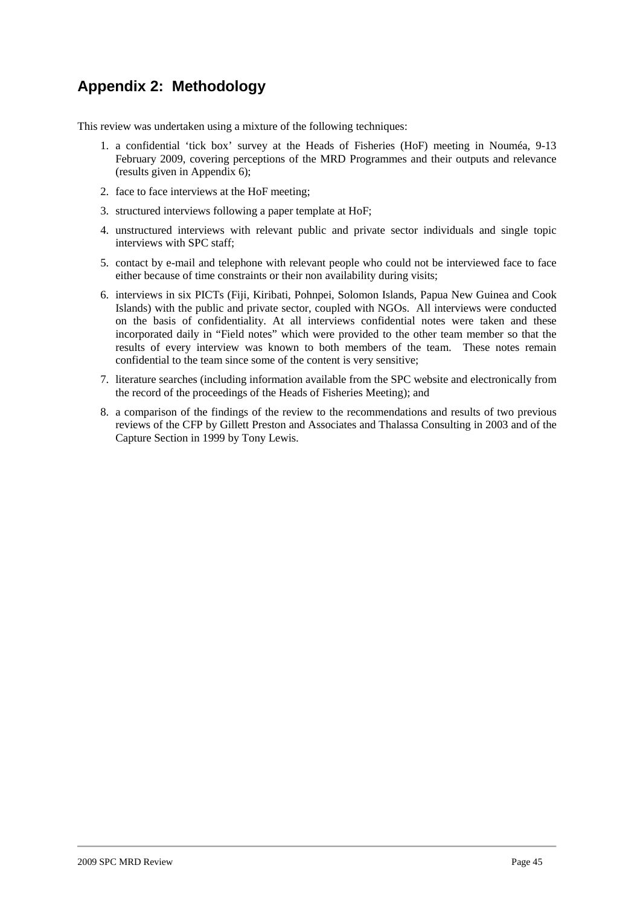## Appendix 2: Methodology

This review was undertaken using a mixture of the following techniques:

1. a confidential 'tick box' survey at the Heads of Fisheries (HoF) meeting in Nouméa, 9-13 February 2009, covering perceptions of the MRD Programmes and their outputs and relevance (results given in Appendix 6);
2. face to face interviews at the HoF meeting;
3. structured interviews following a paper template at HoF;
4. unstructured interviews with relevant public and private sector individuals and single topic interviews with SPC staff;
5. contact by e-mail and telephone with relevant people who could not be interviewed face to face either because of time constraints or their non availability during visits;
6. interviews in six PICTs (Fiji, Kiribati, Pohnpei, Solomon Islands, Papua New Guinea and Cook Islands) with the public and private sector, coupled with NGOs. All interviews were conducted on the basis of confidentiality. At all interviews confidential notes were taken and these incorporated daily in "Field notes" which were provided to the other team member so that the results of every interview was known to both members of the team. These notes remain confidential to the team since some of the content is very sensitive;
7. literature searches (including information available from the SPC website and electronically from the record of the proceedings of the Heads of Fisheries Meeting); and
8. a comparison of the findings of the review to the recommendations and results of two previous reviews of the CFP by Gillett Preston and Associates and Thalassa Consulting in 2003 and of the Capture Section in 1999 by Tony Lewis.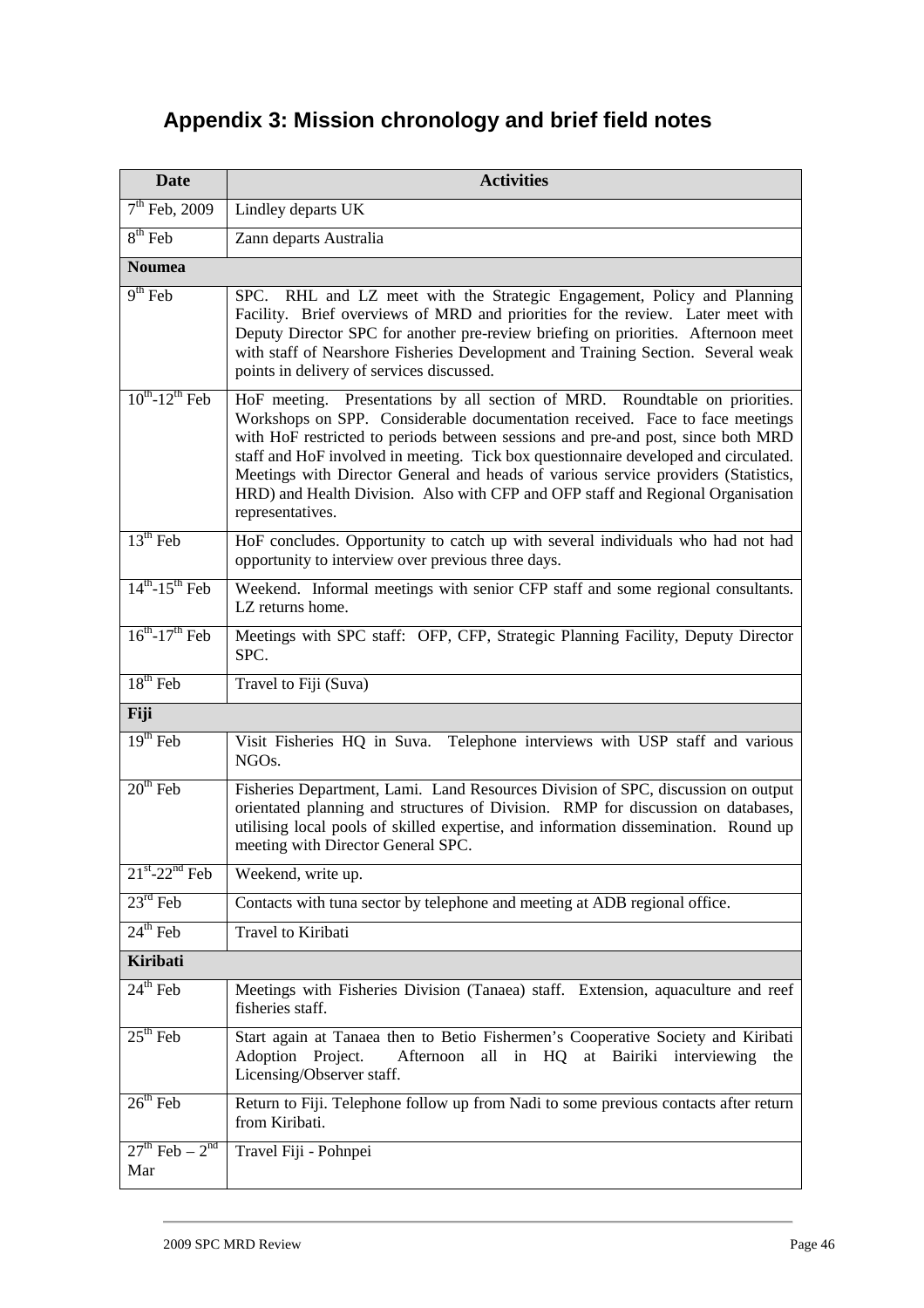## Appendix 3: Mission chronology and brief field notes

| Date | Activities |
|---|---|
| 7th Feb, 2009 | Lindley departs UK |
| 8th Feb | Zann departs Australia |
| **Noumea** | |
| 9th Feb | SPC. RHL and LZ meet with the Strategic Engagement, Policy and Planning Facility. Brief overviews of MRD and priorities for the review. Later meet with Deputy Director SPC for another pre-review briefing on priorities. Afternoon meet with staff of Nearshore Fisheries Development and Training Section. Several weak points in delivery of services discussed. |
| 10th-12th Feb | HoF meeting. Presentations by all section of MRD. Roundtable on priorities. Workshops on SPP. Considerable documentation received. Face to face meetings with HoF restricted to periods between sessions and pre-and post, since both MRD staff and HoF involved in meeting. Tick box questionnaire developed and circulated. Meetings with Director General and heads of various service providers (Statistics, HRD) and Health Division. Also with CFP and OFP staff and Regional Organisation representatives. |
| 13th Feb | HoF concludes. Opportunity to catch up with several individuals who had not had opportunity to interview over previous three days. |
| 14th-15th Feb | Weekend. Informal meetings with senior CFP staff and some regional consultants. LZ returns home. |
| 16th-17th Feb | Meetings with SPC staff: OFP, CFP, Strategic Planning Facility, Deputy Director SPC. |
| 18th Feb | Travel to Fiji (Suva) |
| **Fiji** | |
| 19th Feb | Visit Fisheries HQ in Suva. Telephone interviews with USP staff and various NGOs. |
| 20th Feb | Fisheries Department, Lami. Land Resources Division of SPC, discussion on output orientated planning and structures of Division. RMP for discussion on databases, utilising local pools of skilled expertise, and information dissemination. Round up meeting with Director General SPC. |
| 21st-22nd Feb | Weekend, write up. |
| 23rd Feb | Contacts with tuna sector by telephone and meeting at ADB regional office. |
| 24th Feb | Travel to Kiribati |
| **Kiribati** | |
| 24th Feb | Meetings with Fisheries Division (Tanaea) staff. Extension, aquaculture and reef fisheries staff. |
| 25th Feb | Start again at Tanaea then to Betio Fishermen's Cooperative Society and Kiribati Adoption Project. Afternoon all in HQ at Bairiki interviewing the Licensing/Observer staff. |
| 26th Feb | Return to Fiji. Telephone follow up from Nadi to some previous contacts after return from Kiribati. |
| 27th Feb – 2nd Mar | Travel Fiji - Pohnpei |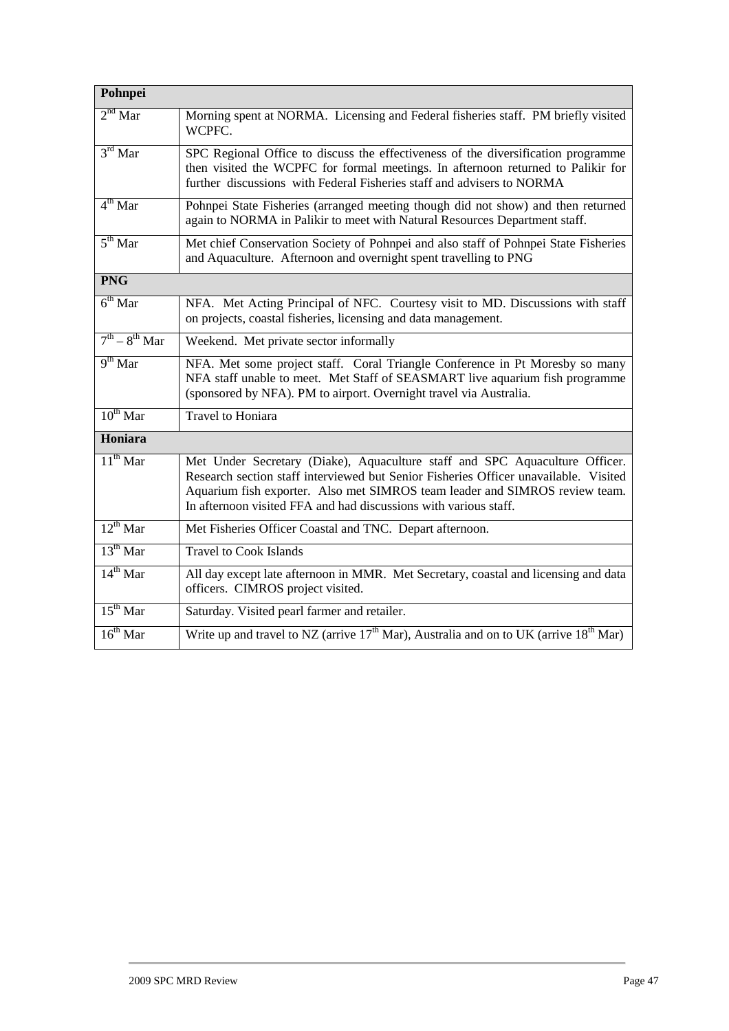| Pohnpei | |
|---|---|
| 2nd Mar | Morning spent at NORMA. Licensing and Federal fisheries staff. PM briefly visited WCPFC. |
| 3rd Mar | SPC Regional Office to discuss the effectiveness of the diversification programme then visited the WCPFC for formal meetings. In afternoon returned to Palikir for further discussions with Federal Fisheries staff and advisers to NORMA |
| 4th Mar | Pohnpei State Fisheries (arranged meeting though did not show) and then returned again to NORMA in Palikir to meet with Natural Resources Department staff. |
| 5th Mar | Met chief Conservation Society of Pohnpei and also staff of Pohnpei State Fisheries and Aquaculture. Afternoon and overnight spent travelling to PNG |
| **PNG** | |
| 6th Mar | NFA. Met Acting Principal of NFC. Courtesy visit to MD. Discussions with staff on projects, coastal fisheries, licensing and data management. |
| 7th – 8th Mar | Weekend. Met private sector informally |
| 9th Mar | NFA. Met some project staff. Coral Triangle Conference in Pt Moresby so many NFA staff unable to meet. Met Staff of SEASMART live aquarium fish programme (sponsored by NFA). PM to airport. Overnight travel via Australia. |
| 10th Mar | Travel to Honiara |
| **Honiara** | |
| 11th Mar | Met Under Secretary (Diake), Aquaculture staff and SPC Aquaculture Officer. Research section staff interviewed but Senior Fisheries Officer unavailable. Visited Aquarium fish exporter. Also met SIMROS team leader and SIMROS review team. In afternoon visited FFA and had discussions with various staff. |
| 12th Mar | Met Fisheries Officer Coastal and TNC. Depart afternoon. |
| 13th Mar | Travel to Cook Islands |
| 14th Mar | All day except late afternoon in MMR. Met Secretary, coastal and licensing and data officers. CIMROS project visited. |
| 15th Mar | Saturday. Visited pearl farmer and retailer. |
| 16th Mar | Write up and travel to NZ (arrive 17th Mar), Australia and on to UK (arrive 18th Mar) |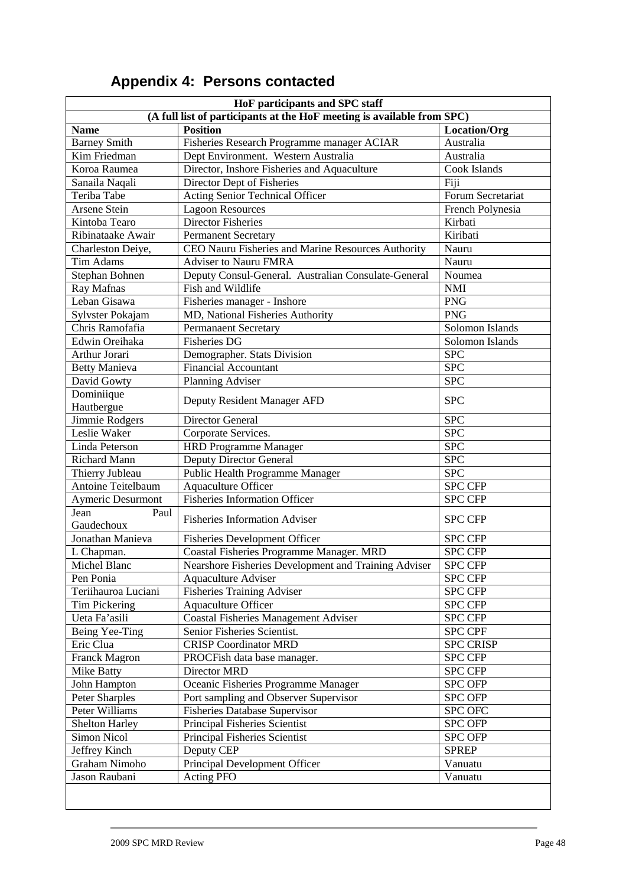## Appendix 4: Persons contacted

| HoF participants and SPC staff | | |
|---|---|---|
| (A full list of participants at the HoF meeting is available from SPC) | | |
| **Name** | **Position** | **Location/Org** |
| Barney Smith | Fisheries Research Programme manager ACIAR | Australia |
| Kim Friedman | Dept Environment. Western Australia | Australia |
| Koroa Raumea | Director, Inshore Fisheries and Aquaculture | Cook Islands |
| Sanaila Naqali | Director Dept of Fisheries | Fiji |
| Teriba Tabe | Acting Senior Technical Officer | Forum Secretariat |
| Arsene Stein | Lagoon Resources | French Polynesia |
| Kintoba Tearo | Director Fisheries | Kirbati |
| Ribinataake Awair | Permanent Secretary | Kiribati |
| Charleston Deiye, | CEO Nauru Fisheries and Marine Resources Authority | Nauru |
| Tim Adams | Adviser to Nauru FMRA | Nauru |
| Stephan Bohnen | Deputy Consul-General. Australian Consulate-General | Noumea |
| Ray Mafnas | Fish and Wildlife | NMI |
| Leban Gisawa | Fisheries manager - Inshore | PNG |
| Sylvster Pokajam | MD, National Fisheries Authority | PNG |
| Chris Ramofafia | Permanaent Secretary | Solomon Islands |
| Edwin Oreihaka | Fisheries DG | Solomon Islands |
| Arthur Jorari | Demographer. Stats Division | SPC |
| Betty Manieva | Financial Accountant | SPC |
| David Gowty | Planning Adviser | SPC |
| Dominiique Hautbergue | Deputy Resident Manager AFD | SPC |
| Jimmie Rodgers | Director General | SPC |
| Leslie Waker | Corporate Services. | SPC |
| Linda Peterson | HRD Programme Manager | SPC |
| Richard Mann | Deputy Director General | SPC |
| Thierry Jubleau | Public Health Programme Manager | SPC |
| Antoine Teitelbaum | Aquaculture Officer | SPC CFP |
| Aymeric Desurmont | Fisheries Information Officer | SPC CFP |
| Jean Paul Gaudechoux | Fisheries Information Adviser | SPC CFP |
| Jonathan Manieva | Fisheries Development Officer | SPC CFP |
| L Chapman. | Coastal Fisheries Programme Manager. MRD | SPC CFP |
| Michel Blanc | Nearshore Fisheries Development and Training Adviser | SPC CFP |
| Pen Ponia | Aquaculture Adviser | SPC CFP |
| Teriihauroa Luciani | Fisheries Training Adviser | SPC CFP |
| Tim Pickering | Aquaculture Officer | SPC CFP |
| Ueta Fa'asili | Coastal Fisheries Management Adviser | SPC CFP |
| Being Yee-Ting | Senior Fisheries Scientist. | SPC CPF |
| Eric Clua | CRISP Coordinator MRD | SPC CRISP |
| Franck Magron | PROCFish data base manager. | SPC CFP |
| Mike Batty | Director MRD | SPC CFP |
| John Hampton | Oceanic Fisheries Programme Manager | SPC OFP |
| Peter Sharples | Port sampling and Observer Supervisor | SPC OFP |
| Peter Williams | Fisheries Database Supervisor | SPC OFC |
| Shelton Harley | Principal Fisheries Scientist | SPC OFP |
| Simon Nicol | Principal Fisheries Scientist | SPC OFP |
| Jeffrey Kinch | Deputy CEP | SPREP |
| Graham Nimoho | Principal Development Officer | Vanuatu |
| Jason Raubani | Acting PFO | Vanuatu |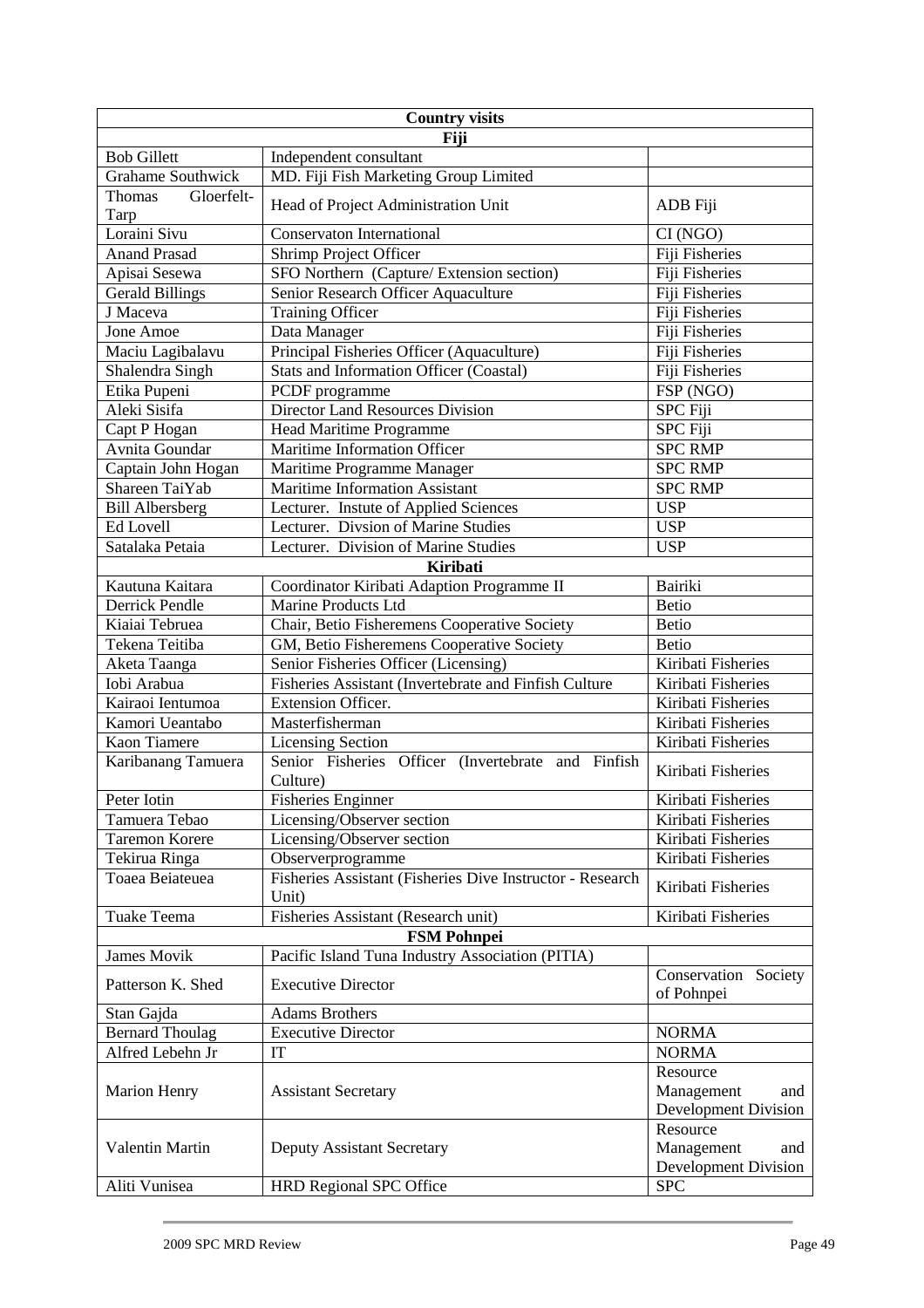| Country visits | | |
|---|---|---|
| **Fiji** | | |
| Bob Gillett | Independent consultant | |
| Grahame Southwick | MD. Fiji Fish Marketing Group Limited | |
| Thomas Gloerfelt-Tarp | Head of Project Administration Unit | ADB Fiji |
| Loraini Sivu | Conservaton International | CI (NGO) |
| Anand Prasad | Shrimp Project Officer | Fiji Fisheries |
| Apisai Sesewa | SFO Northern (Capture/ Extension section) | Fiji Fisheries |
| Gerald Billings | Senior Research Officer Aquaculture | Fiji Fisheries |
| J Maceva | Training Officer | Fiji Fisheries |
| Jone Amoe | Data Manager | Fiji Fisheries |
| Maciu Lagibalavu | Principal Fisheries Officer (Aquaculture) | Fiji Fisheries |
| Shalendra Singh | Stats and Information Officer (Coastal) | Fiji Fisheries |
| Etika Pupeni | PCDF programme | FSP (NGO) |
| Aleki Sisifa | Director Land Resources Division | SPC Fiji |
| Capt P Hogan | Head Maritime Programme | SPC Fiji |
| Avnita Goundar | Maritime Information Officer | SPC RMP |
| Captain John Hogan | Maritime Programme Manager | SPC RMP |
| Shareen TaiYab | Maritime Information Assistant | SPC RMP |
| Bill Albersberg | Lecturer. Instute of Applied Sciences | USP |
| Ed Lovell | Lecturer. Divsion of Marine Studies | USP |
| Satalaka Petaia | Lecturer. Division of Marine Studies | USP |
| **Kiribati** | | |
| Kautuna Kaitara | Coordinator Kiribati Adaption Programme II | Bairiki |
| Derrick Pendle | Marine Products Ltd | Betio |
| Kiaiai Tebruea | Chair, Betio Fisheremens Cooperative Society | Betio |
| Tekena Teitiba | GM, Betio Fisheremens Cooperative Society | Betio |
| Aketa Taanga | Senior Fisheries Officer (Licensing) | Kiribati Fisheries |
| Iobi Arabua | Fisheries Assistant (Invertebrate and Finfish Culture | Kiribati Fisheries |
| Kairaoi Ientumoa | Extension Officer. | Kiribati Fisheries |
| Kamori Ueantabo | Masterfisherman | Kiribati Fisheries |
| Kaon Tiamere | Licensing Section | Kiribati Fisheries |
| Karibanang Tamuera | Senior Fisheries Officer (Invertebrate and Finfish Culture) | Kiribati Fisheries |
| Peter Iotin | Fisheries Enginner | Kiribati Fisheries |
| Tamuera Tebao | Licensing/Observer section | Kiribati Fisheries |
| Taremon Korere | Licensing/Observer section | Kiribati Fisheries |
| Tekirua Ringa | Observerprogramme | Kiribati Fisheries |
| Toaea Beiateuea | Fisheries Assistant (Fisheries Dive Instructor - Research Unit) | Kiribati Fisheries |
| Tuake Teema | Fisheries Assistant (Research unit) | Kiribati Fisheries |
| **FSM Pohnpei** | | |
| James Movik | Pacific Island Tuna Industry Association (PITIA) | |
| Patterson K. Shed | Executive Director | Conservation Society of Pohnpei |
| Stan Gajda | Adams Brothers | |
| Bernard Thoulag | Executive Director | NORMA |
| Alfred Lebehn Jr | IT | NORMA |
| Marion Henry | Assistant Secretary | Resource Management and Development Division |
| Valentin Martin | Deputy Assistant Secretary | Resource Management and Development Division |
| Aliti Vunisea | HRD Regional SPC Office | SPC |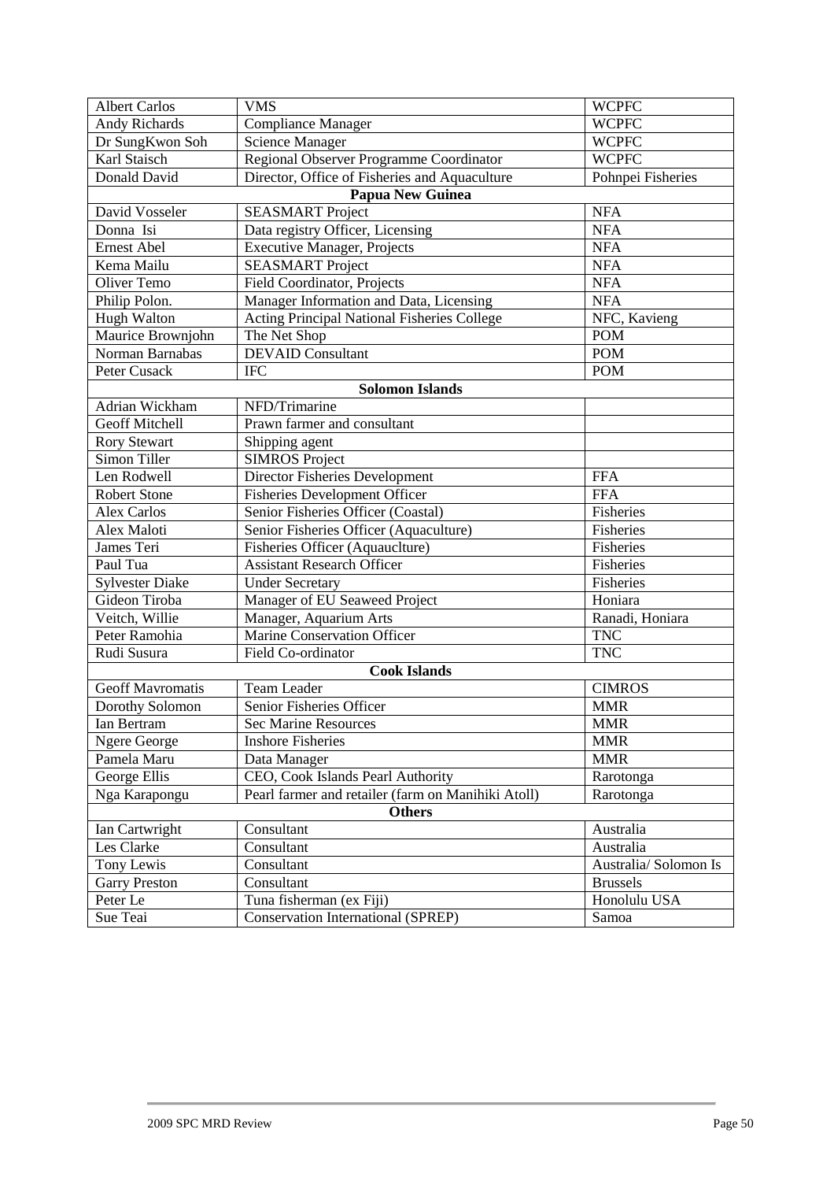| | | |
|---|---|---|
| Albert Carlos | VMS | WCPFC |
| Andy Richards | Compliance Manager | WCPFC |
| Dr SungKwon Soh | Science Manager | WCPFC |
| Karl Staisch | Regional Observer Programme Coordinator | WCPFC |
| Donald David | Director, Office of Fisheries and Aquaculture | Pohnpei Fisheries |
| **Papua New Guinea** | | |
| David Vosseler | SEASMART Project | NFA |
| Donna Isi | Data registry Officer, Licensing | NFA |
| Ernest Abel | Executive Manager, Projects | NFA |
| Kema Mailu | SEASMART Project | NFA |
| Oliver Temo | Field Coordinator, Projects | NFA |
| Philip Polon. | Manager Information and Data, Licensing | NFA |
| Hugh Walton | Acting Principal National Fisheries College | NFC, Kavieng |
| Maurice Brownjohn | The Net Shop | POM |
| Norman Barnabas | DEVAID Consultant | POM |
| Peter Cusack | IFC | POM |
| **Solomon Islands** | | |
| Adrian Wickham | NFD/Trimarine | |
| Geoff Mitchell | Prawn farmer and consultant | |
| Rory Stewart | Shipping agent | |
| Simon Tiller | SIMROS Project | |
| Len Rodwell | Director Fisheries Development | FFA |
| Robert Stone | Fisheries Development Officer | FFA |
| Alex Carlos | Senior Fisheries Officer (Coastal) | Fisheries |
| Alex Maloti | Senior Fisheries Officer (Aquaculture) | Fisheries |
| James Teri | Fisheries Officer (Aquauclture) | Fisheries |
| Paul Tua | Assistant Research Officer | Fisheries |
| Sylvester Diake | Under Secretary | Fisheries |
| Gideon Tiroba | Manager of EU Seaweed Project | Honiara |
| Veitch, Willie | Manager, Aquarium Arts | Ranadi, Honiara |
| Peter Ramohia | Marine Conservation Officer | TNC |
| Rudi Susura | Field Co-ordinator | TNC |
| **Cook Islands** | | |
| Geoff Mavromatis | Team Leader | CIMROS |
| Dorothy Solomon | Senior Fisheries Officer | MMR |
| Ian Bertram | Sec Marine Resources | MMR |
| Ngere George | Inshore Fisheries | MMR |
| Pamela Maru | Data Manager | MMR |
| George Ellis | CEO, Cook Islands Pearl Authority | Rarotonga |
| Nga Karapongu | Pearl farmer and retailer (farm on Manihiki Atoll) | Rarotonga |
| **Others** | | |
| Ian Cartwright | Consultant | Australia |
| Les Clarke | Consultant | Australia |
| Tony Lewis | Consultant | Australia/ Solomon Is |
| Garry Preston | Consultant | Brussels |
| Peter Le | Tuna fisherman (ex Fiji) | Honolulu USA |
| Sue Teai | Conservation International (SPREP) | Samoa |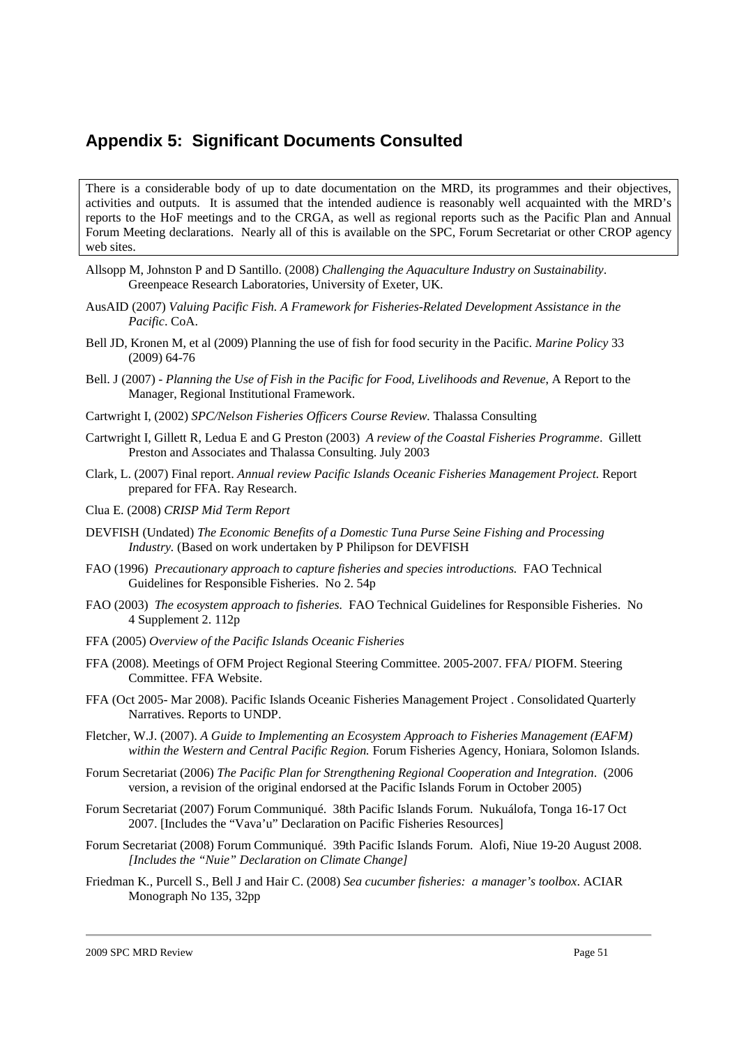## Appendix 5: Significant Documents Consulted

There is a considerable body of up to date documentation on the MRD, its programmes and their objectives, activities and outputs. It is assumed that the intended audience is reasonably well acquainted with the MRD's reports to the HoF meetings and to the CRGA, as well as regional reports such as the Pacific Plan and Annual Forum Meeting declarations. Nearly all of this is available on the SPC, Forum Secretariat or other CROP agency web sites.

Allsopp M, Johnston P and D Santillo. (2008) *Challenging the Aquaculture Industry on Sustainability*. Greenpeace Research Laboratories, University of Exeter, UK.

AusAID (2007) *Valuing Pacific Fish. A Framework for Fisheries-Related Development Assistance in the Pacific*. CoA.

Bell JD, Kronen M, et al (2009) Planning the use of fish for food security in the Pacific. *Marine Policy* 33 (2009) 64-76

Bell. J (2007) - *Planning the Use of Fish in the Pacific for Food, Livelihoods and Revenue,* A Report to the Manager, Regional Institutional Framework.

Cartwright I, (2002) *SPC/Nelson Fisheries Officers Course Review.* Thalassa Consulting

Cartwright I, Gillett R, Ledua E and G Preston (2003) *A review of the Coastal Fisheries Programme*. Gillett Preston and Associates and Thalassa Consulting. July 2003

Clark, L. (2007) Final report. *Annual review Pacific Islands Oceanic Fisheries Management Project.* Report prepared for FFA. Ray Research.

Clua E. (2008) *CRISP Mid Term Report*

DEVFISH (Undated) *The Economic Benefits of a Domestic Tuna Purse Seine Fishing and Processing Industry.* (Based on work undertaken by P Philipson for DEVFISH

FAO (1996) *Precautionary approach to capture fisheries and species introductions.* FAO Technical Guidelines for Responsible Fisheries. No 2. 54p

FAO (2003) *The ecosystem approach to fisheries.* FAO Technical Guidelines for Responsible Fisheries. No 4 Supplement 2. 112p

FFA (2005) *Overview of the Pacific Islands Oceanic Fisheries*

FFA (2008). Meetings of OFM Project Regional Steering Committee. 2005-2007. FFA/ PIOFM. Steering Committee. FFA Website.

FFA (Oct 2005- Mar 2008). Pacific Islands Oceanic Fisheries Management Project . Consolidated Quarterly Narratives. Reports to UNDP.

Fletcher, W.J. (2007). *A Guide to Implementing an Ecosystem Approach to Fisheries Management (EAFM) within the Western and Central Pacific Region.* Forum Fisheries Agency, Honiara, Solomon Islands.

Forum Secretariat (2006) *The Pacific Plan for Strengthening Regional Cooperation and Integration*. (2006 version, a revision of the original endorsed at the Pacific Islands Forum in October 2005)

Forum Secretariat (2007) Forum Communiqué. 38th Pacific Islands Forum. Nukuálofa, Tonga 16-17 Oct 2007. [Includes the "Vava'u" Declaration on Pacific Fisheries Resources]

Forum Secretariat (2008) Forum Communiqué. 39th Pacific Islands Forum. Alofi, Niue 19-20 August 2008. *[Includes the "Nuie" Declaration on Climate Change]*

Friedman K., Purcell S., Bell J and Hair C. (2008) *Sea cucumber fisheries: a manager's toolbox*. ACIAR Monograph No 135, 32pp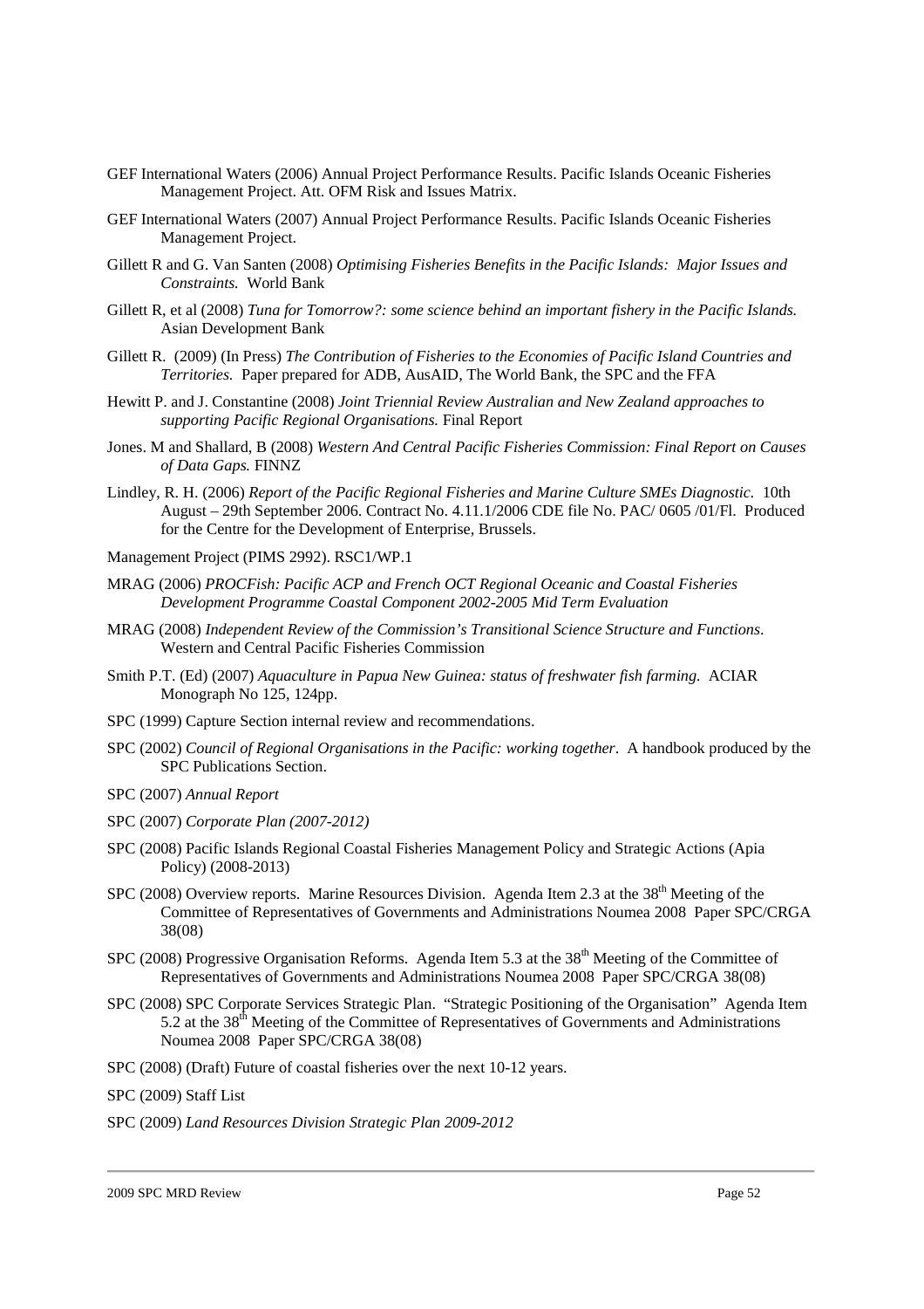GEF International Waters (2006) Annual Project Performance Results. Pacific Islands Oceanic Fisheries Management Project. Att. OFM Risk and Issues Matrix.

GEF International Waters (2007) Annual Project Performance Results. Pacific Islands Oceanic Fisheries Management Project.

Gillett R and G. Van Santen (2008) *Optimising Fisheries Benefits in the Pacific Islands: Major Issues and Constraints.* World Bank

Gillett R, et al (2008) *Tuna for Tomorrow?: some science behind an important fishery in the Pacific Islands.* Asian Development Bank

Gillett R. (2009) (In Press) *The Contribution of Fisheries to the Economies of Pacific Island Countries and Territories.* Paper prepared for ADB, AusAID, The World Bank, the SPC and the FFA

Hewitt P. and J. Constantine (2008) *Joint Triennial Review Australian and New Zealand approaches to supporting Pacific Regional Organisations.* Final Report

Jones. M and Shallard, B (2008) *Western And Central Pacific Fisheries Commission: Final Report on Causes of Data Gaps.* FINNZ

Lindley, R. H. (2006) *Report of the Pacific Regional Fisheries and Marine Culture SMEs Diagnostic.* 10th August – 29th September 2006. Contract No. 4.11.1/2006 CDE file No. PAC/ 0605 /01/Fl. Produced for the Centre for the Development of Enterprise, Brussels.

Management Project (PIMS 2992). RSC1/WP.1

MRAG (2006) *PROCFish: Pacific ACP and French OCT Regional Oceanic and Coastal Fisheries Development Programme Coastal Component 2002-2005 Mid Term Evaluation*

MRAG (2008) *Independent Review of the Commission's Transitional Science Structure and Functions.* Western and Central Pacific Fisheries Commission

Smith P.T. (Ed) (2007) *Aquaculture in Papua New Guinea: status of freshwater fish farming.* ACIAR Monograph No 125, 124pp.

SPC (1999) Capture Section internal review and recommendations.

SPC (2002) *Council of Regional Organisations in the Pacific: working together*. A handbook produced by the SPC Publications Section.

SPC (2007) *Annual Report*

SPC (2007) *Corporate Plan (2007-2012)*

SPC (2008) Pacific Islands Regional Coastal Fisheries Management Policy and Strategic Actions (Apia Policy) (2008-2013)

SPC (2008) Overview reports. Marine Resources Division. Agenda Item 2.3 at the 38th Meeting of the Committee of Representatives of Governments and Administrations Noumea 2008 Paper SPC/CRGA 38(08)

SPC (2008) Progressive Organisation Reforms. Agenda Item 5.3 at the 38th Meeting of the Committee of Representatives of Governments and Administrations Noumea 2008 Paper SPC/CRGA 38(08)

SPC (2008) SPC Corporate Services Strategic Plan. "Strategic Positioning of the Organisation" Agenda Item 5.2 at the 38th Meeting of the Committee of Representatives of Governments and Administrations Noumea 2008 Paper SPC/CRGA 38(08)

SPC (2008) (Draft) Future of coastal fisheries over the next 10-12 years.

SPC (2009) Staff List

SPC (2009) *Land Resources Division Strategic Plan 2009-2012*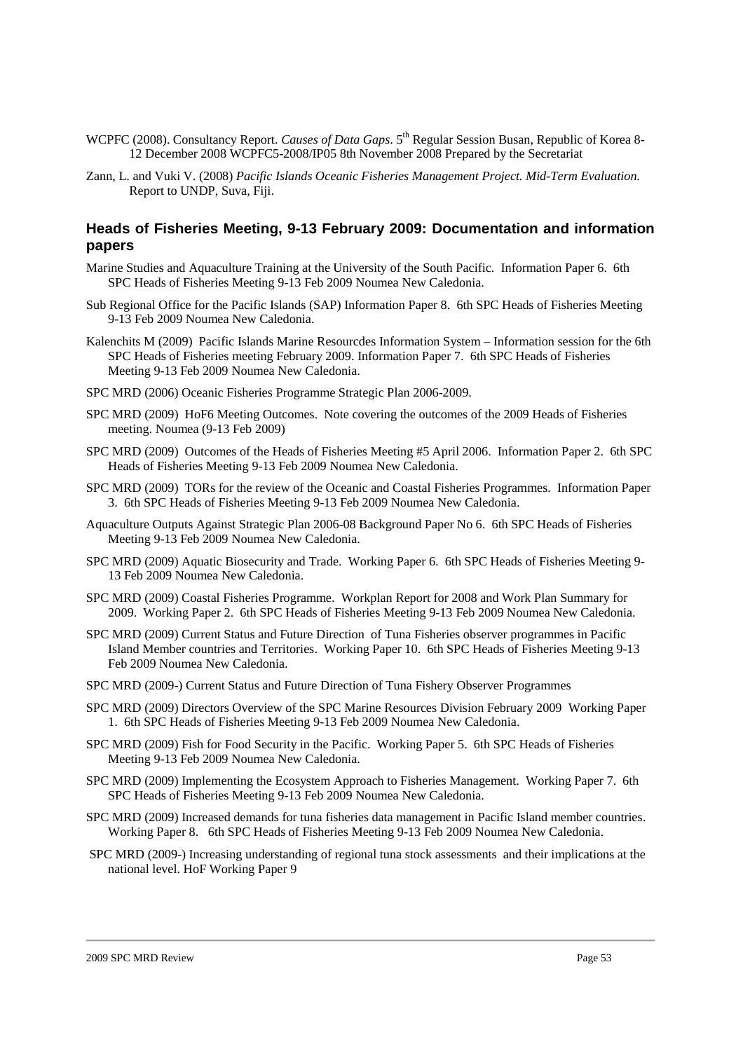WCPFC (2008). Consultancy Report. *Causes of Data Gaps*. 5th Regular Session Busan, Republic of Korea 8-12 December 2008 WCPFC5-2008/IP05 8th November 2008 Prepared by the Secretariat

Zann, L. and Vuki V. (2008) *Pacific Islands Oceanic Fisheries Management Project. Mid-Term Evaluation.* Report to UNDP, Suva, Fiji.

### Heads of Fisheries Meeting, 9-13 February 2009: Documentation and information papers

Marine Studies and Aquaculture Training at the University of the South Pacific. Information Paper 6. 6th SPC Heads of Fisheries Meeting 9-13 Feb 2009 Noumea New Caledonia.

Sub Regional Office for the Pacific Islands (SAP) Information Paper 8. 6th SPC Heads of Fisheries Meeting 9-13 Feb 2009 Noumea New Caledonia.

Kalenchits M (2009) Pacific Islands Marine Resourcdes Information System – Information session for the 6th SPC Heads of Fisheries meeting February 2009. Information Paper 7. 6th SPC Heads of Fisheries Meeting 9-13 Feb 2009 Noumea New Caledonia.

SPC MRD (2006) Oceanic Fisheries Programme Strategic Plan 2006-2009.

SPC MRD (2009) HoF6 Meeting Outcomes. Note covering the outcomes of the 2009 Heads of Fisheries meeting. Noumea (9-13 Feb 2009)

SPC MRD (2009) Outcomes of the Heads of Fisheries Meeting #5 April 2006. Information Paper 2. 6th SPC Heads of Fisheries Meeting 9-13 Feb 2009 Noumea New Caledonia.

SPC MRD (2009) TORs for the review of the Oceanic and Coastal Fisheries Programmes. Information Paper 3. 6th SPC Heads of Fisheries Meeting 9-13 Feb 2009 Noumea New Caledonia.

Aquaculture Outputs Against Strategic Plan 2006-08 Background Paper No 6. 6th SPC Heads of Fisheries Meeting 9-13 Feb 2009 Noumea New Caledonia.

SPC MRD (2009) Aquatic Biosecurity and Trade. Working Paper 6. 6th SPC Heads of Fisheries Meeting 9-13 Feb 2009 Noumea New Caledonia.

SPC MRD (2009) Coastal Fisheries Programme. Workplan Report for 2008 and Work Plan Summary for 2009. Working Paper 2. 6th SPC Heads of Fisheries Meeting 9-13 Feb 2009 Noumea New Caledonia.

SPC MRD (2009) Current Status and Future Direction of Tuna Fisheries observer programmes in Pacific Island Member countries and Territories. Working Paper 10. 6th SPC Heads of Fisheries Meeting 9-13 Feb 2009 Noumea New Caledonia.

SPC MRD (2009-) Current Status and Future Direction of Tuna Fishery Observer Programmes

SPC MRD (2009) Directors Overview of the SPC Marine Resources Division February 2009 Working Paper 1. 6th SPC Heads of Fisheries Meeting 9-13 Feb 2009 Noumea New Caledonia.

SPC MRD (2009) Fish for Food Security in the Pacific. Working Paper 5. 6th SPC Heads of Fisheries Meeting 9-13 Feb 2009 Noumea New Caledonia.

SPC MRD (2009) Implementing the Ecosystem Approach to Fisheries Management. Working Paper 7. 6th SPC Heads of Fisheries Meeting 9-13 Feb 2009 Noumea New Caledonia.

SPC MRD (2009) Increased demands for tuna fisheries data management in Pacific Island member countries. Working Paper 8. 6th SPC Heads of Fisheries Meeting 9-13 Feb 2009 Noumea New Caledonia.

SPC MRD (2009-) Increasing understanding of regional tuna stock assessments and their implications at the national level. HoF Working Paper 9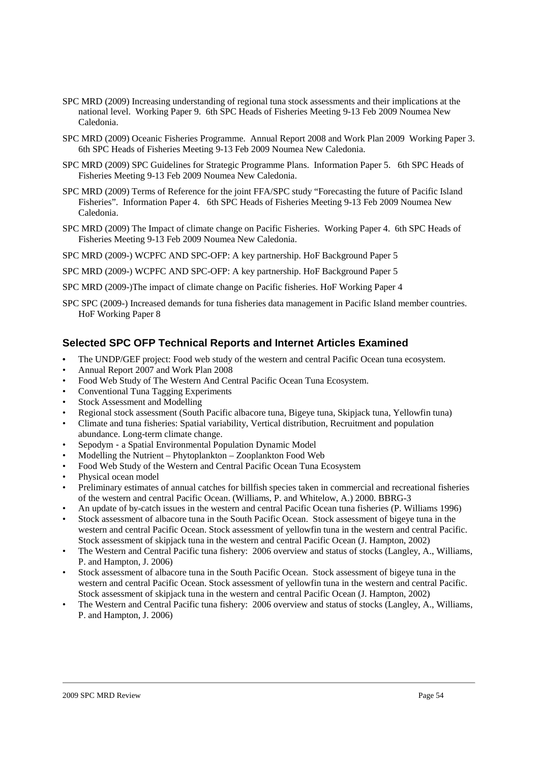SPC MRD (2009) Increasing understanding of regional tuna stock assessments and their implications at the national level. Working Paper 9. 6th SPC Heads of Fisheries Meeting 9-13 Feb 2009 Noumea New Caledonia.

SPC MRD (2009) Oceanic Fisheries Programme. Annual Report 2008 and Work Plan 2009 Working Paper 3. 6th SPC Heads of Fisheries Meeting 9-13 Feb 2009 Noumea New Caledonia.

SPC MRD (2009) SPC Guidelines for Strategic Programme Plans. Information Paper 5. 6th SPC Heads of Fisheries Meeting 9-13 Feb 2009 Noumea New Caledonia.

SPC MRD (2009) Terms of Reference for the joint FFA/SPC study "Forecasting the future of Pacific Island Fisheries". Information Paper 4. 6th SPC Heads of Fisheries Meeting 9-13 Feb 2009 Noumea New Caledonia.

SPC MRD (2009) The Impact of climate change on Pacific Fisheries. Working Paper 4. 6th SPC Heads of Fisheries Meeting 9-13 Feb 2009 Noumea New Caledonia.

SPC MRD (2009-) WCPFC AND SPC-OFP: A key partnership. HoF Background Paper 5

SPC MRD (2009-) WCPFC AND SPC-OFP: A key partnership. HoF Background Paper 5

SPC MRD (2009-)The impact of climate change on Pacific fisheries. HoF Working Paper 4

SPC SPC (2009-) Increased demands for tuna fisheries data management in Pacific Island member countries. HoF Working Paper 8

## Selected SPC OFP Technical Reports and Internet Articles Examined

- The UNDP/GEF project: Food web study of the western and central Pacific Ocean tuna ecosystem.
- Annual Report 2007 and Work Plan 2008
- Food Web Study of The Western And Central Pacific Ocean Tuna Ecosystem.
- Conventional Tuna Tagging Experiments
- Stock Assessment and Modelling
- Regional stock assessment (South Pacific albacore tuna, Bigeye tuna, Skipjack tuna, Yellowfin tuna)
- Climate and tuna fisheries: Spatial variability, Vertical distribution, Recruitment and population abundance. Long-term climate change.
- Sepodym - a Spatial Environmental Population Dynamic Model
- Modelling the Nutrient – Phytoplankton – Zooplankton Food Web
- Food Web Study of the Western and Central Pacific Ocean Tuna Ecosystem
- Physical ocean model
- Preliminary estimates of annual catches for billfish species taken in commercial and recreational fisheries of the western and central Pacific Ocean. (Williams, P. and Whitelow, A.) 2000. BBRG-3
- An update of by-catch issues in the western and central Pacific Ocean tuna fisheries (P. Williams 1996)
- Stock assessment of albacore tuna in the South Pacific Ocean. Stock assessment of bigeye tuna in the western and central Pacific Ocean. Stock assessment of yellowfin tuna in the western and central Pacific. Stock assessment of skipjack tuna in the western and central Pacific Ocean (J. Hampton, 2002)
- The Western and Central Pacific tuna fishery: 2006 overview and status of stocks (Langley, A., Williams, P. and Hampton, J. 2006)
- Stock assessment of albacore tuna in the South Pacific Ocean. Stock assessment of bigeye tuna in the western and central Pacific Ocean. Stock assessment of yellowfin tuna in the western and central Pacific. Stock assessment of skipjack tuna in the western and central Pacific Ocean (J. Hampton, 2002)
- The Western and Central Pacific tuna fishery: 2006 overview and status of stocks (Langley, A., Williams, P. and Hampton, J. 2006)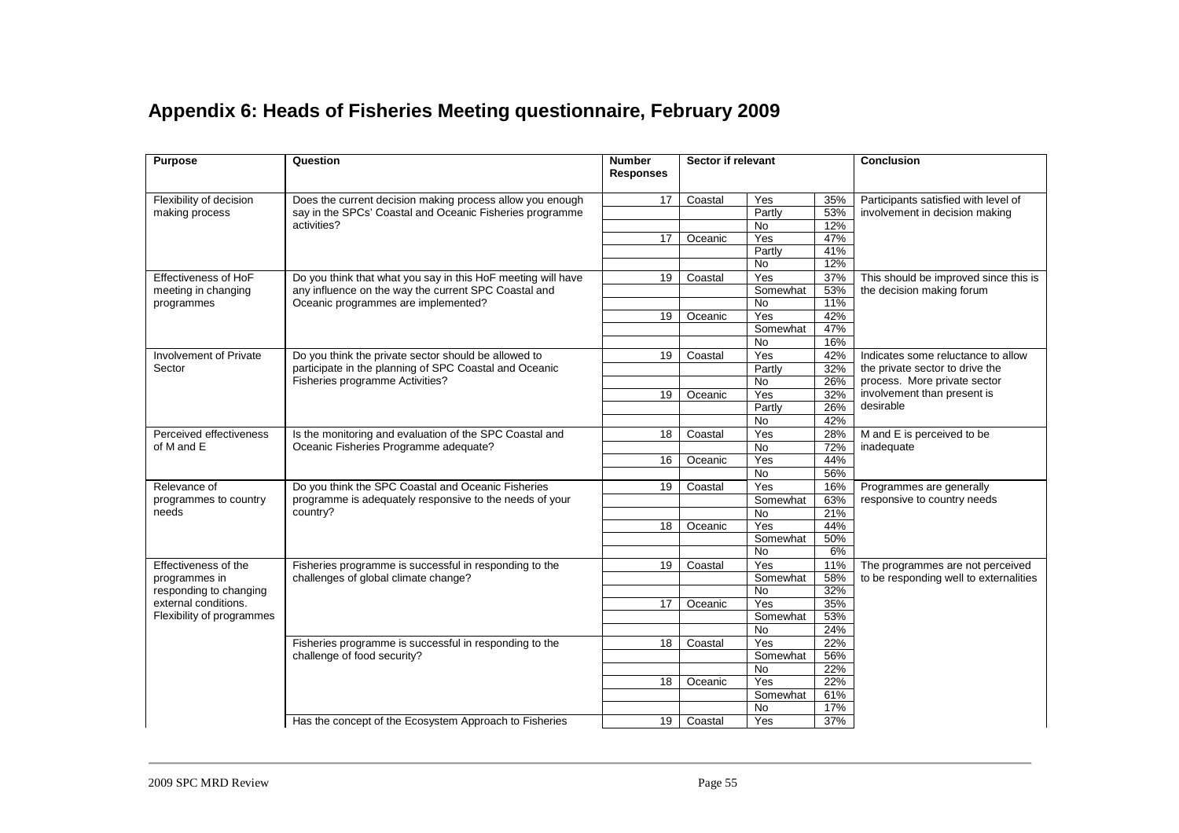## Appendix 6: Heads of Fisheries Meeting questionnaire, February 2009

| Purpose | Question | Number Responses | Sector if relevant | | | Conclusion |
|---|---|---|---|---|---|---|
| Flexibility of decision making process | Does the current decision making process allow you enough say in the SPCs' Coastal and Oceanic Fisheries programme activities? | 17 | Coastal | Yes | 35% | Participants satisfied with level of involvement in decision making |
| | | | | Partly | 53% | |
| | | | | No | 12% | |
| | | 17 | Oceanic | Yes | 47% | |
| | | | | Partly | 41% | |
| | | | | No | 12% | |
| Effectiveness of HoF meeting in changing programmes | Do you think that what you say in this HoF meeting will have any influence on the way the current SPC Coastal and Oceanic programmes are implemented? | 19 | Coastal | Yes | 37% | This should be improved since this is the decision making forum |
| | | | | Somewhat | 53% | |
| | | | | No | 11% | |
| | | 19 | Oceanic | Yes | 42% | |
| | | | | Somewhat | 47% | |
| | | | | No | 16% | |
| Involvement of Private Sector | Do you think the private sector should be allowed to participate in the planning of SPC Coastal and Oceanic Fisheries programme Activities? | 19 | Coastal | Yes | 42% | Indicates some reluctance to allow the private sector to drive the process. More private sector involvement than present is desirable |
| | | | | Partly | 32% | |
| | | | | No | 26% | |
| | | 19 | Oceanic | Yes | 32% | |
| | | | | Partly | 26% | |
| | | | | No | 42% | |
| Perceived effectiveness of M and E | Is the monitoring and evaluation of the SPC Coastal and Oceanic Fisheries Programme adequate? | 18 | Coastal | Yes | 28% | M and E is perceived to be inadequate |
| | | | | No | 72% | |
| | | 16 | Oceanic | Yes | 44% | |
| | | | | No | 56% | |
| Relevance of programmes to country needs | Do you think the SPC Coastal and Oceanic Fisheries programme is adequately responsive to the needs of your country? | 19 | Coastal | Yes | 16% | Programmes are generally responsive to country needs |
| | | | | Somewhat | 63% | |
| | | | | No | 21% | |
| | | 18 | Oceanic | Yes | 44% | |
| | | | | Somewhat | 50% | |
| | | | | No | 6% | |
| Effectiveness of the programmes in responding to changing external conditions. Flexibility of programmes | Fisheries programme is successful in responding to the challenges of global climate change? | 19 | Coastal | Yes | 11% | The programmes are not perceived to be responding well to externalities |
| | | | | Somewhat | 58% | |
| | | | | No | 32% | |
| | | 17 | Oceanic | Yes | 35% | |
| | | | | Somewhat | 53% | |
| | | | | No | 24% | |
| | Fisheries programme is successful in responding to the challenge of food security? | 18 | Coastal | Yes | 22% | |
| | | | | Somewhat | 56% | |
| | | | | No | 22% | |
| | | 18 | Oceanic | Yes | 22% | |
| | | | | Somewhat | 61% | |
| | | | | No | 17% | |
| | Has the concept of the Ecosystem Approach to Fisheries | 19 | Coastal | Yes | 37% | |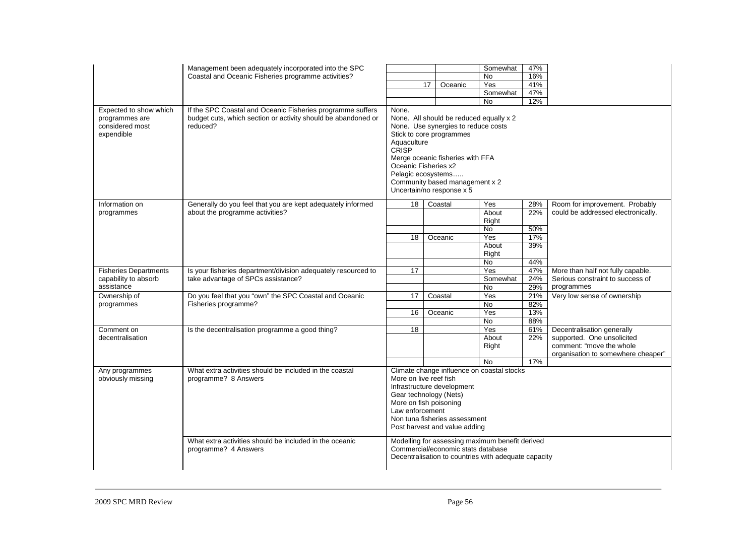| | | | | | | |
|---|---|---|---|---|---|---|
| | Management been adequately incorporated into the SPC Coastal and Oceanic Fisheries programme activities? | | | Somewhat | 47% | |
| | | | | No | 16% | |
| | | 17 | Oceanic | Yes | 41% | |
| | | | | Somewhat | 47% | |
| | | | | No | 12% | |
| Expected to show which programmes are considered most expendible | If the SPC Coastal and Oceanic Fisheries programme suffers budget cuts, which section or activity should be abandoned or reduced? | None.<br>None. All should be reduced equally x 2<br>None. Use synergies to reduce costs<br>Stick to core programmes<br>Aquaculture<br>CRISP<br>Merge oceanic fisheries with FFA<br>Oceanic Fisheries x2<br>Pelagic ecosystems…..<br>Community based management x 2<br>Uncertain/no response x 5 | | | | |
| Information on programmes | Generally do you feel that you are kept adequately informed about the programme activities? | 18 | Coastal | Yes | 28% | Room for improvement. Probably could be addressed electronically. |
| | | | | About Right | 22% | |
| | | | | No | 50% | |
| | | 18 | Oceanic | Yes | 17% | |
| | | | | About Right | 39% | |
| | | | | No | 44% | |
| Fisheries Departments capability to absorb assistance | Is your fisheries department/division adequately resourced to take advantage of SPCs assistance? | 17 | | Yes | 47% | More than half not fully capable. Serious constraint to success of programmes |
| | | | | Somewhat | 24% | |
| | | | | No | 29% | |
| Ownership of programmes | Do you feel that you "own" the SPC Coastal and Oceanic Fisheries programme? | 17 | Coastal | Yes | 21% | Very low sense of ownership |
| | | | | No | 82% | |
| | | 16 | Oceanic | Yes | 13% | |
| | | | | No | 88% | |
| Comment on decentralisation | Is the decentralisation programme a good thing? | 18 | | Yes | 61% | Decentralisation generally supported. One unsolicited comment: "move the whole organisation to somewhere cheaper" |
| | | | | About Right | 22% | |
| | | | | No | 17% | |
| Any programmes obviously missing | What extra activities should be included in the coastal programme? 8 Answers | Climate change influence on coastal stocks<br>More on live reef fish<br>Infrastructure development<br>Gear technology (Nets)<br>More on fish poisoning<br>Law enforcement<br>Non tuna fisheries assessment<br>Post harvest and value adding | | | | |
| | What extra activities should be included in the oceanic programme? 4 Answers | Modelling for assessing maximum benefit derived<br>Commercial/economic stats database<br>Decentralisation to countries with adequate capacity | | | | |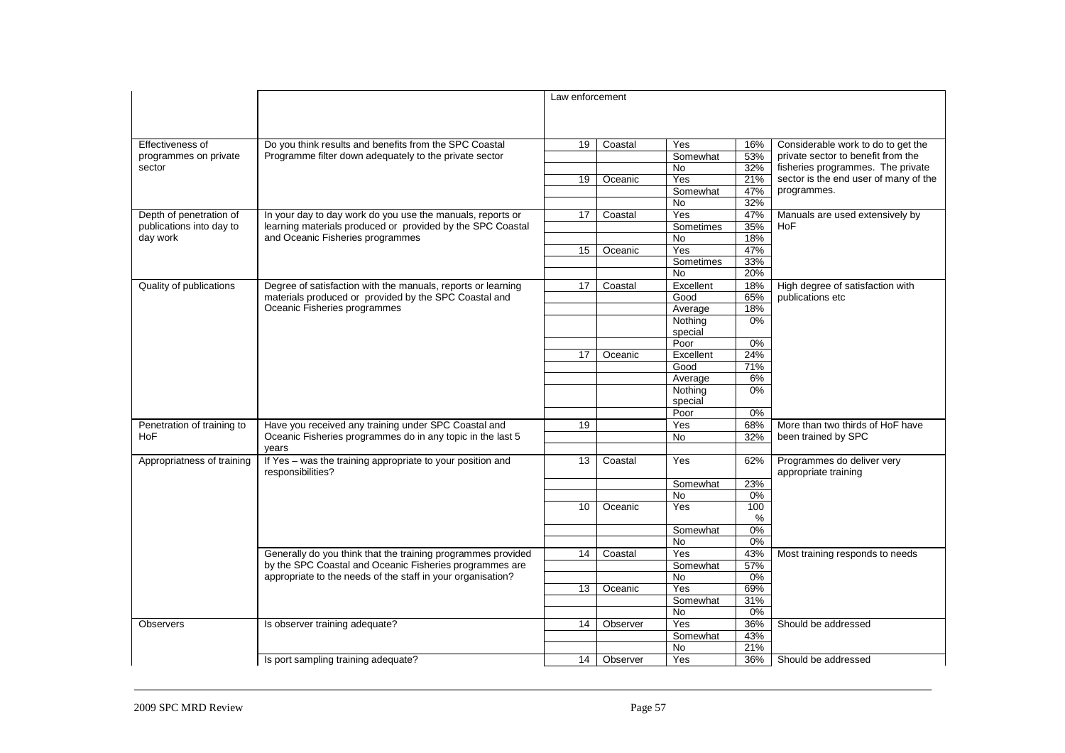| | | | | | | |
|---|---|---|---|---|---|---|
| | | Law enforcement | | | | |
| Effectiveness of programmes on private sector | Do you think results and benefits from the SPC Coastal Programme filter down adequately to the private sector | 19 | Coastal | Yes | 16% | Considerable work to do to get the private sector to benefit from the fisheries programmes. The private sector is the end user of many of the programmes. |
| | | | | Somewhat | 53% | |
| | | | | No | 32% | |
| | | 19 | Oceanic | Yes | 21% | |
| | | | | Somewhat | 47% | |
| | | | | No | 32% | |
| Depth of penetration of publications into day to day work | In your day to day work do you use the manuals, reports or learning materials produced or provided by the SPC Coastal and Oceanic Fisheries programmes | 17 | Coastal | Yes | 47% | Manuals are used extensively by HoF |
| | | | | Sometimes | 35% | |
| | | | | No | 18% | |
| | | 15 | Oceanic | Yes | 47% | |
| | | | | Sometimes | 33% | |
| | | | | No | 20% | |
| Quality of publications | Degree of satisfaction with the manuals, reports or learning materials produced or provided by the SPC Coastal and Oceanic Fisheries programmes | 17 | Coastal | Excellent | 18% | High degree of satisfaction with publications etc |
| | | | | Good | 65% | |
| | | | | Average | 18% | |
| | | | | Nothing special | 0% | |
| | | | | Poor | 0% | |
| | | 17 | Oceanic | Excellent | 24% | |
| | | | | Good | 71% | |
| | | | | Average | 6% | |
| | | | | Nothing special | 0% | |
| | | | | Poor | 0% | |
| Penetration of training to HoF | Have you received any training under SPC Coastal and Oceanic Fisheries programmes do in any topic in the last 5 years | 19 | | Yes | 68% | More than two thirds of HoF have been trained by SPC |
| | | | | No | 32% | |
| Appropriatness of training | If Yes – was the training appropriate to your position and responsibilities? | 13 | Coastal | Yes | 62% | Programmes do deliver very appropriate training |
| | | | | Somewhat | 23% | |
| | | | | No | 0% | |
| | | 10 | Oceanic | Yes | 100% | |
| | | | | Somewhat | 0% | |
| | | | | No | 0% | |
| | Generally do you think that the training programmes provided by the SPC Coastal and Oceanic Fisheries programmes are appropriate to the needs of the staff in your organisation? | 14 | Coastal | Yes | 43% | Most training responds to needs |
| | | | | Somewhat | 57% | |
| | | | | No | 0% | |
| | | 13 | Oceanic | Yes | 69% | |
| | | | | Somewhat | 31% | |
| | | | | No | 0% | |
| Observers | Is observer training adequate? | 14 | Observer | Yes | 36% | Should be addressed |
| | | | | Somewhat | 43% | |
| | | | | No | 21% | |
| | Is port sampling training adequate? | 14 | Observer | Yes | 36% | Should be addressed |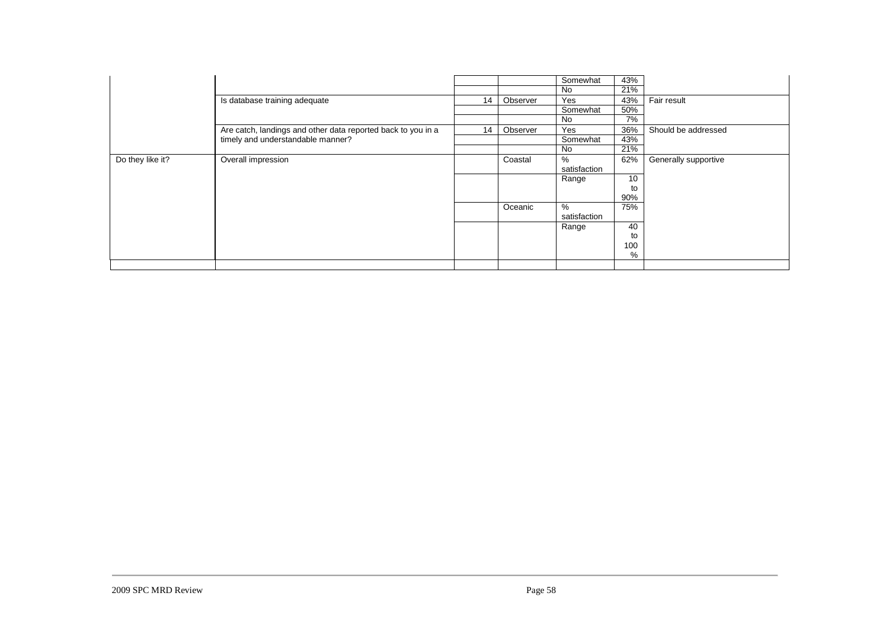| | | | | | | |
|---|---|---|---|---|---|---|
| | | | | Somewhat | 43% | |
| | | | | No | 21% | |
| | Is database training adequate | 14 | Observer | Yes | 43% | Fair result |
| | | | | Somewhat | 50% | |
| | | | | No | 7% | |
| | Are catch, landings and other data reported back to you in a timely and understandable manner? | 14 | Observer | Yes | 36% | Should be addressed |
| | | | | Somewhat | 43% | |
| | | | | No | 21% | |
| Do they like it? | Overall impression | | Coastal | % satisfaction | 62% | Generally supportive |
| | | | | Range | 10 to 90% | |
| | | | Oceanic | % satisfaction | 75% | |
| | | | | Range | 40 to 100 % | |
| | | | | | | |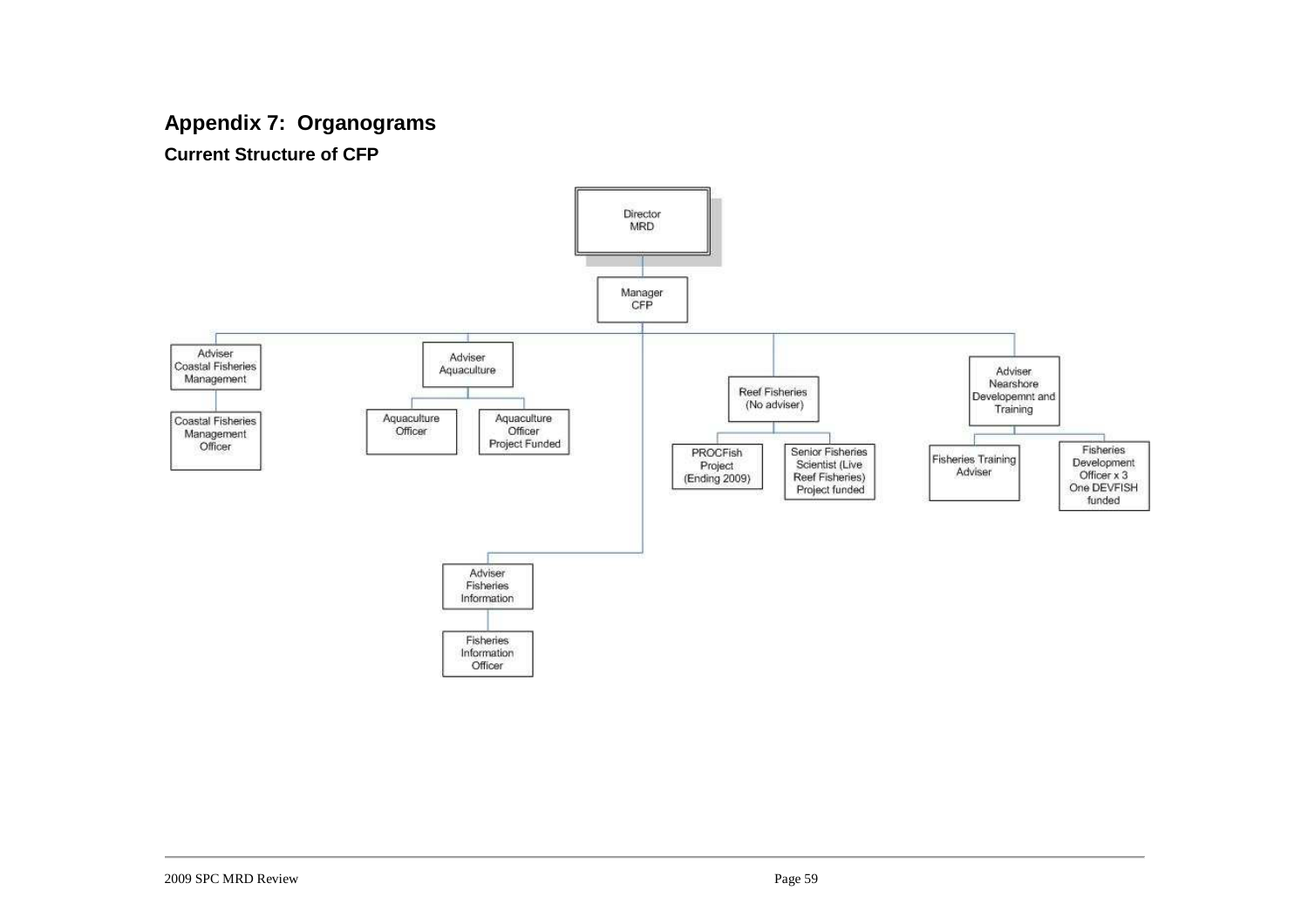## Appendix 7: Organograms

### Current Structure of CFP

- Director MRD
  - Manager CFP
    - Adviser Coastal Fisheries Management
      - Coastal Fisheries Management Officer
    - Adviser Aquaculture
      - Aquaculture Officer
      - Aquaculture Officer Project Funded
    - Adviser Fisheries Information
      - Fisheries Information Officer
    - Reef Fisheries (No adviser)
      - PROCFish Project (Ending 2009)
      - Senior Fisheries Scientist (Live Reef Fisheries) Project funded
    - Adviser Nearshore Developemnt and Training
      - Fisheries Training Adviser
      - Fisheries Development Officer x 3 One DEVFISH funded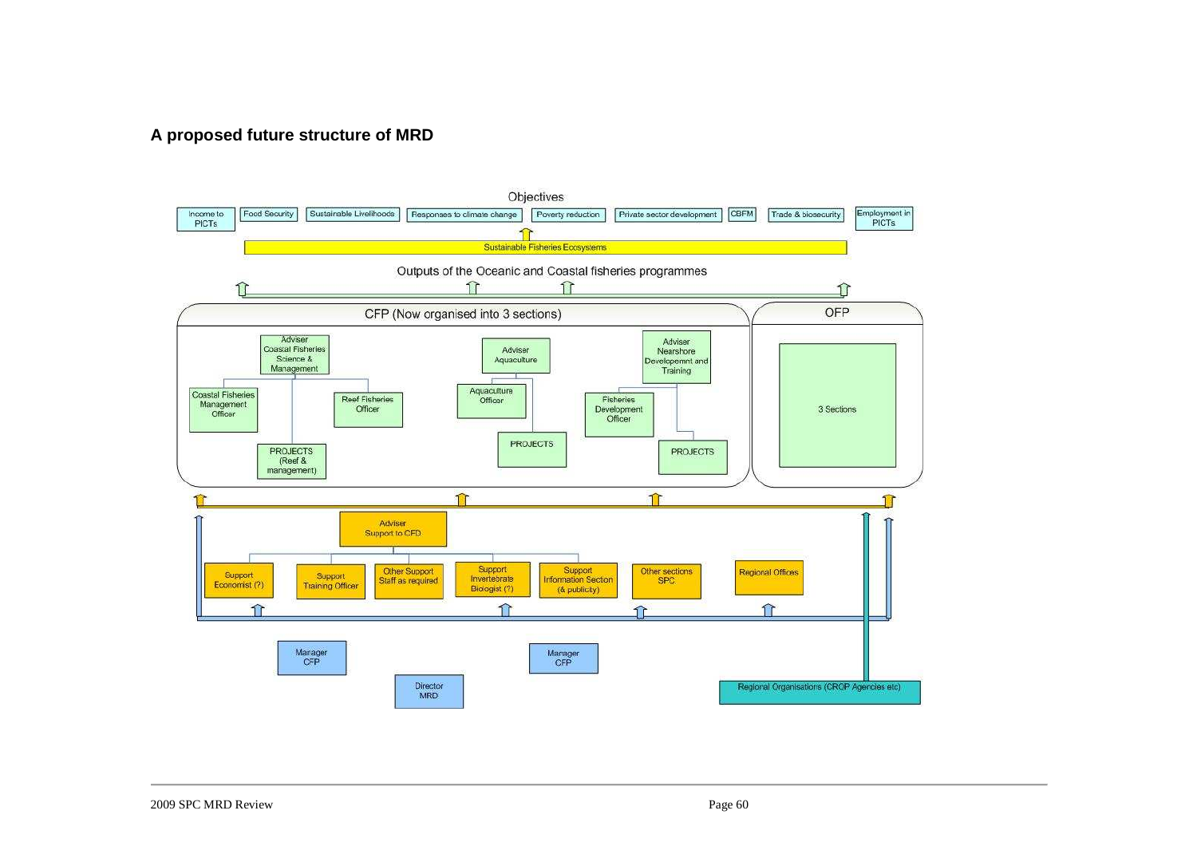### A proposed future structure of MRD

Objectives

Income to PICTs | Food Security | Sustainable Livelihoods | Responses to climate change | Poverty reduction | Private sector development | CBFM | Trade & biosecurity | Employment in PICTs

Sustainable Fisheries Ecosystems

Outputs of the Oceanic and Coastal fisheries programmes

**CFP (Now organised into 3 sections)**

- Adviser Coastal Fisheries Science & Management
  - Coastal Fisheries Management Officer
  - Reef Fisheries Officer
  - PROJECTS (Reef & management)
- Adviser Aquaculture
  - Aquaculture Officer
  - PROJECTS
- Adviser Nearshore Developemnt and Training
  - Fisheries Development Officer
  - PROJECTS

**OFP**

- 3 Sections

**Adviser Support to CFD**

- Support Economist (?)
- Support Training Officer
- Other Support Staff as required
- Support Invertebrate Biologist (?)
- Support Information Section (& publicity)

Other sections SPC

Regional Offices

Manager CFP

Manager CFP

Director MRD

Regional Organisations (CROP Agencies etc)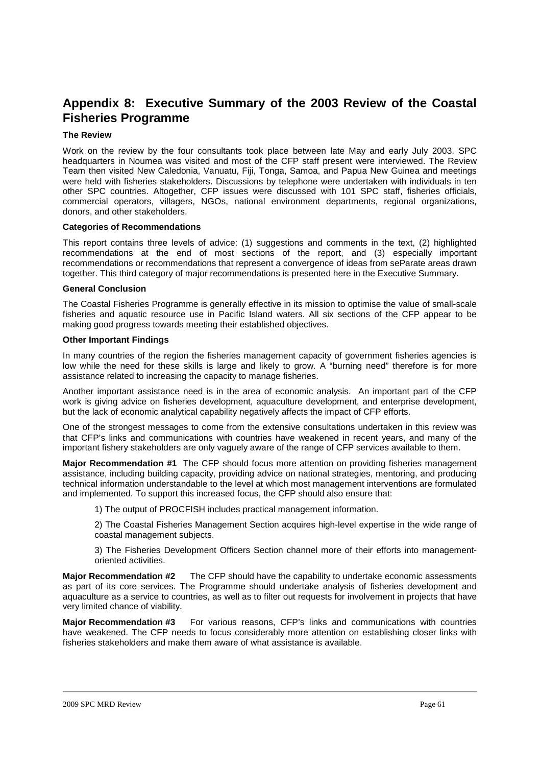# Appendix 8: Executive Summary of the 2003 Review of the Coastal Fisheries Programme

### The Review

Work on the review by the four consultants took place between late May and early July 2003. SPC headquarters in Noumea was visited and most of the CFP staff present were interviewed. The Review Team then visited New Caledonia, Vanuatu, Fiji, Tonga, Samoa, and Papua New Guinea and meetings were held with fisheries stakeholders. Discussions by telephone were undertaken with individuals in ten other SPC countries. Altogether, CFP issues were discussed with 101 SPC staff, fisheries officials, commercial operators, villagers, NGOs, national environment departments, regional organizations, donors, and other stakeholders.

### Categories of Recommendations

This report contains three levels of advice: (1) suggestions and comments in the text, (2) highlighted recommendations at the end of most sections of the report, and (3) especially important recommendations or recommendations that represent a convergence of ideas from seParate areas drawn together. This third category of major recommendations is presented here in the Executive Summary.

### General Conclusion

The Coastal Fisheries Programme is generally effective in its mission to optimise the value of small-scale fisheries and aquatic resource use in Pacific Island waters. All six sections of the CFP appear to be making good progress towards meeting their established objectives.

### Other Important Findings

In many countries of the region the fisheries management capacity of government fisheries agencies is low while the need for these skills is large and likely to grow. A "burning need" therefore is for more assistance related to increasing the capacity to manage fisheries.

Another important assistance need is in the area of economic analysis. An important part of the CFP work is giving advice on fisheries development, aquaculture development, and enterprise development, but the lack of economic analytical capability negatively affects the impact of CFP efforts.

One of the strongest messages to come from the extensive consultations undertaken in this review was that CFP's links and communications with countries have weakened in recent years, and many of the important fishery stakeholders are only vaguely aware of the range of CFP services available to them.

**Major Recommendation #1** The CFP should focus more attention on providing fisheries management assistance, including building capacity, providing advice on national strategies, mentoring, and producing technical information understandable to the level at which most management interventions are formulated and implemented. To support this increased focus, the CFP should also ensure that:

1) The output of PROCFISH includes practical management information.

2) The Coastal Fisheries Management Section acquires high-level expertise in the wide range of coastal management subjects.

3) The Fisheries Development Officers Section channel more of their efforts into management-oriented activities.

**Major Recommendation #2** The CFP should have the capability to undertake economic assessments as part of its core services. The Programme should undertake analysis of fisheries development and aquaculture as a service to countries, as well as to filter out requests for involvement in projects that have very limited chance of viability.

**Major Recommendation #3** For various reasons, CFP's links and communications with countries have weakened. The CFP needs to focus considerably more attention on establishing closer links with fisheries stakeholders and make them aware of what assistance is available.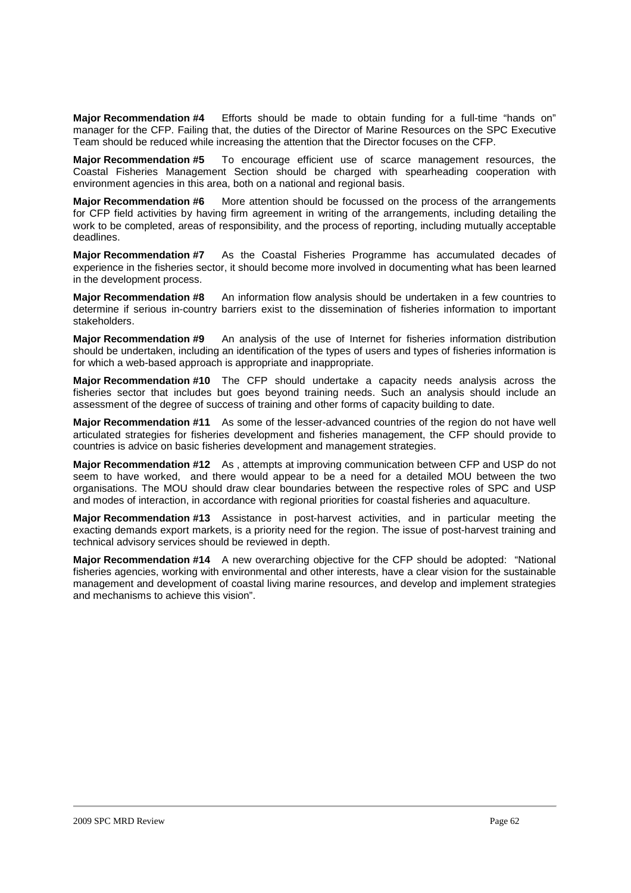**Major Recommendation #4** Efforts should be made to obtain funding for a full-time "hands on" manager for the CFP. Failing that, the duties of the Director of Marine Resources on the SPC Executive Team should be reduced while increasing the attention that the Director focuses on the CFP.

**Major Recommendation #5** To encourage efficient use of scarce management resources, the Coastal Fisheries Management Section should be charged with spearheading cooperation with environment agencies in this area, both on a national and regional basis.

**Major Recommendation #6** More attention should be focussed on the process of the arrangements for CFP field activities by having firm agreement in writing of the arrangements, including detailing the work to be completed, areas of responsibility, and the process of reporting, including mutually acceptable deadlines.

**Major Recommendation #7** As the Coastal Fisheries Programme has accumulated decades of experience in the fisheries sector, it should become more involved in documenting what has been learned in the development process.

**Major Recommendation #8** An information flow analysis should be undertaken in a few countries to determine if serious in-country barriers exist to the dissemination of fisheries information to important stakeholders.

**Major Recommendation #9** An analysis of the use of Internet for fisheries information distribution should be undertaken, including an identification of the types of users and types of fisheries information is for which a web-based approach is appropriate and inappropriate.

**Major Recommendation #10** The CFP should undertake a capacity needs analysis across the fisheries sector that includes but goes beyond training needs. Such an analysis should include an assessment of the degree of success of training and other forms of capacity building to date.

**Major Recommendation #11** As some of the lesser-advanced countries of the region do not have well articulated strategies for fisheries development and fisheries management, the CFP should provide to countries is advice on basic fisheries development and management strategies.

**Major Recommendation #12** As , attempts at improving communication between CFP and USP do not seem to have worked, and there would appear to be a need for a detailed MOU between the two organisations. The MOU should draw clear boundaries between the respective roles of SPC and USP and modes of interaction, in accordance with regional priorities for coastal fisheries and aquaculture.

**Major Recommendation #13** Assistance in post-harvest activities, and in particular meeting the exacting demands export markets, is a priority need for the region. The issue of post-harvest training and technical advisory services should be reviewed in depth.

**Major Recommendation #14** A new overarching objective for the CFP should be adopted: "National fisheries agencies, working with environmental and other interests, have a clear vision for the sustainable management and development of coastal living marine resources, and develop and implement strategies and mechanisms to achieve this vision".